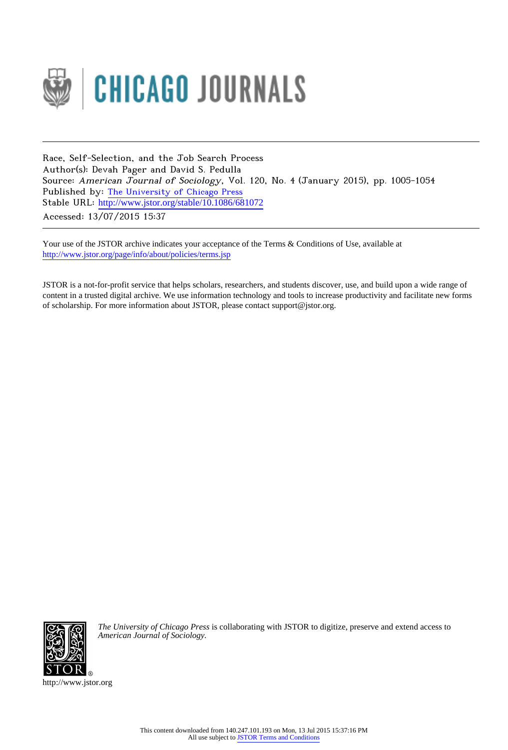CHICAGO JOURNALS

Race, Self-Selection, and the Job Search Process
Author(s): Devah Pager and David S. Pedulla
Source: *American Journal of Sociology*, Vol. 120, No. 4 (January 2015), pp. 1005-1054
Published by: The University of Chicago Press
Stable URL: http://www.jstor.org/stable/10.1086/681072
Accessed: 13/07/2015 15:37

Your use of the JSTOR archive indicates your acceptance of the Terms & Conditions of Use, available at
http://www.jstor.org/page/info/about/policies/terms.jsp

JSTOR is a not-for-profit service that helps scholars, researchers, and students discover, use, and build upon a wide range of content in a trusted digital archive. We use information technology and tools to increase productivity and facilitate new forms of scholarship. For more information about JSTOR, please contact support@jstor.org.

*The University of Chicago Press* is collaborating with JSTOR to digitize, preserve and extend access to *American Journal of Sociology.*

http://www.jstor.org

This content downloaded from 140.247.101.193 on Mon, 13 Jul 2015 15:37:16 PM
All use subject to JSTOR Terms and Conditions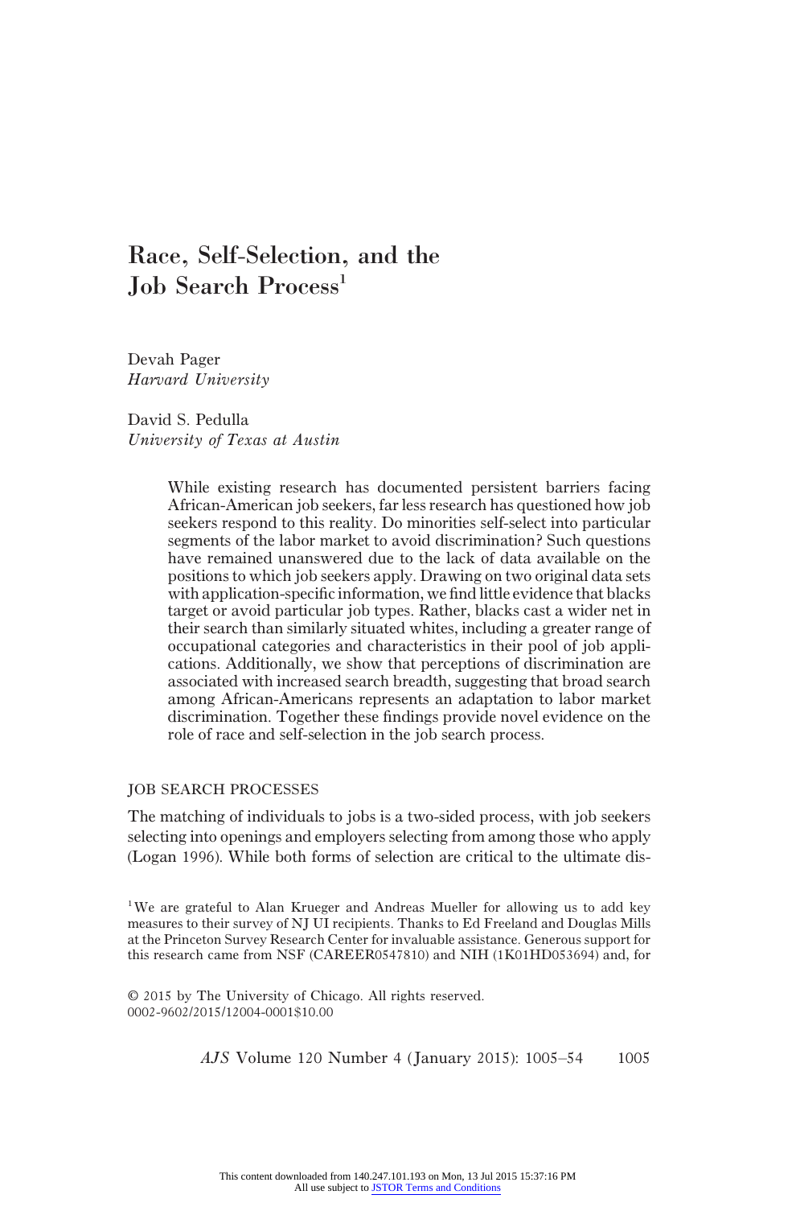# Race, Self-Selection, and the Job Search Process[1]

Devah Pager
*Harvard University*

David S. Pedulla
*University of Texas at Austin*

> While existing research has documented persistent barriers facing African-American job seekers, far less research has questioned how job seekers respond to this reality. Do minorities self-select into particular segments of the labor market to avoid discrimination? Such questions have remained unanswered due to the lack of data available on the positions to which job seekers apply. Drawing on two original data sets with application-specific information, we find little evidence that blacks target or avoid particular job types. Rather, blacks cast a wider net in their search than similarly situated whites, including a greater range of occupational categories and characteristics in their pool of job applications. Additionally, we show that perceptions of discrimination are associated with increased search breadth, suggesting that broad search among African-Americans represents an adaptation to labor market discrimination. Together these findings provide novel evidence on the role of race and self-selection in the job search process.

## JOB SEARCH PROCESSES

The matching of individuals to jobs is a two-sided process, with job seekers selecting into openings and employers selecting from among those who apply (Logan 1996). While both forms of selection are critical to the ultimate dis-

[1] We are grateful to Alan Krueger and Andreas Mueller for allowing us to add key measures to their survey of NJ UI recipients. Thanks to Ed Freeland and Douglas Mills at the Princeton Survey Research Center for invaluable assistance. Generous support for this research came from NSF (CAREER0547810) and NIH (1K01HD053694) and, for

© 2015 by The University of Chicago. All rights reserved.
0002-9602/2015/12004-0001$10.00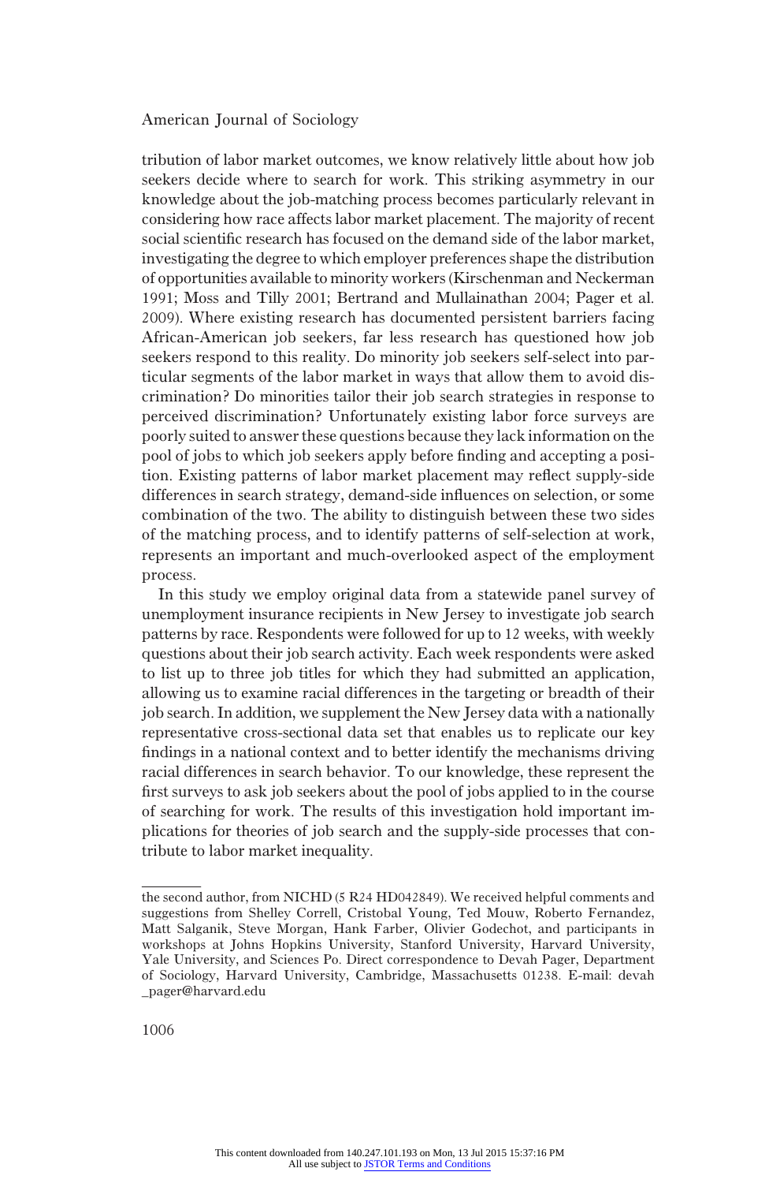tribution of labor market outcomes, we know relatively little about how job seekers decide where to search for work. This striking asymmetry in our knowledge about the job-matching process becomes particularly relevant in considering how race affects labor market placement. The majority of recent social scientific research has focused on the demand side of the labor market, investigating the degree to which employer preferences shape the distribution of opportunities available to minority workers (Kirschenman and Neckerman 1991; Moss and Tilly 2001; Bertrand and Mullainathan 2004; Pager et al. 2009). Where existing research has documented persistent barriers facing African-American job seekers, far less research has questioned how job seekers respond to this reality. Do minority job seekers self-select into particular segments of the labor market in ways that allow them to avoid discrimination? Do minorities tailor their job search strategies in response to perceived discrimination? Unfortunately existing labor force surveys are poorly suited to answer these questions because they lack information on the pool of jobs to which job seekers apply before finding and accepting a position. Existing patterns of labor market placement may reflect supply-side differences in search strategy, demand-side influences on selection, or some combination of the two. The ability to distinguish between these two sides of the matching process, and to identify patterns of self-selection at work, represents an important and much-overlooked aspect of the employment process.

In this study we employ original data from a statewide panel survey of unemployment insurance recipients in New Jersey to investigate job search patterns by race. Respondents were followed for up to 12 weeks, with weekly questions about their job search activity. Each week respondents were asked to list up to three job titles for which they had submitted an application, allowing us to examine racial differences in the targeting or breadth of their job search. In addition, we supplement the New Jersey data with a nationally representative cross-sectional data set that enables us to replicate our key findings in a national context and to better identify the mechanisms driving racial differences in search behavior. To our knowledge, these represent the first surveys to ask job seekers about the pool of jobs applied to in the course of searching for work. The results of this investigation hold important implications for theories of job search and the supply-side processes that contribute to labor market inequality.

---

the second author, from NICHD (5 R24 HD042849). We received helpful comments and suggestions from Shelley Correll, Cristobal Young, Ted Mouw, Roberto Fernandez, Matt Salganik, Steve Morgan, Hank Farber, Olivier Godechot, and participants in workshops at Johns Hopkins University, Stanford University, Harvard University, Yale University, and Sciences Po. Direct correspondence to Devah Pager, Department of Sociology, Harvard University, Cambridge, Massachusetts 01238. E-mail: devah_pager@harvard.edu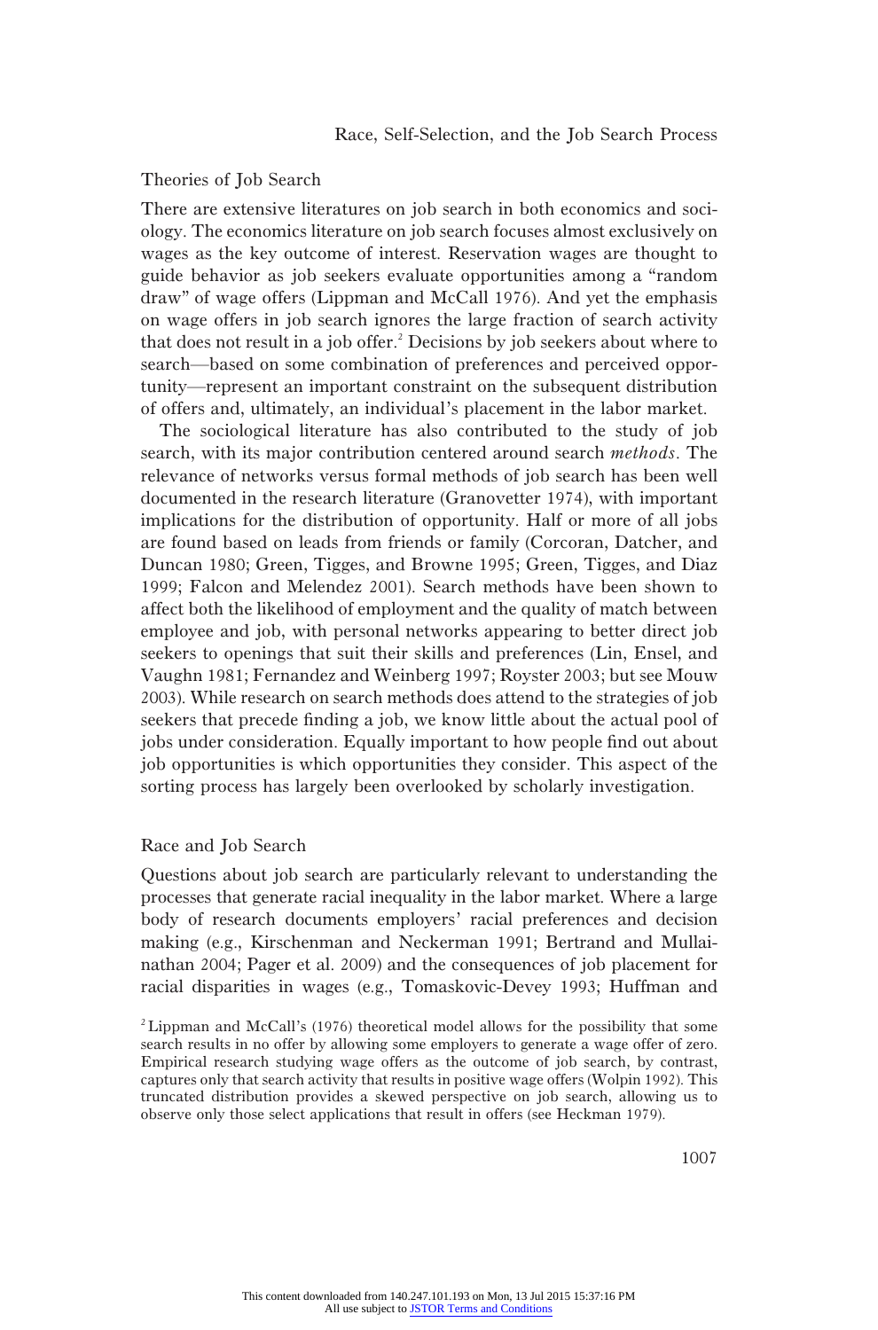## Theories of Job Search

There are extensive literatures on job search in both economics and sociology. The economics literature on job search focuses almost exclusively on wages as the key outcome of interest. Reservation wages are thought to guide behavior as job seekers evaluate opportunities among a "random draw" of wage offers (Lippman and McCall 1976). And yet the emphasis on wage offers in job search ignores the large fraction of search activity that does not result in a job offer.[2] Decisions by job seekers about where to search—based on some combination of preferences and perceived opportunity—represent an important constraint on the subsequent distribution of offers and, ultimately, an individual's placement in the labor market.

The sociological literature has also contributed to the study of job search, with its major contribution centered around search *methods*. The relevance of networks versus formal methods of job search has been well documented in the research literature (Granovetter 1974), with important implications for the distribution of opportunity. Half or more of all jobs are found based on leads from friends or family (Corcoran, Datcher, and Duncan 1980; Green, Tigges, and Browne 1995; Green, Tigges, and Diaz 1999; Falcon and Melendez 2001). Search methods have been shown to affect both the likelihood of employment and the quality of match between employee and job, with personal networks appearing to better direct job seekers to openings that suit their skills and preferences (Lin, Ensel, and Vaughn 1981; Fernandez and Weinberg 1997; Royster 2003; but see Mouw 2003). While research on search methods does attend to the strategies of job seekers that precede finding a job, we know little about the actual pool of jobs under consideration. Equally important to how people find out about job opportunities is which opportunities they consider. This aspect of the sorting process has largely been overlooked by scholarly investigation.

## Race and Job Search

Questions about job search are particularly relevant to understanding the processes that generate racial inequality in the labor market. Where a large body of research documents employers' racial preferences and decision making (e.g., Kirschenman and Neckerman 1991; Bertrand and Mullainathan 2004; Pager et al. 2009) and the consequences of job placement for racial disparities in wages (e.g., Tomaskovic-Devey 1993; Huffman and

[2] Lippman and McCall's (1976) theoretical model allows for the possibility that some search results in no offer by allowing some employers to generate a wage offer of zero. Empirical research studying wage offers as the outcome of job search, by contrast, captures only that search activity that results in positive wage offers (Wolpin 1992). This truncated distribution provides a skewed perspective on job search, allowing us to observe only those select applications that result in offers (see Heckman 1979).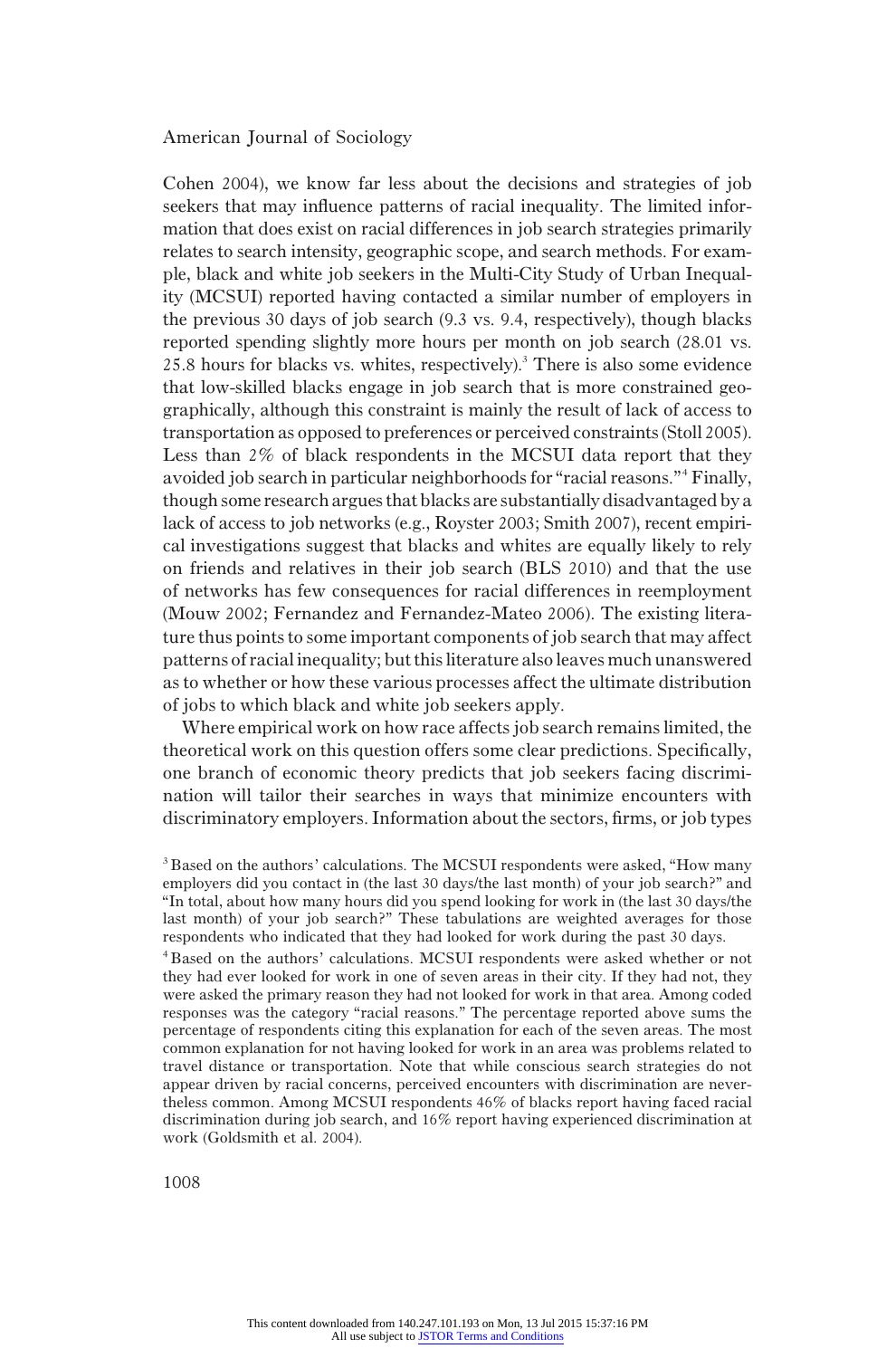Cohen 2004), we know far less about the decisions and strategies of job seekers that may influence patterns of racial inequality. The limited information that does exist on racial differences in job search strategies primarily relates to search intensity, geographic scope, and search methods. For example, black and white job seekers in the Multi-City Study of Urban Inequality (MCSUI) reported having contacted a similar number of employers in the previous 30 days of job search (9.3 vs. 9.4, respectively), though blacks reported spending slightly more hours per month on job search (28.01 vs. 25.8 hours for blacks vs. whites, respectively).[3] There is also some evidence that low-skilled blacks engage in job search that is more constrained geographically, although this constraint is mainly the result of lack of access to transportation as opposed to preferences or perceived constraints (Stoll 2005). Less than 2% of black respondents in the MCSUI data report that they avoided job search in particular neighborhoods for "racial reasons."[4] Finally, though some research argues that blacks are substantially disadvantaged by a lack of access to job networks (e.g., Royster 2003; Smith 2007), recent empirical investigations suggest that blacks and whites are equally likely to rely on friends and relatives in their job search (BLS 2010) and that the use of networks has few consequences for racial differences in reemployment (Mouw 2002; Fernandez and Fernandez-Mateo 2006). The existing literature thus points to some important components of job search that may affect patterns of racial inequality; but this literature also leaves much unanswered as to whether or how these various processes affect the ultimate distribution of jobs to which black and white job seekers apply.

Where empirical work on how race affects job search remains limited, the theoretical work on this question offers some clear predictions. Specifically, one branch of economic theory predicts that job seekers facing discrimination will tailor their searches in ways that minimize encounters with discriminatory employers. Information about the sectors, firms, or job types

[3] Based on the authors' calculations. The MCSUI respondents were asked, "How many employers did you contact in (the last 30 days/the last month) of your job search?" and "In total, about how many hours did you spend looking for work in (the last 30 days/the last month) of your job search?" These tabulations are weighted averages for those respondents who indicated that they had looked for work during the past 30 days.

[4] Based on the authors' calculations. MCSUI respondents were asked whether or not they had ever looked for work in one of seven areas in their city. If they had not, they were asked the primary reason they had not looked for work in that area. Among coded responses was the category "racial reasons." The percentage reported above sums the percentage of respondents citing this explanation for each of the seven areas. The most common explanation for not having looked for work in an area was problems related to travel distance or transportation. Note that while conscious search strategies do not appear driven by racial concerns, perceived encounters with discrimination are nevertheless common. Among MCSUI respondents 46% of blacks report having faced racial discrimination during job search, and 16% report having experienced discrimination at work (Goldsmith et al. 2004).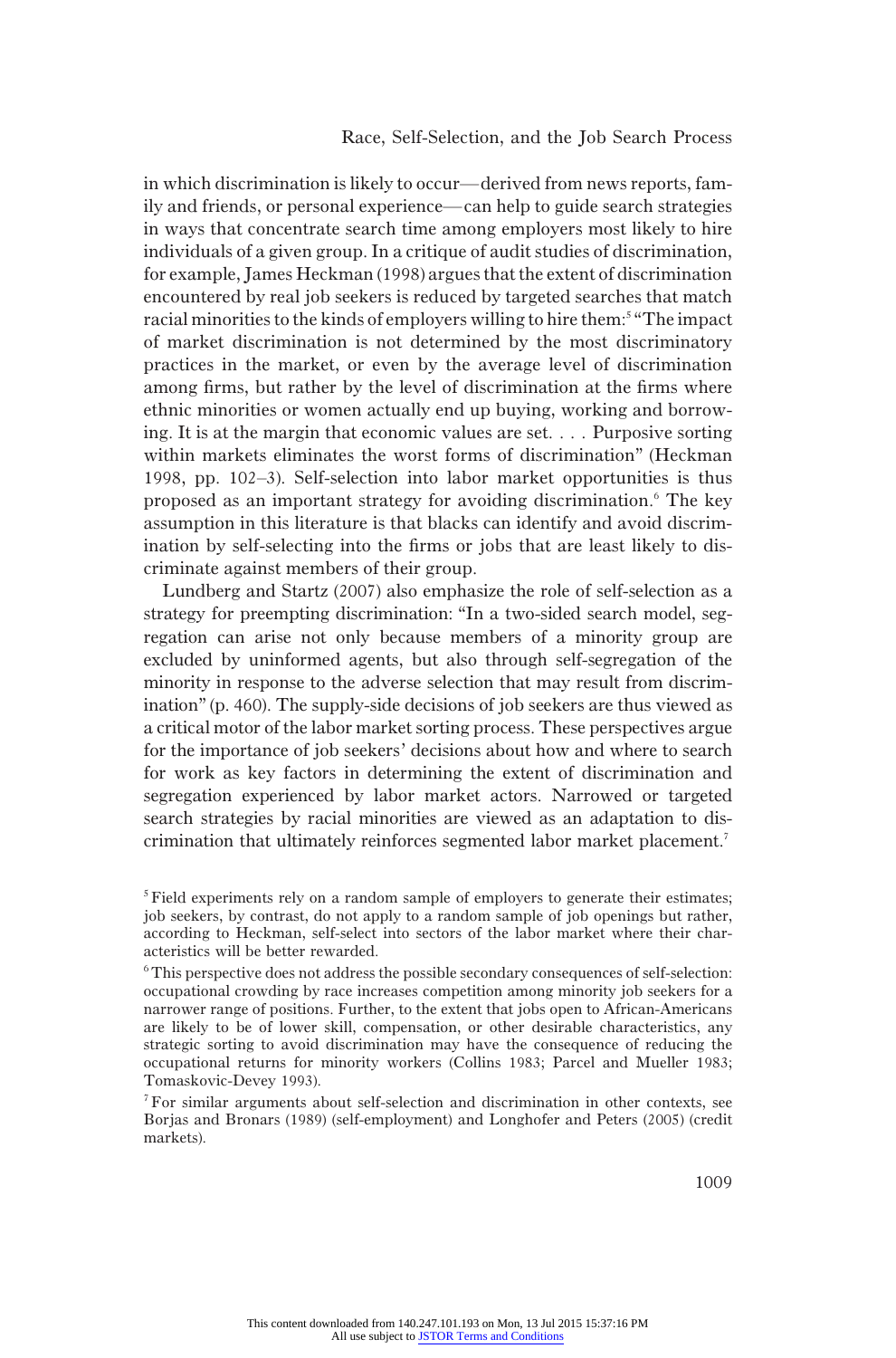in which discrimination is likely to occur—derived from news reports, family and friends, or personal experience—can help to guide search strategies in ways that concentrate search time among employers most likely to hire individuals of a given group. In a critique of audit studies of discrimination, for example, James Heckman (1998) argues that the extent of discrimination encountered by real job seekers is reduced by targeted searches that match racial minorities to the kinds of employers willing to hire them:[5] "The impact of market discrimination is not determined by the most discriminatory practices in the market, or even by the average level of discrimination among firms, but rather by the level of discrimination at the firms where ethnic minorities or women actually end up buying, working and borrowing. It is at the margin that economic values are set. . . . Purposive sorting within markets eliminates the worst forms of discrimination" (Heckman 1998, pp. 102–3). Self-selection into labor market opportunities is thus proposed as an important strategy for avoiding discrimination.[6] The key assumption in this literature is that blacks can identify and avoid discrimination by self-selecting into the firms or jobs that are least likely to discriminate against members of their group.

Lundberg and Startz (2007) also emphasize the role of self-selection as a strategy for preempting discrimination: "In a two-sided search model, segregation can arise not only because members of a minority group are excluded by uninformed agents, but also through self-segregation of the minority in response to the adverse selection that may result from discrimination" (p. 460). The supply-side decisions of job seekers are thus viewed as a critical motor of the labor market sorting process. These perspectives argue for the importance of job seekers' decisions about how and where to search for work as key factors in determining the extent of discrimination and segregation experienced by labor market actors. Narrowed or targeted search strategies by racial minorities are viewed as an adaptation to discrimination that ultimately reinforces segmented labor market placement.[7]

[5] Field experiments rely on a random sample of employers to generate their estimates; job seekers, by contrast, do not apply to a random sample of job openings but rather, according to Heckman, self-select into sectors of the labor market where their characteristics will be better rewarded.

[6] This perspective does not address the possible secondary consequences of self-selection: occupational crowding by race increases competition among minority job seekers for a narrower range of positions. Further, to the extent that jobs open to African-Americans are likely to be of lower skill, compensation, or other desirable characteristics, any strategic sorting to avoid discrimination may have the consequence of reducing the occupational returns for minority workers (Collins 1983; Parcel and Mueller 1983; Tomaskovic-Devey 1993).

[7] For similar arguments about self-selection and discrimination in other contexts, see Borjas and Bronars (1989) (self-employment) and Longhofer and Peters (2005) (credit markets).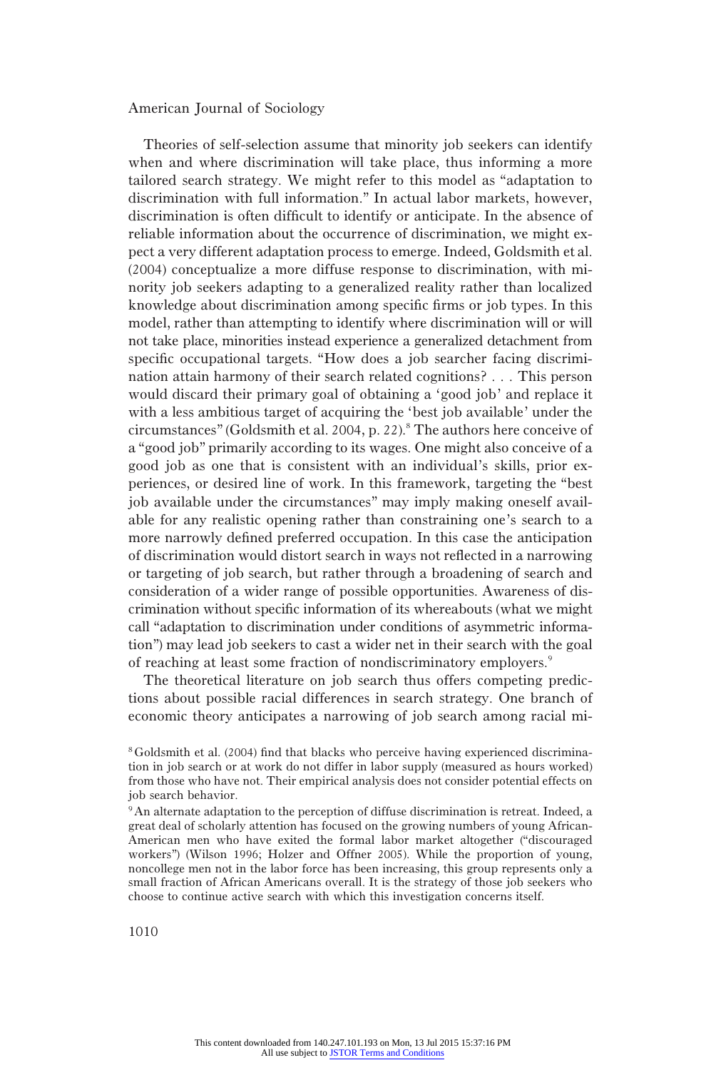Theories of self-selection assume that minority job seekers can identify when and where discrimination will take place, thus informing a more tailored search strategy. We might refer to this model as "adaptation to discrimination with full information." In actual labor markets, however, discrimination is often difficult to identify or anticipate. In the absence of reliable information about the occurrence of discrimination, we might expect a very different adaptation process to emerge. Indeed, Goldsmith et al. (2004) conceptualize a more diffuse response to discrimination, with minority job seekers adapting to a generalized reality rather than localized knowledge about discrimination among specific firms or job types. In this model, rather than attempting to identify where discrimination will or will not take place, minorities instead experience a generalized detachment from specific occupational targets. "How does a job searcher facing discrimination attain harmony of their search related cognitions? . . . This person would discard their primary goal of obtaining a 'good job' and replace it with a less ambitious target of acquiring the 'best job available' under the circumstances" (Goldsmith et al. 2004, p. 22).[8] The authors here conceive of a "good job" primarily according to its wages. One might also conceive of a good job as one that is consistent with an individual's skills, prior experiences, or desired line of work. In this framework, targeting the "best job available under the circumstances" may imply making oneself available for any realistic opening rather than constraining one's search to a more narrowly defined preferred occupation. In this case the anticipation of discrimination would distort search in ways not reflected in a narrowing or targeting of job search, but rather through a broadening of search and consideration of a wider range of possible opportunities. Awareness of discrimination without specific information of its whereabouts (what we might call "adaptation to discrimination under conditions of asymmetric information") may lead job seekers to cast a wider net in their search with the goal of reaching at least some fraction of nondiscriminatory employers.[9]

The theoretical literature on job search thus offers competing predictions about possible racial differences in search strategy. One branch of economic theory anticipates a narrowing of job search among racial mi-

[8] Goldsmith et al. (2004) find that blacks who perceive having experienced discrimination in job search or at work do not differ in labor supply (measured as hours worked) from those who have not. Their empirical analysis does not consider potential effects on job search behavior.

[9] An alternate adaptation to the perception of diffuse discrimination is retreat. Indeed, a great deal of scholarly attention has focused on the growing numbers of young African-American men who have exited the formal labor market altogether ("discouraged workers") (Wilson 1996; Holzer and Offner 2005). While the proportion of young, noncollege men not in the labor force has been increasing, this group represents only a small fraction of African Americans overall. It is the strategy of those job seekers who choose to continue active search with which this investigation concerns itself.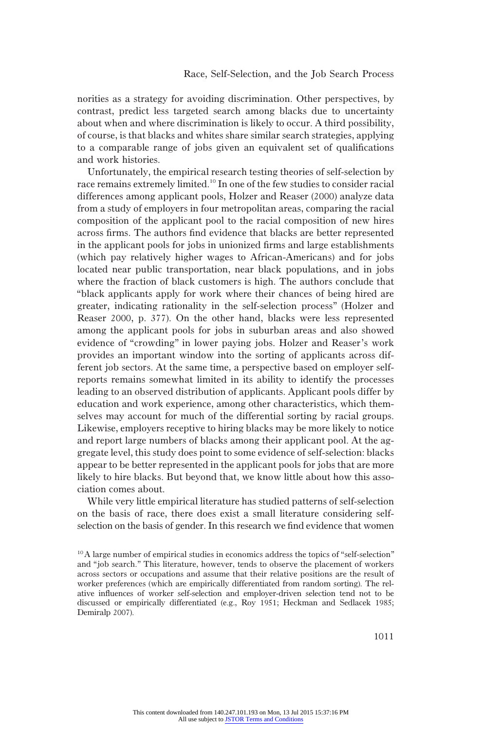norities as a strategy for avoiding discrimination. Other perspectives, by contrast, predict less targeted search among blacks due to uncertainty about when and where discrimination is likely to occur. A third possibility, of course, is that blacks and whites share similar search strategies, applying to a comparable range of jobs given an equivalent set of qualifications and work histories.

Unfortunately, the empirical research testing theories of self-selection by race remains extremely limited.[10] In one of the few studies to consider racial differences among applicant pools, Holzer and Reaser (2000) analyze data from a study of employers in four metropolitan areas, comparing the racial composition of the applicant pool to the racial composition of new hires across firms. The authors find evidence that blacks are better represented in the applicant pools for jobs in unionized firms and large establishments (which pay relatively higher wages to African-Americans) and for jobs located near public transportation, near black populations, and in jobs where the fraction of black customers is high. The authors conclude that "black applicants apply for work where their chances of being hired are greater, indicating rationality in the self-selection process" (Holzer and Reaser 2000, p. 377). On the other hand, blacks were less represented among the applicant pools for jobs in suburban areas and also showed evidence of "crowding" in lower paying jobs. Holzer and Reaser's work provides an important window into the sorting of applicants across different job sectors. At the same time, a perspective based on employer self-reports remains somewhat limited in its ability to identify the processes leading to an observed distribution of applicants. Applicant pools differ by education and work experience, among other characteristics, which themselves may account for much of the differential sorting by racial groups. Likewise, employers receptive to hiring blacks may be more likely to notice and report large numbers of blacks among their applicant pool. At the aggregate level, this study does point to some evidence of self-selection: blacks appear to be better represented in the applicant pools for jobs that are more likely to hire blacks. But beyond that, we know little about how this association comes about.

While very little empirical literature has studied patterns of self-selection on the basis of race, there does exist a small literature considering self-selection on the basis of gender. In this research we find evidence that women

[10] A large number of empirical studies in economics address the topics of "self-selection" and "job search." This literature, however, tends to observe the placement of workers across sectors or occupations and assume that their relative positions are the result of worker preferences (which are empirically differentiated from random sorting). The relative influences of worker self-selection and employer-driven selection tend not to be discussed or empirically differentiated (e.g., Roy 1951; Heckman and Sedlacek 1985; Demiralp 2007).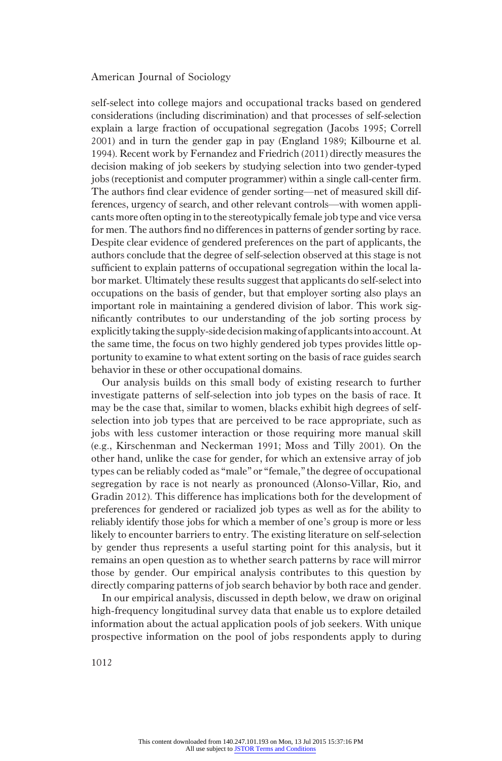self-select into college majors and occupational tracks based on gendered considerations (including discrimination) and that processes of self-selection explain a large fraction of occupational segregation (Jacobs 1995; Correll 2001) and in turn the gender gap in pay (England 1989; Kilbourne et al. 1994). Recent work by Fernandez and Friedrich (2011) directly measures the decision making of job seekers by studying selection into two gender-typed jobs (receptionist and computer programmer) within a single call-center firm. The authors find clear evidence of gender sorting—net of measured skill differences, urgency of search, and other relevant controls—with women applicants more often opting in to the stereotypically female job type and vice versa for men. The authors find no differences in patterns of gender sorting by race. Despite clear evidence of gendered preferences on the part of applicants, the authors conclude that the degree of self-selection observed at this stage is not sufficient to explain patterns of occupational segregation within the local labor market. Ultimately these results suggest that applicants do self-select into occupations on the basis of gender, but that employer sorting also plays an important role in maintaining a gendered division of labor. This work significantly contributes to our understanding of the job sorting process by explicitly taking the supply-side decision making of applicants into account. At the same time, the focus on two highly gendered job types provides little opportunity to examine to what extent sorting on the basis of race guides search behavior in these or other occupational domains.

Our analysis builds on this small body of existing research to further investigate patterns of self-selection into job types on the basis of race. It may be the case that, similar to women, blacks exhibit high degrees of self-selection into job types that are perceived to be race appropriate, such as jobs with less customer interaction or those requiring more manual skill (e.g., Kirschenman and Neckerman 1991; Moss and Tilly 2001). On the other hand, unlike the case for gender, for which an extensive array of job types can be reliably coded as "male" or "female," the degree of occupational segregation by race is not nearly as pronounced (Alonso-Villar, Rio, and Gradin 2012). This difference has implications both for the development of preferences for gendered or racialized job types as well as for the ability to reliably identify those jobs for which a member of one's group is more or less likely to encounter barriers to entry. The existing literature on self-selection by gender thus represents a useful starting point for this analysis, but it remains an open question as to whether search patterns by race will mirror those by gender. Our empirical analysis contributes to this question by directly comparing patterns of job search behavior by both race and gender.

In our empirical analysis, discussed in depth below, we draw on original high-frequency longitudinal survey data that enable us to explore detailed information about the actual application pools of job seekers. With unique prospective information on the pool of jobs respondents apply to during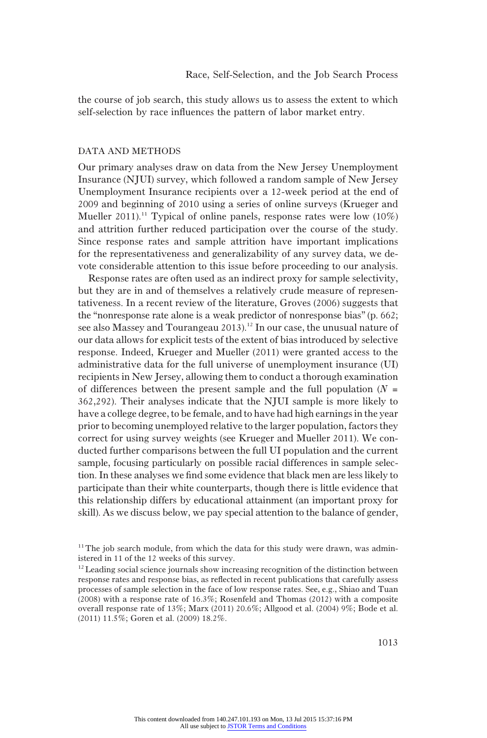the course of job search, this study allows us to assess the extent to which self-selection by race influences the pattern of labor market entry.

## DATA AND METHODS

Our primary analyses draw on data from the New Jersey Unemployment Insurance (NJUI) survey, which followed a random sample of New Jersey Unemployment Insurance recipients over a 12-week period at the end of 2009 and beginning of 2010 using a series of online surveys (Krueger and Mueller 2011).[11] Typical of online panels, response rates were low (10%) and attrition further reduced participation over the course of the study. Since response rates and sample attrition have important implications for the representativeness and generalizability of any survey data, we devote considerable attention to this issue before proceeding to our analysis.

Response rates are often used as an indirect proxy for sample selectivity, but they are in and of themselves a relatively crude measure of representativeness. In a recent review of the literature, Groves (2006) suggests that the "nonresponse rate alone is a weak predictor of nonresponse bias" (p. 662; see also Massey and Tourangeau 2013).[12] In our case, the unusual nature of our data allows for explicit tests of the extent of bias introduced by selective response. Indeed, Krueger and Mueller (2011) were granted access to the administrative data for the full universe of unemployment insurance (UI) recipients in New Jersey, allowing them to conduct a thorough examination of differences between the present sample and the full population ($N$ = 362,292). Their analyses indicate that the NJUI sample is more likely to have a college degree, to be female, and to have had high earnings in the year prior to becoming unemployed relative to the larger population, factors they correct for using survey weights (see Krueger and Mueller 2011). We conducted further comparisons between the full UI population and the current sample, focusing particularly on possible racial differences in sample selection. In these analyses we find some evidence that black men are less likely to participate than their white counterparts, though there is little evidence that this relationship differs by educational attainment (an important proxy for skill). As we discuss below, we pay special attention to the balance of gender,

[11] The job search module, from which the data for this study were drawn, was administered in 11 of the 12 weeks of this survey.

[12] Leading social science journals show increasing recognition of the distinction between response rates and response bias, as reflected in recent publications that carefully assess processes of sample selection in the face of low response rates. See, e.g., Shiao and Tuan (2008) with a response rate of 16.3%; Rosenfeld and Thomas (2012) with a composite overall response rate of 13%; Marx (2011) 20.6%; Allgood et al. (2004) 9%; Bode et al. (2011) 11.5%; Goren et al. (2009) 18.2%.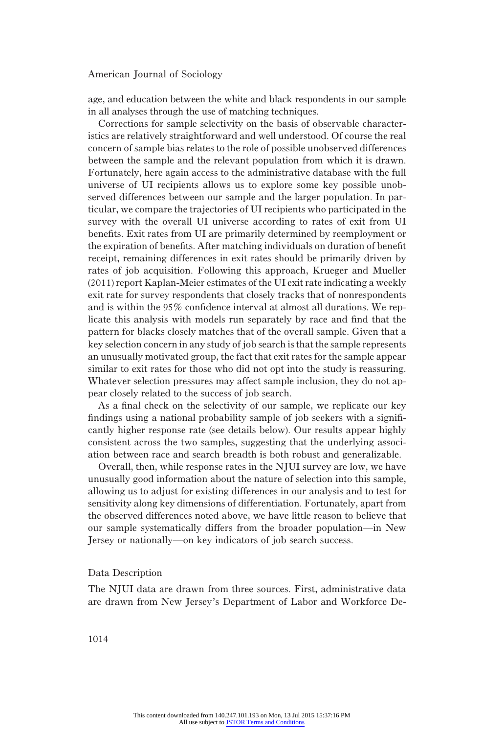age, and education between the white and black respondents in our sample in all analyses through the use of matching techniques.

Corrections for sample selectivity on the basis of observable characteristics are relatively straightforward and well understood. Of course the real concern of sample bias relates to the role of possible unobserved differences between the sample and the relevant population from which it is drawn. Fortunately, here again access to the administrative database with the full universe of UI recipients allows us to explore some key possible unobserved differences between our sample and the larger population. In particular, we compare the trajectories of UI recipients who participated in the survey with the overall UI universe according to rates of exit from UI benefits. Exit rates from UI are primarily determined by reemployment or the expiration of benefits. After matching individuals on duration of benefit receipt, remaining differences in exit rates should be primarily driven by rates of job acquisition. Following this approach, Krueger and Mueller (2011) report Kaplan-Meier estimates of the UI exit rate indicating a weekly exit rate for survey respondents that closely tracks that of nonrespondents and is within the 95% confidence interval at almost all durations. We replicate this analysis with models run separately by race and find that the pattern for blacks closely matches that of the overall sample. Given that a key selection concern in any study of job search is that the sample represents an unusually motivated group, the fact that exit rates for the sample appear similar to exit rates for those who did not opt into the study is reassuring. Whatever selection pressures may affect sample inclusion, they do not appear closely related to the success of job search.

As a final check on the selectivity of our sample, we replicate our key findings using a national probability sample of job seekers with a significantly higher response rate (see details below). Our results appear highly consistent across the two samples, suggesting that the underlying association between race and search breadth is both robust and generalizable.

Overall, then, while response rates in the NJUI survey are low, we have unusually good information about the nature of selection into this sample, allowing us to adjust for existing differences in our analysis and to test for sensitivity along key dimensions of differentiation. Fortunately, apart from the observed differences noted above, we have little reason to believe that our sample systematically differs from the broader population—in New Jersey or nationally—on key indicators of job search success.

## Data Description

The NJUI data are drawn from three sources. First, administrative data are drawn from New Jersey's Department of Labor and Workforce De-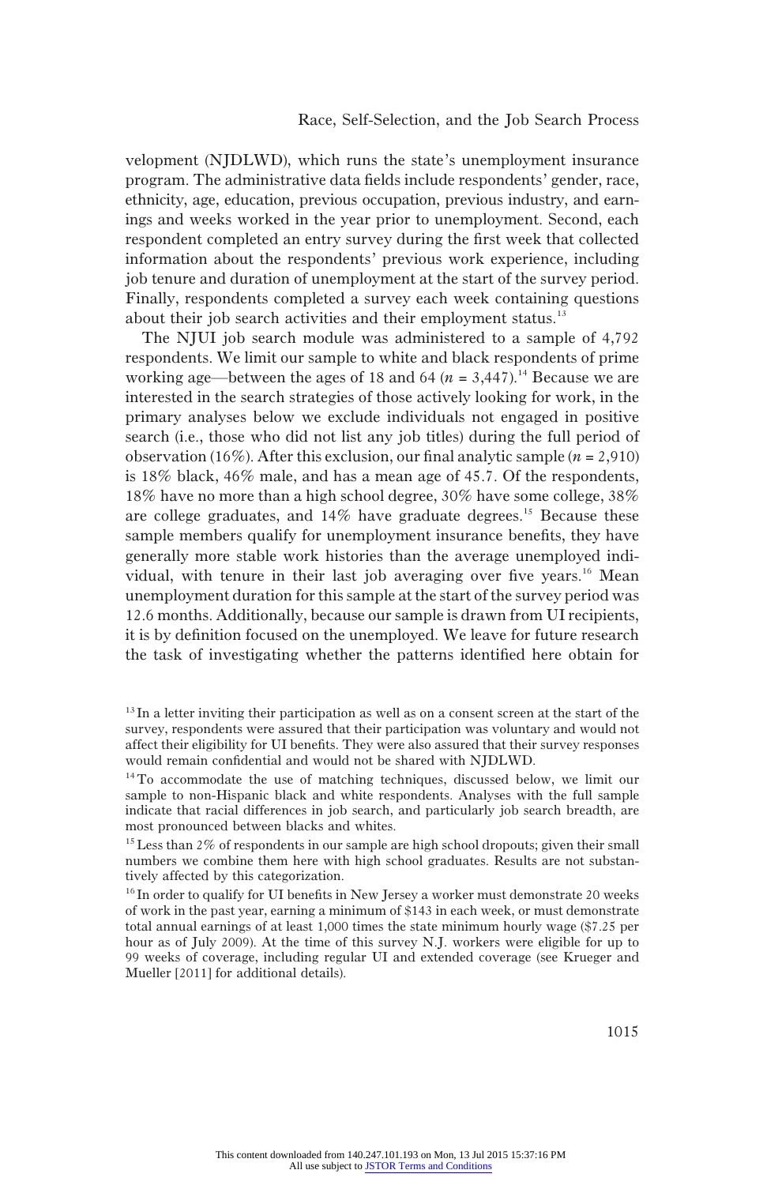velopment (NJDLWD), which runs the state's unemployment insurance program. The administrative data fields include respondents' gender, race, ethnicity, age, education, previous occupation, previous industry, and earnings and weeks worked in the year prior to unemployment. Second, each respondent completed an entry survey during the first week that collected information about the respondents' previous work experience, including job tenure and duration of unemployment at the start of the survey period. Finally, respondents completed a survey each week containing questions about their job search activities and their employment status.[13]

The NJUI job search module was administered to a sample of 4,792 respondents. We limit our sample to white and black respondents of prime working age—between the ages of 18 and 64 ($n$ = 3,447).[14] Because we are interested in the search strategies of those actively looking for work, in the primary analyses below we exclude individuals not engaged in positive search (i.e., those who did not list any job titles) during the full period of observation (16%). After this exclusion, our final analytic sample ($n$ = 2,910) is 18% black, 46% male, and has a mean age of 45.7. Of the respondents, 18% have no more than a high school degree, 30% have some college, 38% are college graduates, and 14% have graduate degrees.[15] Because these sample members qualify for unemployment insurance benefits, they have generally more stable work histories than the average unemployed individual, with tenure in their last job averaging over five years.[16] Mean unemployment duration for this sample at the start of the survey period was 12.6 months. Additionally, because our sample is drawn from UI recipients, it is by definition focused on the unemployed. We leave for future research the task of investigating whether the patterns identified here obtain for

[13] In a letter inviting their participation as well as on a consent screen at the start of the survey, respondents were assured that their participation was voluntary and would not affect their eligibility for UI benefits. They were also assured that their survey responses would remain confidential and would not be shared with NJDLWD.

[14] To accommodate the use of matching techniques, discussed below, we limit our sample to non-Hispanic black and white respondents. Analyses with the full sample indicate that racial differences in job search, and particularly job search breadth, are most pronounced between blacks and whites.

[15] Less than 2% of respondents in our sample are high school dropouts; given their small numbers we combine them here with high school graduates. Results are not substantively affected by this categorization.

[16] In order to qualify for UI benefits in New Jersey a worker must demonstrate 20 weeks of work in the past year, earning a minimum of $143 in each week, or must demonstrate total annual earnings of at least 1,000 times the state minimum hourly wage ($7.25 per hour as of July 2009). At the time of this survey N.J. workers were eligible for up to 99 weeks of coverage, including regular UI and extended coverage (see Krueger and Mueller [2011] for additional details).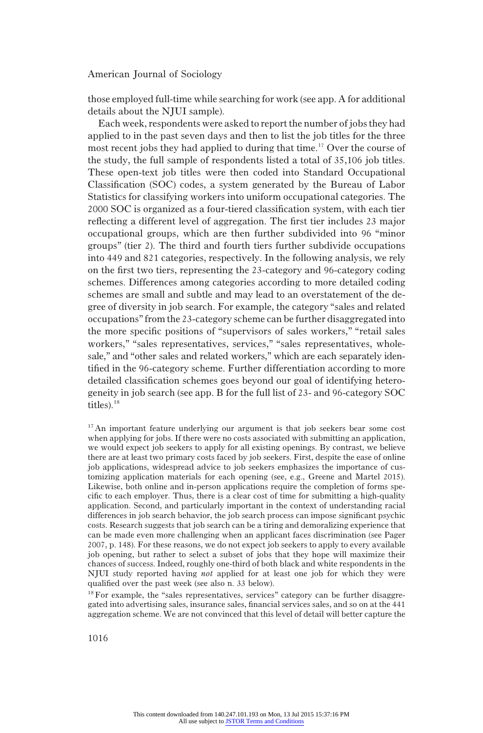those employed full-time while searching for work (see app. A for additional details about the NJUI sample).

Each week, respondents were asked to report the number of jobs they had applied to in the past seven days and then to list the job titles for the three most recent jobs they had applied to during that time.[17] Over the course of the study, the full sample of respondents listed a total of 35,106 job titles. These open-text job titles were then coded into Standard Occupational Classification (SOC) codes, a system generated by the Bureau of Labor Statistics for classifying workers into uniform occupational categories. The 2000 SOC is organized as a four-tiered classification system, with each tier reflecting a different level of aggregation. The first tier includes 23 major occupational groups, which are then further subdivided into 96 "minor groups" (tier 2). The third and fourth tiers further subdivide occupations into 449 and 821 categories, respectively. In the following analysis, we rely on the first two tiers, representing the 23-category and 96-category coding schemes. Differences among categories according to more detailed coding schemes are small and subtle and may lead to an overstatement of the degree of diversity in job search. For example, the category "sales and related occupations" from the 23-category scheme can be further disaggregated into the more specific positions of "supervisors of sales workers," "retail sales workers," "sales representatives, services," "sales representatives, wholesale," and "other sales and related workers," which are each separately identified in the 96-category scheme. Further differentiation according to more detailed classification schemes goes beyond our goal of identifying heterogeneity in job search (see app. B for the full list of 23- and 96-category SOC titles).[18]

[17] An important feature underlying our argument is that job seekers bear some cost when applying for jobs. If there were no costs associated with submitting an application, we would expect job seekers to apply for all existing openings. By contrast, we believe there are at least two primary costs faced by job seekers. First, despite the ease of online job applications, widespread advice to job seekers emphasizes the importance of customizing application materials for each opening (see, e.g., Greene and Martel 2015). Likewise, both online and in-person applications require the completion of forms specific to each employer. Thus, there is a clear cost of time for submitting a high-quality application. Second, and particularly important in the context of understanding racial differences in job search behavior, the job search process can impose significant psychic costs. Research suggests that job search can be a tiring and demoralizing experience that can be made even more challenging when an applicant faces discrimination (see Pager 2007, p. 148). For these reasons, we do not expect job seekers to apply to every available job opening, but rather to select a subset of jobs that they hope will maximize their chances of success. Indeed, roughly one-third of both black and white respondents in the NJUI study reported having *not* applied for at least one job for which they were qualified over the past week (see also n. 33 below).

[18] For example, the "sales representatives, services" category can be further disaggregated into advertising sales, insurance sales, financial services sales, and so on at the 441 aggregation scheme. We are not convinced that this level of detail will better capture the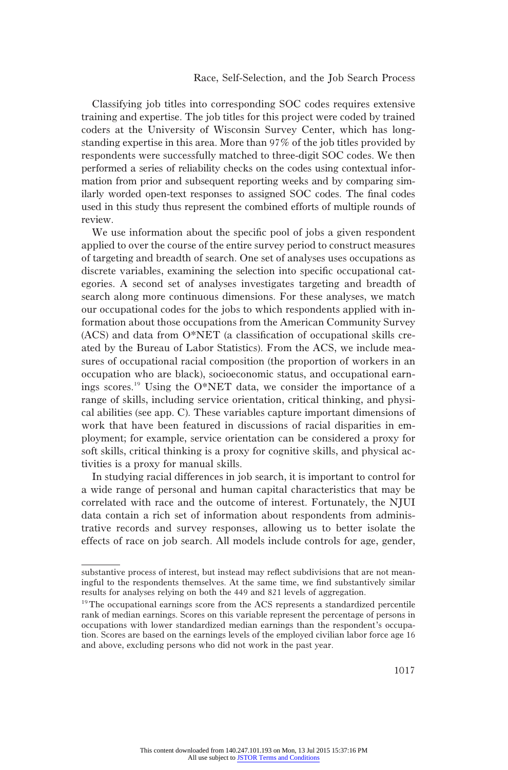Classifying job titles into corresponding SOC codes requires extensive training and expertise. The job titles for this project were coded by trained coders at the University of Wisconsin Survey Center, which has long-standing expertise in this area. More than 97% of the job titles provided by respondents were successfully matched to three-digit SOC codes. We then performed a series of reliability checks on the codes using contextual information from prior and subsequent reporting weeks and by comparing similarly worded open-text responses to assigned SOC codes. The final codes used in this study thus represent the combined efforts of multiple rounds of review.

We use information about the specific pool of jobs a given respondent applied to over the course of the entire survey period to construct measures of targeting and breadth of search. One set of analyses uses occupations as discrete variables, examining the selection into specific occupational categories. A second set of analyses investigates targeting and breadth of search along more continuous dimensions. For these analyses, we match our occupational codes for the jobs to which respondents applied with information about those occupations from the American Community Survey (ACS) and data from O*NET (a classification of occupational skills created by the Bureau of Labor Statistics). From the ACS, we include measures of occupational racial composition (the proportion of workers in an occupation who are black), socioeconomic status, and occupational earnings scores.[19] Using the O*NET data, we consider the importance of a range of skills, including service orientation, critical thinking, and physical abilities (see app. C). These variables capture important dimensions of work that have been featured in discussions of racial disparities in employment; for example, service orientation can be considered a proxy for soft skills, critical thinking is a proxy for cognitive skills, and physical activities is a proxy for manual skills.

In studying racial differences in job search, it is important to control for a wide range of personal and human capital characteristics that may be correlated with race and the outcome of interest. Fortunately, the NJUI data contain a rich set of information about respondents from administrative records and survey responses, allowing us to better isolate the effects of race on job search. All models include controls for age, gender,

---

substantive process of interest, but instead may reflect subdivisions that are not meaningful to the respondents themselves. At the same time, we find substantively similar results for analyses relying on both the 449 and 821 levels of aggregation.

[19] The occupational earnings score from the ACS represents a standardized percentile rank of median earnings. Scores on this variable represent the percentage of persons in occupations with lower standardized median earnings than the respondent's occupation. Scores are based on the earnings levels of the employed civilian labor force age 16 and above, excluding persons who did not work in the past year.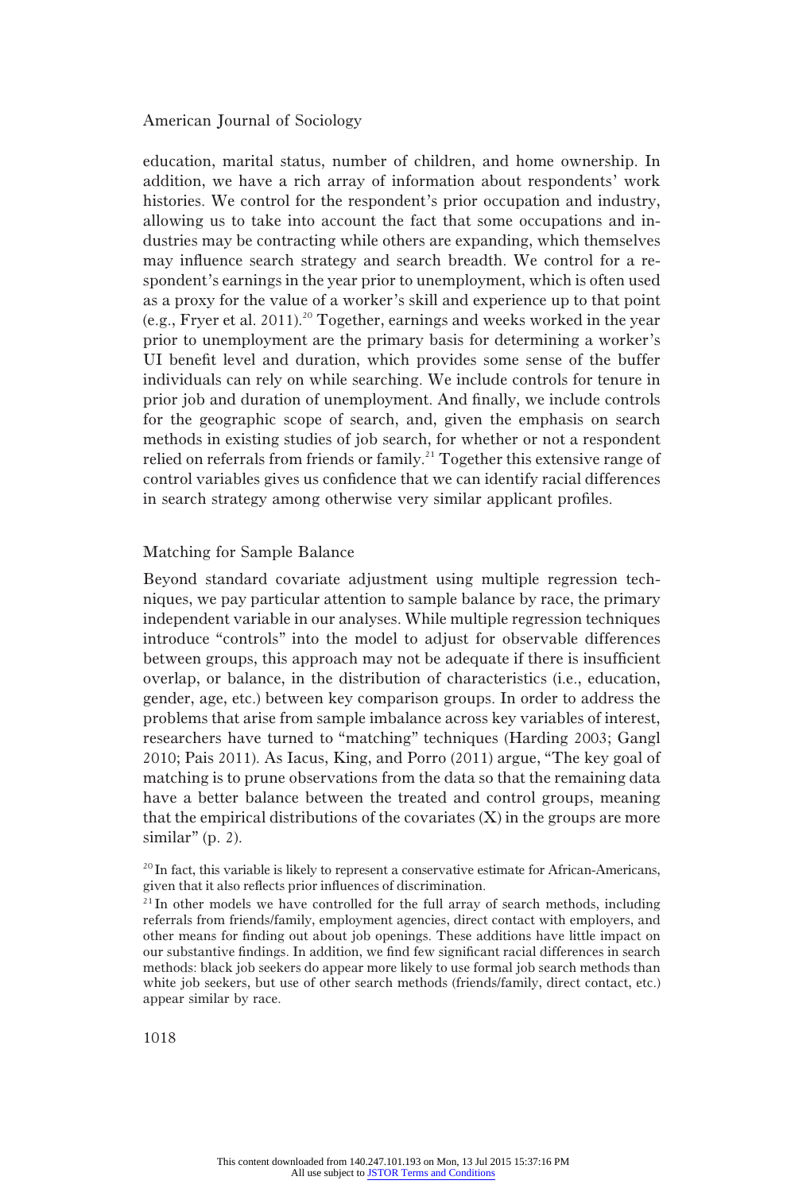education, marital status, number of children, and home ownership. In addition, we have a rich array of information about respondents' work histories. We control for the respondent's prior occupation and industry, allowing us to take into account the fact that some occupations and industries may be contracting while others are expanding, which themselves may influence search strategy and search breadth. We control for a respondent's earnings in the year prior to unemployment, which is often used as a proxy for the value of a worker's skill and experience up to that point (e.g., Fryer et al. 2011).[20] Together, earnings and weeks worked in the year prior to unemployment are the primary basis for determining a worker's UI benefit level and duration, which provides some sense of the buffer individuals can rely on while searching. We include controls for tenure in prior job and duration of unemployment. And finally, we include controls for the geographic scope of search, and, given the emphasis on search methods in existing studies of job search, for whether or not a respondent relied on referrals from friends or family.[21] Together this extensive range of control variables gives us confidence that we can identify racial differences in search strategy among otherwise very similar applicant profiles.

### Matching for Sample Balance

Beyond standard covariate adjustment using multiple regression techniques, we pay particular attention to sample balance by race, the primary independent variable in our analyses. While multiple regression techniques introduce "controls" into the model to adjust for observable differences between groups, this approach may not be adequate if there is insufficient overlap, or balance, in the distribution of characteristics (i.e., education, gender, age, etc.) between key comparison groups. In order to address the problems that arise from sample imbalance across key variables of interest, researchers have turned to "matching" techniques (Harding 2003; Gangl 2010; Pais 2011). As Iacus, King, and Porro (2011) argue, "The key goal of matching is to prune observations from the data so that the remaining data have a better balance between the treated and control groups, meaning that the empirical distributions of the covariates (X) in the groups are more similar" (p. 2).

[20] In fact, this variable is likely to represent a conservative estimate for African-Americans, given that it also reflects prior influences of discrimination.

[21] In other models we have controlled for the full array of search methods, including referrals from friends/family, employment agencies, direct contact with employers, and other means for finding out about job openings. These additions have little impact on our substantive findings. In addition, we find few significant racial differences in search methods: black job seekers do appear more likely to use formal job search methods than white job seekers, but use of other search methods (friends/family, direct contact, etc.) appear similar by race.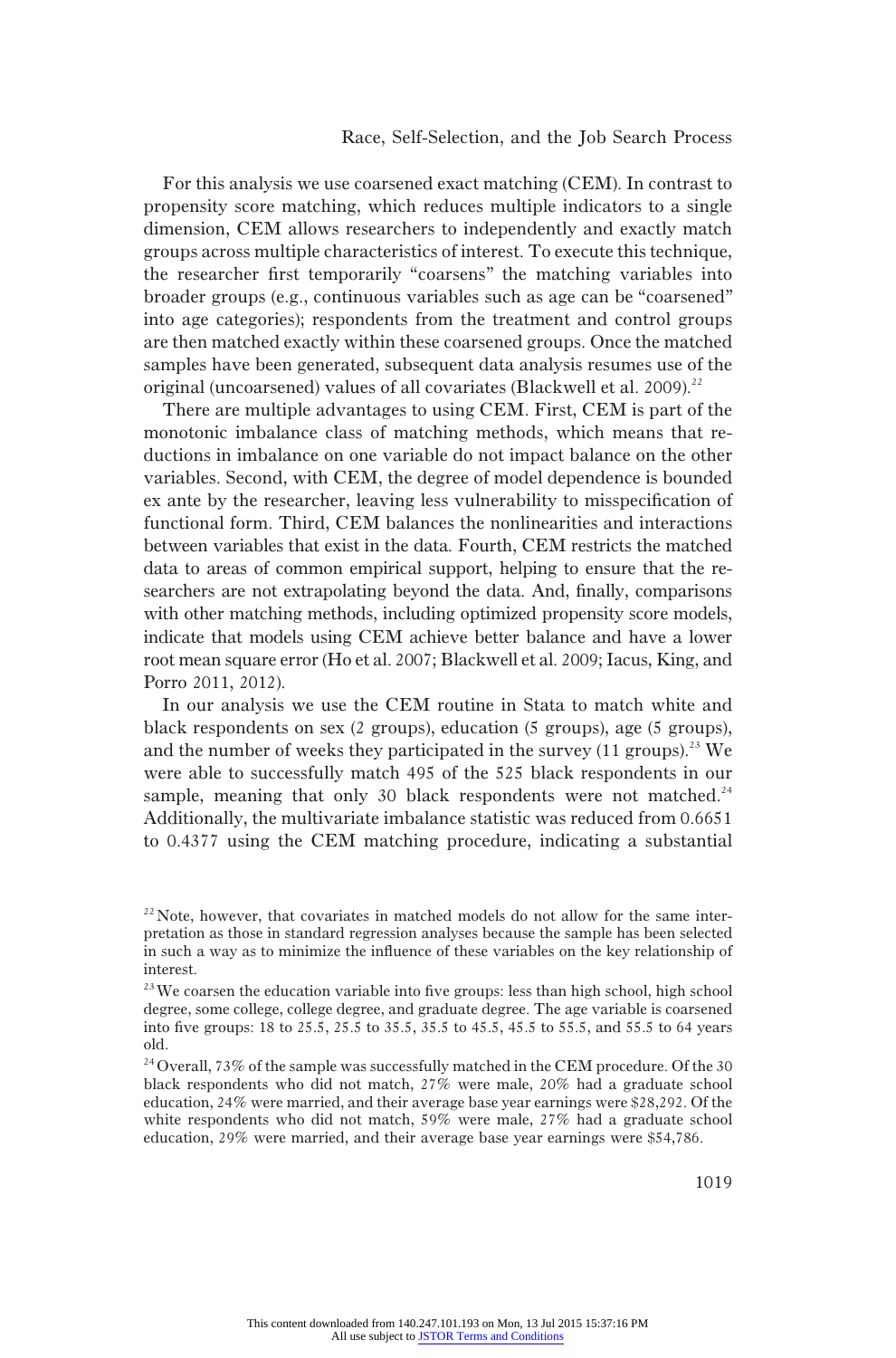For this analysis we use coarsened exact matching (CEM). In contrast to propensity score matching, which reduces multiple indicators to a single dimension, CEM allows researchers to independently and exactly match groups across multiple characteristics of interest. To execute this technique, the researcher first temporarily "coarsens" the matching variables into broader groups (e.g., continuous variables such as age can be "coarsened" into age categories); respondents from the treatment and control groups are then matched exactly within these coarsened groups. Once the matched samples have been generated, subsequent data analysis resumes use of the original (uncoarsened) values of all covariates (Blackwell et al. 2009).[22]

There are multiple advantages to using CEM. First, CEM is part of the monotonic imbalance class of matching methods, which means that reductions in imbalance on one variable do not impact balance on the other variables. Second, with CEM, the degree of model dependence is bounded ex ante by the researcher, leaving less vulnerability to misspecification of functional form. Third, CEM balances the nonlinearities and interactions between variables that exist in the data. Fourth, CEM restricts the matched data to areas of common empirical support, helping to ensure that the researchers are not extrapolating beyond the data. And, finally, comparisons with other matching methods, including optimized propensity score models, indicate that models using CEM achieve better balance and have a lower root mean square error (Ho et al. 2007; Blackwell et al. 2009; Iacus, King, and Porro 2011, 2012).

In our analysis we use the CEM routine in Stata to match white and black respondents on sex (2 groups), education (5 groups), age (5 groups), and the number of weeks they participated in the survey (11 groups).[23] We were able to successfully match 495 of the 525 black respondents in our sample, meaning that only 30 black respondents were not matched.[24] Additionally, the multivariate imbalance statistic was reduced from 0.6651 to 0.4377 using the CEM matching procedure, indicating a substantial

[22] Note, however, that covariates in matched models do not allow for the same interpretation as those in standard regression analyses because the sample has been selected in such a way as to minimize the influence of these variables on the key relationship of interest.

[23] We coarsen the education variable into five groups: less than high school, high school degree, some college, college degree, and graduate degree. The age variable is coarsened into five groups: 18 to 25.5, 25.5 to 35.5, 35.5 to 45.5, 45.5 to 55.5, and 55.5 to 64 years old.

[24] Overall, 73% of the sample was successfully matched in the CEM procedure. Of the 30 black respondents who did not match, 27% were male, 20% had a graduate school education, 24% were married, and their average base year earnings were $28,292. Of the white respondents who did not match, 59% were male, 27% had a graduate school education, 29% were married, and their average base year earnings were $54,786.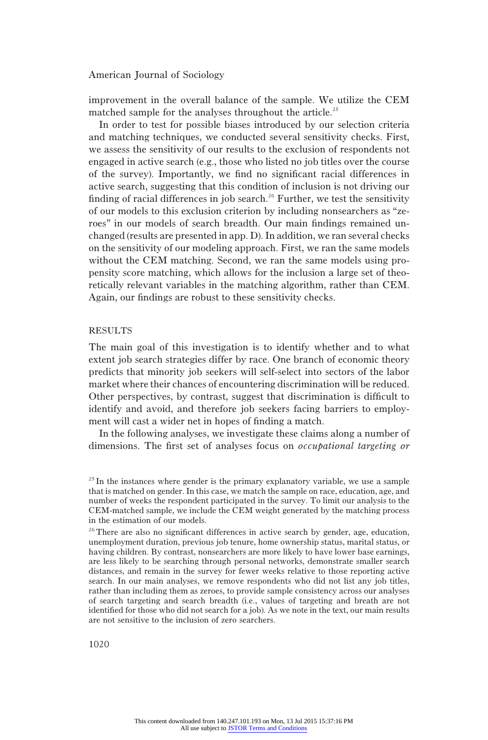improvement in the overall balance of the sample. We utilize the CEM matched sample for the analyses throughout the article.[25]

In order to test for possible biases introduced by our selection criteria and matching techniques, we conducted several sensitivity checks. First, we assess the sensitivity of our results to the exclusion of respondents not engaged in active search (e.g., those who listed no job titles over the course of the survey). Importantly, we find no significant racial differences in active search, suggesting that this condition of inclusion is not driving our finding of racial differences in job search.[26] Further, we test the sensitivity of our models to this exclusion criterion by including nonsearchers as "zeroes" in our models of search breadth. Our main findings remained unchanged (results are presented in app. D). In addition, we ran several checks on the sensitivity of our modeling approach. First, we ran the same models without the CEM matching. Second, we ran the same models using propensity score matching, which allows for the inclusion a large set of theoretically relevant variables in the matching algorithm, rather than CEM. Again, our findings are robust to these sensitivity checks.

## RESULTS

The main goal of this investigation is to identify whether and to what extent job search strategies differ by race. One branch of economic theory predicts that minority job seekers will self-select into sectors of the labor market where their chances of encountering discrimination will be reduced. Other perspectives, by contrast, suggest that discrimination is difficult to identify and avoid, and therefore job seekers facing barriers to employment will cast a wider net in hopes of finding a match.

In the following analyses, we investigate these claims along a number of dimensions. The first set of analyses focus on *occupational targeting or*

[25] In the instances where gender is the primary explanatory variable, we use a sample that is matched on gender. In this case, we match the sample on race, education, age, and number of weeks the respondent participated in the survey. To limit our analysis to the CEM-matched sample, we include the CEM weight generated by the matching process in the estimation of our models.

[26] There are also no significant differences in active search by gender, age, education, unemployment duration, previous job tenure, home ownership status, marital status, or having children. By contrast, nonsearchers are more likely to have lower base earnings, are less likely to be searching through personal networks, demonstrate smaller search distances, and remain in the survey for fewer weeks relative to those reporting active search. In our main analyses, we remove respondents who did not list any job titles, rather than including them as zeroes, to provide sample consistency across our analyses of search targeting and search breadth (i.e., values of targeting and breath are not identified for those who did not search for a job). As we note in the text, our main results are not sensitive to the inclusion of zero searchers.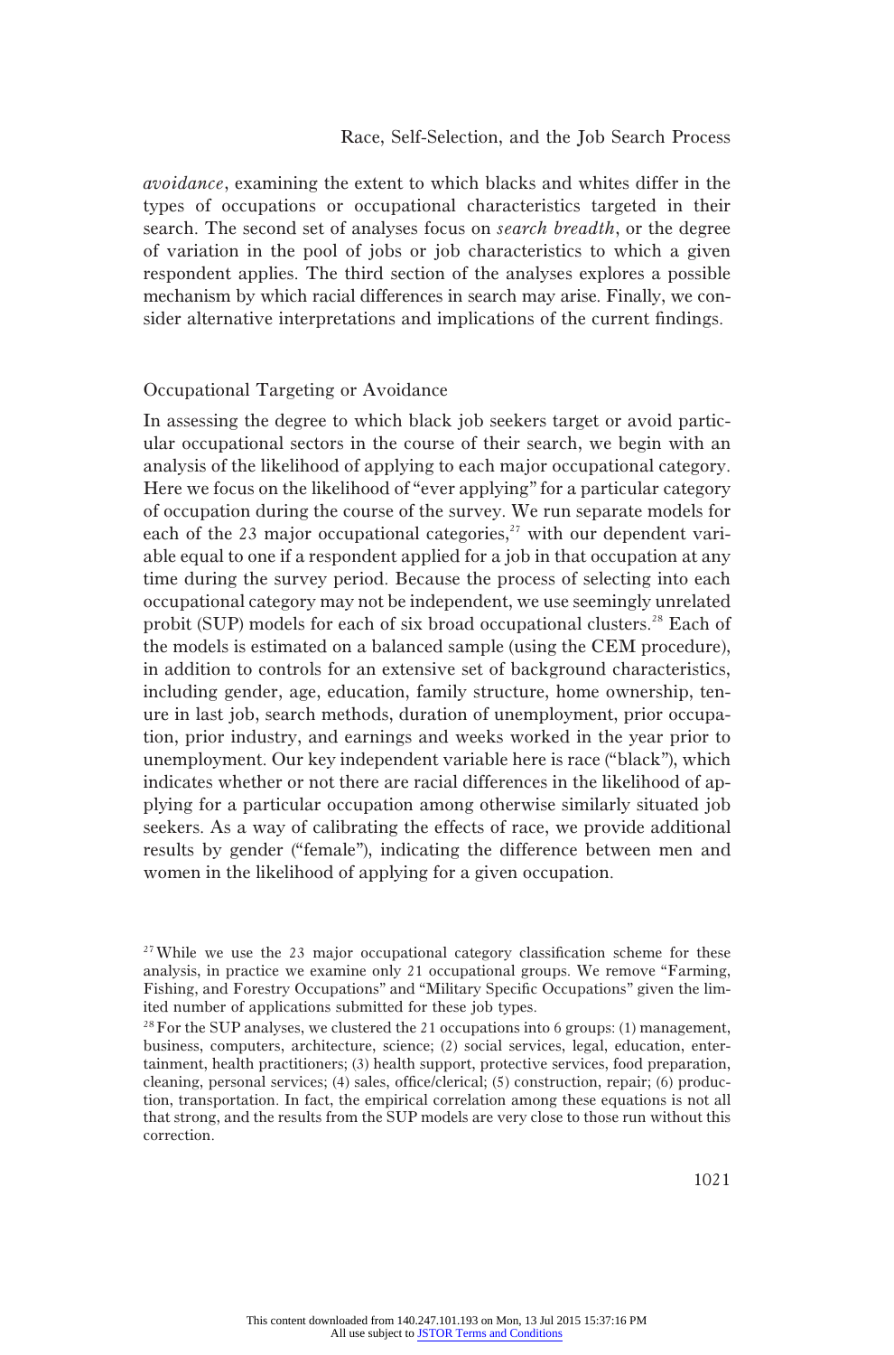*avoidance*, examining the extent to which blacks and whites differ in the types of occupations or occupational characteristics targeted in their search. The second set of analyses focus on *search breadth*, or the degree of variation in the pool of jobs or job characteristics to which a given respondent applies. The third section of the analyses explores a possible mechanism by which racial differences in search may arise. Finally, we consider alternative interpretations and implications of the current findings.

## Occupational Targeting or Avoidance

In assessing the degree to which black job seekers target or avoid particular occupational sectors in the course of their search, we begin with an analysis of the likelihood of applying to each major occupational category. Here we focus on the likelihood of "ever applying" for a particular category of occupation during the course of the survey. We run separate models for each of the 23 major occupational categories,[27] with our dependent variable equal to one if a respondent applied for a job in that occupation at any time during the survey period. Because the process of selecting into each occupational category may not be independent, we use seemingly unrelated probit (SUP) models for each of six broad occupational clusters.[28] Each of the models is estimated on a balanced sample (using the CEM procedure), in addition to controls for an extensive set of background characteristics, including gender, age, education, family structure, home ownership, tenure in last job, search methods, duration of unemployment, prior occupation, prior industry, and earnings and weeks worked in the year prior to unemployment. Our key independent variable here is race ("black"), which indicates whether or not there are racial differences in the likelihood of applying for a particular occupation among otherwise similarly situated job seekers. As a way of calibrating the effects of race, we provide additional results by gender ("female"), indicating the difference between men and women in the likelihood of applying for a given occupation.

[27] While we use the 23 major occupational category classification scheme for these analysis, in practice we examine only 21 occupational groups. We remove "Farming, Fishing, and Forestry Occupations" and "Military Specific Occupations" given the limited number of applications submitted for these job types.

[28] For the SUP analyses, we clustered the 21 occupations into 6 groups: (1) management, business, computers, architecture, science; (2) social services, legal, education, entertainment, health practitioners; (3) health support, protective services, food preparation, cleaning, personal services; (4) sales, office/clerical; (5) construction, repair; (6) production, transportation. In fact, the empirical correlation among these equations is not all that strong, and the results from the SUP models are very close to those run without this correction.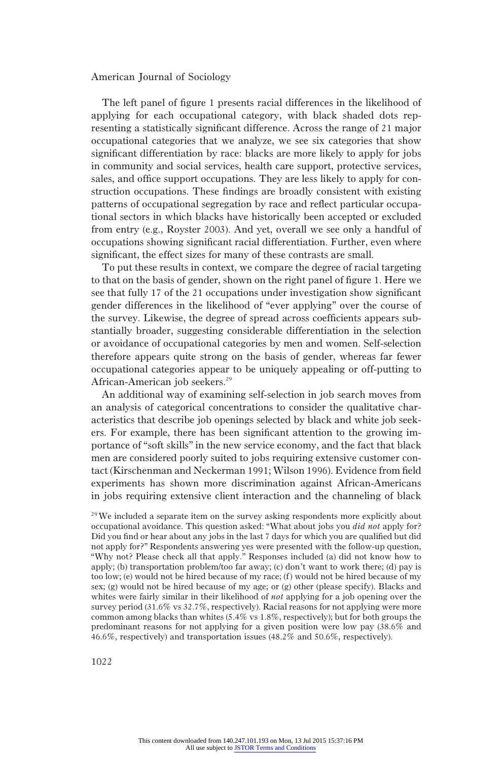The left panel of figure 1 presents racial differences in the likelihood of applying for each occupational category, with black shaded dots representing a statistically significant difference. Across the range of 21 major occupational categories that we analyze, we see six categories that show significant differentiation by race: blacks are more likely to apply for jobs in community and social services, health care support, protective services, sales, and office support occupations. They are less likely to apply for construction occupations. These findings are broadly consistent with existing patterns of occupational segregation by race and reflect particular occupational sectors in which blacks have historically been accepted or excluded from entry (e.g., Royster 2003). And yet, overall we see only a handful of occupations showing significant racial differentiation. Further, even where significant, the effect sizes for many of these contrasts are small.

To put these results in context, we compare the degree of racial targeting to that on the basis of gender, shown on the right panel of figure 1. Here we see that fully 17 of the 21 occupations under investigation show significant gender differences in the likelihood of "ever applying" over the course of the survey. Likewise, the degree of spread across coefficients appears substantially broader, suggesting considerable differentiation in the selection or avoidance of occupational categories by men and women. Self-selection therefore appears quite strong on the basis of gender, whereas far fewer occupational categories appear to be uniquely appealing or off-putting to African-American job seekers.[29]

An additional way of examining self-selection in job search moves from an analysis of categorical concentrations to consider the qualitative characteristics that describe job openings selected by black and white job seekers. For example, there has been significant attention to the growing importance of "soft skills" in the new service economy, and the fact that black men are considered poorly suited to jobs requiring extensive customer contact (Kirschenman and Neckerman 1991; Wilson 1996). Evidence from field experiments has shown more discrimination against African-Americans in jobs requiring extensive client interaction and the channeling of black

[29] We included a separate item on the survey asking respondents more explicitly about occupational avoidance. This question asked: "What about jobs you *did not* apply for? Did you find or hear about any jobs in the last 7 days for which you are qualified but did not apply for?" Respondents answering yes were presented with the follow-up question, "Why not? Please check all that apply." Responses included (a) did not know how to apply; (b) transportation problem/too far away; (c) don't want to work there; (d) pay is too low; (e) would not be hired because of my race; (f) would not be hired because of my sex; (g) would not be hired because of my age; or (g) other (please specify). Blacks and whites were fairly similar in their likelihood of *not* applying for a job opening over the survey period (31.6% vs 32.7%, respectively). Racial reasons for not applying were more common among blacks than whites (5.4% vs 1.8%, respectively); but for both groups the predominant reasons for not applying for a given position were low pay (38.6% and 46.6%, respectively) and transportation issues (48.2% and 50.6%, respectively).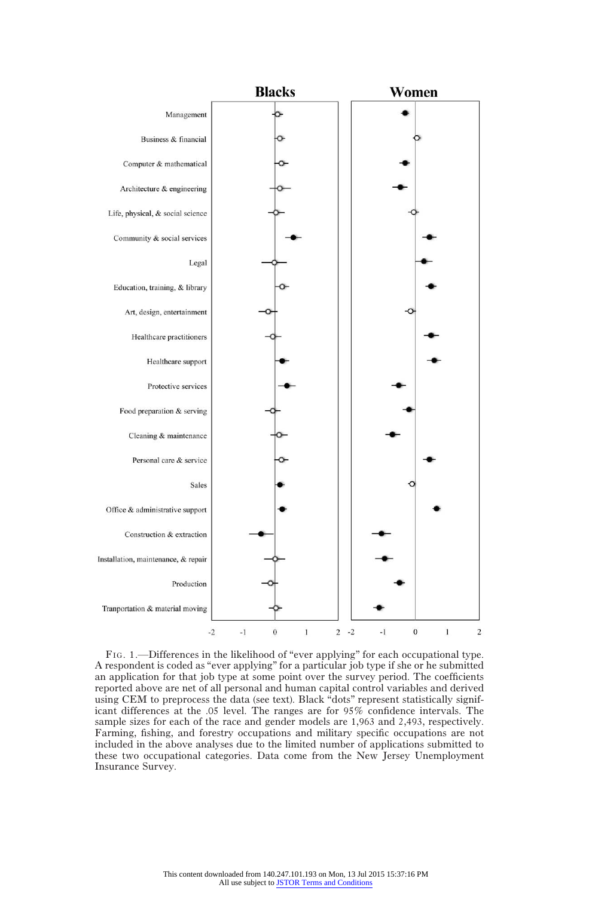FIG. 1.—Differences in the likelihood of "ever applying" for each occupational type. A respondent is coded as "ever applying" for a particular job type if she or he submitted an application for that job type at some point over the survey period. The coefficients reported above are net of all personal and human capital control variables and derived using CEM to preprocess the data (see text). Black "dots" represent statistically significant differences at the .05 level. The ranges are for 95% confidence intervals. The sample sizes for each of the race and gender models are 1,963 and 2,493, respectively. Farming, fishing, and forestry occupations and military specific occupations are not included in the above analyses due to the limited number of applications submitted to these two occupational categories. Data come from the New Jersey Unemployment Insurance Survey.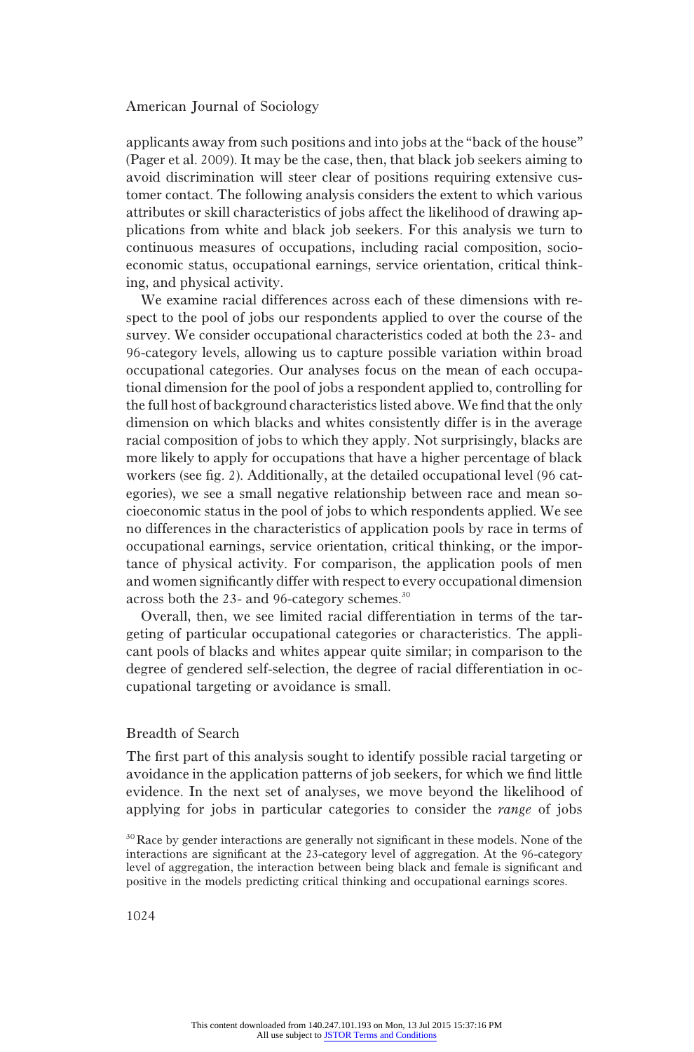applicants away from such positions and into jobs at the "back of the house" (Pager et al. 2009). It may be the case, then, that black job seekers aiming to avoid discrimination will steer clear of positions requiring extensive customer contact. The following analysis considers the extent to which various attributes or skill characteristics of jobs affect the likelihood of drawing applications from white and black job seekers. For this analysis we turn to continuous measures of occupations, including racial composition, socioeconomic status, occupational earnings, service orientation, critical thinking, and physical activity.

We examine racial differences across each of these dimensions with respect to the pool of jobs our respondents applied to over the course of the survey. We consider occupational characteristics coded at both the 23- and 96-category levels, allowing us to capture possible variation within broad occupational categories. Our analyses focus on the mean of each occupational dimension for the pool of jobs a respondent applied to, controlling for the full host of background characteristics listed above. We find that the only dimension on which blacks and whites consistently differ is in the average racial composition of jobs to which they apply. Not surprisingly, blacks are more likely to apply for occupations that have a higher percentage of black workers (see fig. 2). Additionally, at the detailed occupational level (96 categories), we see a small negative relationship between race and mean socioeconomic status in the pool of jobs to which respondents applied. We see no differences in the characteristics of application pools by race in terms of occupational earnings, service orientation, critical thinking, or the importance of physical activity. For comparison, the application pools of men and women significantly differ with respect to every occupational dimension across both the 23- and 96-category schemes.[30]

Overall, then, we see limited racial differentiation in terms of the targeting of particular occupational categories or characteristics. The applicant pools of blacks and whites appear quite similar; in comparison to the degree of gendered self-selection, the degree of racial differentiation in occupational targeting or avoidance is small.

## Breadth of Search

The first part of this analysis sought to identify possible racial targeting or avoidance in the application patterns of job seekers, for which we find little evidence. In the next set of analyses, we move beyond the likelihood of applying for jobs in particular categories to consider the *range* of jobs

[30] Race by gender interactions are generally not significant in these models. None of the interactions are significant at the 23-category level of aggregation. At the 96-category level of aggregation, the interaction between being black and female is significant and positive in the models predicting critical thinking and occupational earnings scores.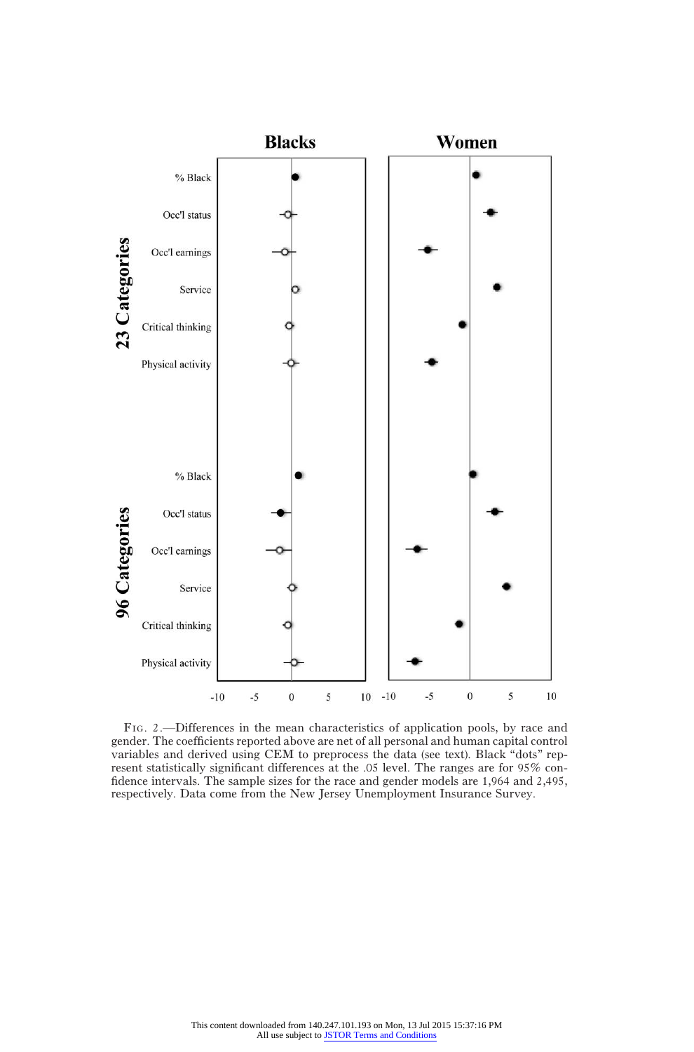FIG. 2.—Differences in the mean characteristics of application pools, by race and gender. The coefficients reported above are net of all personal and human capital control variables and derived using CEM to preprocess the data (see text). Black "dots" represent statistically significant differences at the .05 level. The ranges are for 95% confidence intervals. The sample sizes for the race and gender models are 1,964 and 2,495, respectively. Data come from the New Jersey Unemployment Insurance Survey.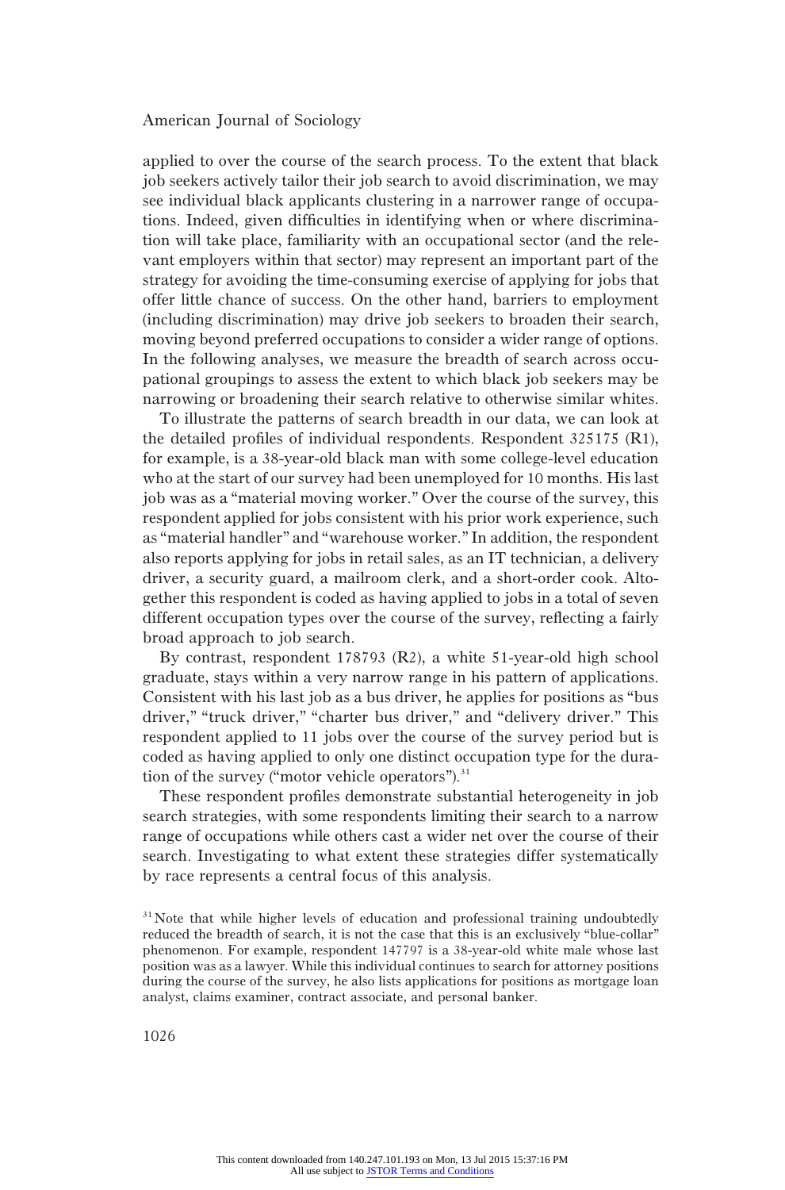applied to over the course of the search process. To the extent that black job seekers actively tailor their job search to avoid discrimination, we may see individual black applicants clustering in a narrower range of occupations. Indeed, given difficulties in identifying when or where discrimination will take place, familiarity with an occupational sector (and the relevant employers within that sector) may represent an important part of the strategy for avoiding the time-consuming exercise of applying for jobs that offer little chance of success. On the other hand, barriers to employment (including discrimination) may drive job seekers to broaden their search, moving beyond preferred occupations to consider a wider range of options. In the following analyses, we measure the breadth of search across occupational groupings to assess the extent to which black job seekers may be narrowing or broadening their search relative to otherwise similar whites.

To illustrate the patterns of search breadth in our data, we can look at the detailed profiles of individual respondents. Respondent 325175 (R1), for example, is a 38-year-old black man with some college-level education who at the start of our survey had been unemployed for 10 months. His last job was as a "material moving worker." Over the course of the survey, this respondent applied for jobs consistent with his prior work experience, such as "material handler" and "warehouse worker." In addition, the respondent also reports applying for jobs in retail sales, as an IT technician, a delivery driver, a security guard, a mailroom clerk, and a short-order cook. Altogether this respondent is coded as having applied to jobs in a total of seven different occupation types over the course of the survey, reflecting a fairly broad approach to job search.

By contrast, respondent 178793 (R2), a white 51-year-old high school graduate, stays within a very narrow range in his pattern of applications. Consistent with his last job as a bus driver, he applies for positions as "bus driver," "truck driver," "charter bus driver," and "delivery driver." This respondent applied to 11 jobs over the course of the survey period but is coded as having applied to only one distinct occupation type for the duration of the survey ("motor vehicle operators").[31]

These respondent profiles demonstrate substantial heterogeneity in job search strategies, with some respondents limiting their search to a narrow range of occupations while others cast a wider net over the course of their search. Investigating to what extent these strategies differ systematically by race represents a central focus of this analysis.

[31] Note that while higher levels of education and professional training undoubtedly reduced the breadth of search, it is not the case that this is an exclusively "blue-collar" phenomenon. For example, respondent 147797 is a 38-year-old white male whose last position was as a lawyer. While this individual continues to search for attorney positions during the course of the survey, he also lists applications for positions as mortgage loan analyst, claims examiner, contract associate, and personal banker.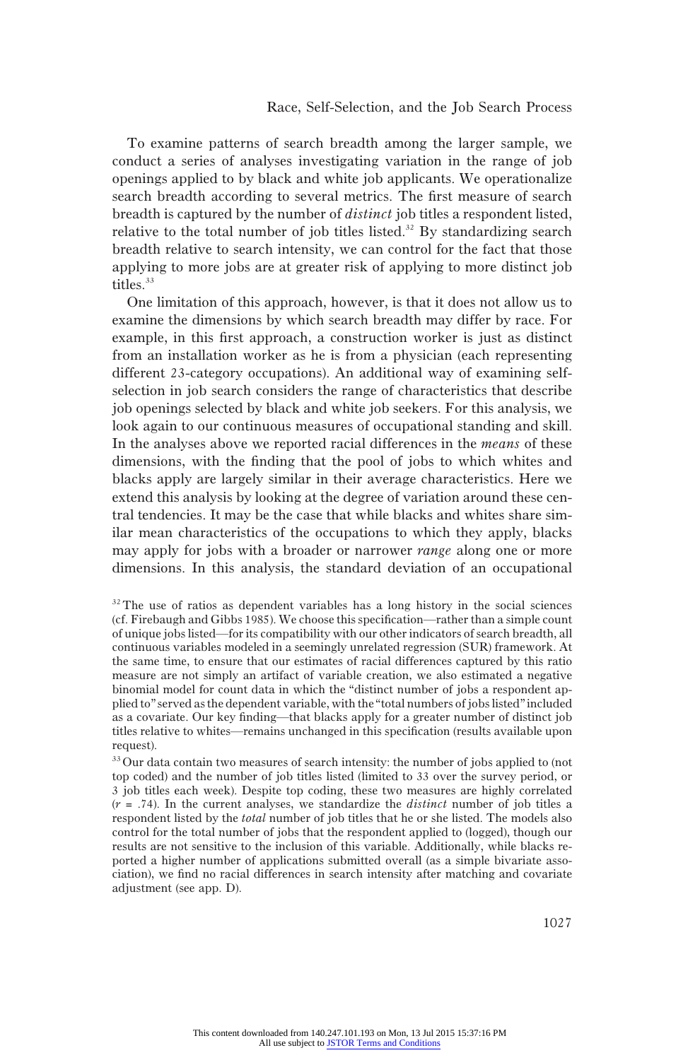To examine patterns of search breadth among the larger sample, we conduct a series of analyses investigating variation in the range of job openings applied to by black and white job applicants. We operationalize search breadth according to several metrics. The first measure of search breadth is captured by the number of *distinct* job titles a respondent listed, relative to the total number of job titles listed.[32] By standardizing search breadth relative to search intensity, we can control for the fact that those applying to more jobs are at greater risk of applying to more distinct job titles.[33]

One limitation of this approach, however, is that it does not allow us to examine the dimensions by which search breadth may differ by race. For example, in this first approach, a construction worker is just as distinct from an installation worker as he is from a physician (each representing different 23-category occupations). An additional way of examining self-selection in job search considers the range of characteristics that describe job openings selected by black and white job seekers. For this analysis, we look again to our continuous measures of occupational standing and skill. In the analyses above we reported racial differences in the *means* of these dimensions, with the finding that the pool of jobs to which whites and blacks apply are largely similar in their average characteristics. Here we extend this analysis by looking at the degree of variation around these central tendencies. It may be the case that while blacks and whites share similar mean characteristics of the occupations to which they apply, blacks may apply for jobs with a broader or narrower *range* along one or more dimensions. In this analysis, the standard deviation of an occupational

[32] The use of ratios as dependent variables has a long history in the social sciences (cf. Firebaugh and Gibbs 1985). We choose this specification—rather than a simple count of unique jobs listed—for its compatibility with our other indicators of search breadth, all continuous variables modeled in a seemingly unrelated regression (SUR) framework. At the same time, to ensure that our estimates of racial differences captured by this ratio measure are not simply an artifact of variable creation, we also estimated a negative binomial model for count data in which the "distinct number of jobs a respondent applied to" served as the dependent variable, with the "total numbers of jobs listed" included as a covariate. Our key finding—that blacks apply for a greater number of distinct job titles relative to whites—remains unchanged in this specification (results available upon request).

[33] Our data contain two measures of search intensity: the number of jobs applied to (not top coded) and the number of job titles listed (limited to 33 over the survey period, or 3 job titles each week). Despite top coding, these two measures are highly correlated ($r$ = .74). In the current analyses, we standardize the *distinct* number of job titles a respondent listed by the *total* number of job titles that he or she listed. The models also control for the total number of jobs that the respondent applied to (logged), though our results are not sensitive to the inclusion of this variable. Additionally, while blacks reported a higher number of applications submitted overall (as a simple bivariate association), we find no racial differences in search intensity after matching and covariate adjustment (see app. D).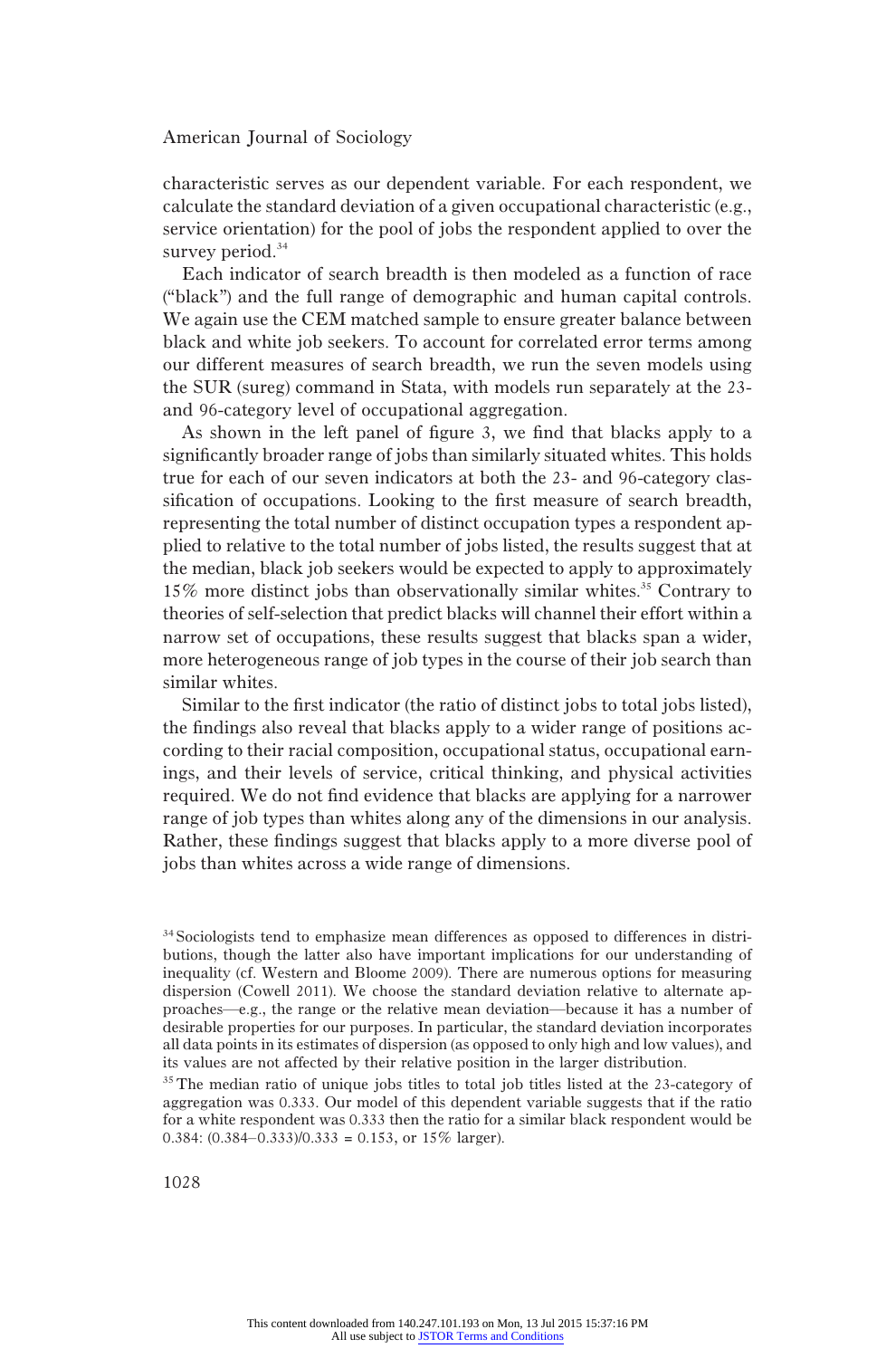characteristic serves as our dependent variable. For each respondent, we calculate the standard deviation of a given occupational characteristic (e.g., service orientation) for the pool of jobs the respondent applied to over the survey period.[34]

Each indicator of search breadth is then modeled as a function of race ("black") and the full range of demographic and human capital controls. We again use the CEM matched sample to ensure greater balance between black and white job seekers. To account for correlated error terms among our different measures of search breadth, we run the seven models using the SUR (sureg) command in Stata, with models run separately at the 23- and 96-category level of occupational aggregation.

As shown in the left panel of figure 3, we find that blacks apply to a significantly broader range of jobs than similarly situated whites. This holds true for each of our seven indicators at both the 23- and 96-category classification of occupations. Looking to the first measure of search breadth, representing the total number of distinct occupation types a respondent applied to relative to the total number of jobs listed, the results suggest that at the median, black job seekers would be expected to apply to approximately 15% more distinct jobs than observationally similar whites.[35] Contrary to theories of self-selection that predict blacks will channel their effort within a narrow set of occupations, these results suggest that blacks span a wider, more heterogeneous range of job types in the course of their job search than similar whites.

Similar to the first indicator (the ratio of distinct jobs to total jobs listed), the findings also reveal that blacks apply to a wider range of positions according to their racial composition, occupational status, occupational earnings, and their levels of service, critical thinking, and physical activities required. We do not find evidence that blacks are applying for a narrower range of job types than whites along any of the dimensions in our analysis. Rather, these findings suggest that blacks apply to a more diverse pool of jobs than whites across a wide range of dimensions.

[34] Sociologists tend to emphasize mean differences as opposed to differences in distributions, though the latter also have important implications for our understanding of inequality (cf. Western and Bloome 2009). There are numerous options for measuring dispersion (Cowell 2011). We choose the standard deviation relative to alternate approaches—e.g., the range or the relative mean deviation—because it has a number of desirable properties for our purposes. In particular, the standard deviation incorporates all data points in its estimates of dispersion (as opposed to only high and low values), and its values are not affected by their relative position in the larger distribution.

[35] The median ratio of unique jobs titles to total job titles listed at the 23-category of aggregation was 0.333. Our model of this dependent variable suggests that if the ratio for a white respondent was 0.333 then the ratio for a similar black respondent would be 0.384: (0.384–0.333)/0.333 = 0.153, or 15% larger).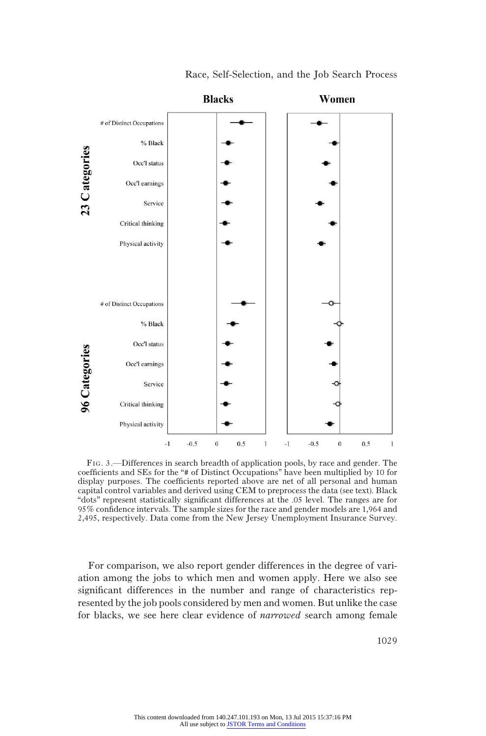FIG. 3.—Differences in search breadth of application pools, by race and gender. The coefficients and SEs for the "# of Distinct Occupations" have been multiplied by 10 for display purposes. The coefficients reported above are net of all personal and human capital control variables and derived using CEM to preprocess the data (see text). Black "dots" represent statistically significant differences at the .05 level. The ranges are for 95% confidence intervals. The sample sizes for the race and gender models are 1,964 and 2,495, respectively. Data come from the New Jersey Unemployment Insurance Survey.

For comparison, we also report gender differences in the degree of variation among the jobs to which men and women apply. Here we also see significant differences in the number and range of characteristics represented by the job pools considered by men and women. But unlike the case for blacks, we see here clear evidence of *narrowed* search among female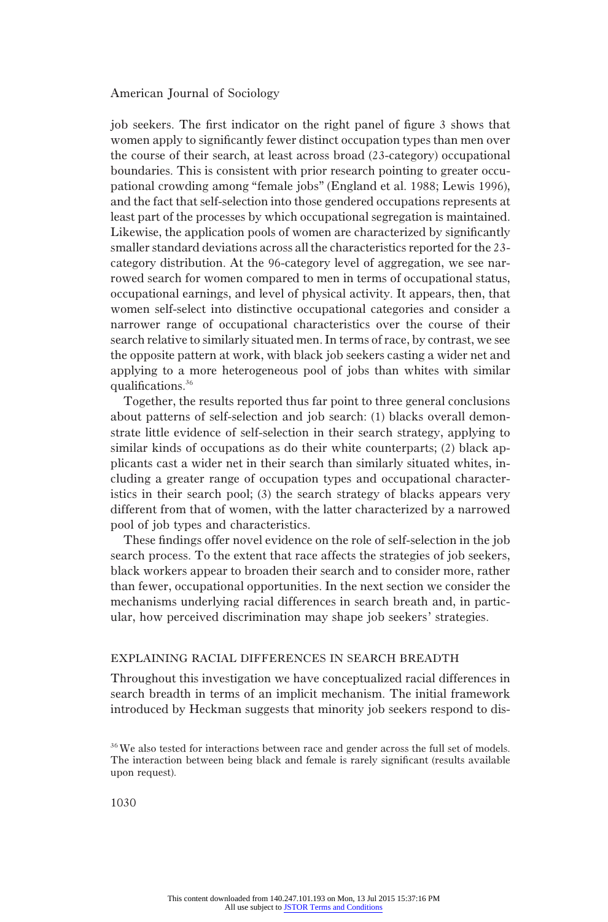job seekers. The first indicator on the right panel of figure 3 shows that women apply to significantly fewer distinct occupation types than men over the course of their search, at least across broad (23-category) occupational boundaries. This is consistent with prior research pointing to greater occupational crowding among "female jobs" (England et al. 1988; Lewis 1996), and the fact that self-selection into those gendered occupations represents at least part of the processes by which occupational segregation is maintained. Likewise, the application pools of women are characterized by significantly smaller standard deviations across all the characteristics reported for the 23-category distribution. At the 96-category level of aggregation, we see narrowed search for women compared to men in terms of occupational status, occupational earnings, and level of physical activity. It appears, then, that women self-select into distinctive occupational categories and consider a narrower range of occupational characteristics over the course of their search relative to similarly situated men. In terms of race, by contrast, we see the opposite pattern at work, with black job seekers casting a wider net and applying to a more heterogeneous pool of jobs than whites with similar qualifications.[36]

Together, the results reported thus far point to three general conclusions about patterns of self-selection and job search: (1) blacks overall demonstrate little evidence of self-selection in their search strategy, applying to similar kinds of occupations as do their white counterparts; (2) black applicants cast a wider net in their search than similarly situated whites, including a greater range of occupation types and occupational characteristics in their search pool; (3) the search strategy of blacks appears very different from that of women, with the latter characterized by a narrowed pool of job types and characteristics.

These findings offer novel evidence on the role of self-selection in the job search process. To the extent that race affects the strategies of job seekers, black workers appear to broaden their search and to consider more, rather than fewer, occupational opportunities. In the next section we consider the mechanisms underlying racial differences in search breath and, in particular, how perceived discrimination may shape job seekers' strategies.

## EXPLAINING RACIAL DIFFERENCES IN SEARCH BREADTH

Throughout this investigation we have conceptualized racial differences in search breadth in terms of an implicit mechanism. The initial framework introduced by Heckman suggests that minority job seekers respond to dis-

[36] We also tested for interactions between race and gender across the full set of models. The interaction between being black and female is rarely significant (results available upon request).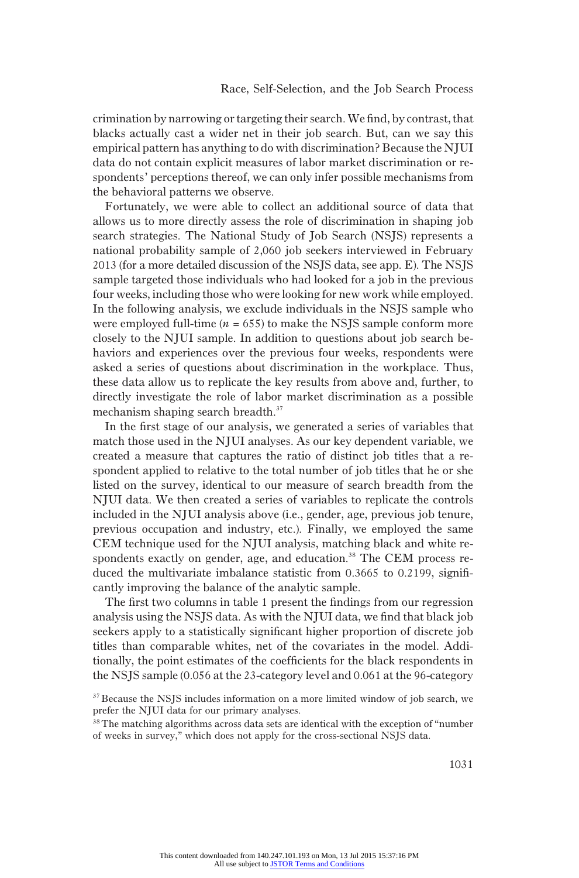crimination by narrowing or targeting their search. We find, by contrast, that blacks actually cast a wider net in their job search. But, can we say this empirical pattern has anything to do with discrimination? Because the NJUI data do not contain explicit measures of labor market discrimination or respondents' perceptions thereof, we can only infer possible mechanisms from the behavioral patterns we observe.

Fortunately, we were able to collect an additional source of data that allows us to more directly assess the role of discrimination in shaping job search strategies. The National Study of Job Search (NSJS) represents a national probability sample of 2,060 job seekers interviewed in February 2013 (for a more detailed discussion of the NSJS data, see app. E). The NSJS sample targeted those individuals who had looked for a job in the previous four weeks, including those who were looking for new work while employed. In the following analysis, we exclude individuals in the NSJS sample who were employed full-time ($n = 655$) to make the NSJS sample conform more closely to the NJUI sample. In addition to questions about job search behaviors and experiences over the previous four weeks, respondents were asked a series of questions about discrimination in the workplace. Thus, these data allow us to replicate the key results from above and, further, to directly investigate the role of labor market discrimination as a possible mechanism shaping search breadth.[37]

In the first stage of our analysis, we generated a series of variables that match those used in the NJUI analyses. As our key dependent variable, we created a measure that captures the ratio of distinct job titles that a respondent applied to relative to the total number of job titles that he or she listed on the survey, identical to our measure of search breadth from the NJUI data. We then created a series of variables to replicate the controls included in the NJUI analysis above (i.e., gender, age, previous job tenure, previous occupation and industry, etc.). Finally, we employed the same CEM technique used for the NJUI analysis, matching black and white respondents exactly on gender, age, and education.[38] The CEM process reduced the multivariate imbalance statistic from 0.3665 to 0.2199, significantly improving the balance of the analytic sample.

The first two columns in table 1 present the findings from our regression analysis using the NSJS data. As with the NJUI data, we find that black job seekers apply to a statistically significant higher proportion of discrete job titles than comparable whites, net of the covariates in the model. Additionally, the point estimates of the coefficients for the black respondents in the NSJS sample (0.056 at the 23-category level and 0.061 at the 96-category

[37] Because the NSJS includes information on a more limited window of job search, we prefer the NJUI data for our primary analyses.

[38] The matching algorithms across data sets are identical with the exception of "number of weeks in survey," which does not apply for the cross-sectional NSJS data.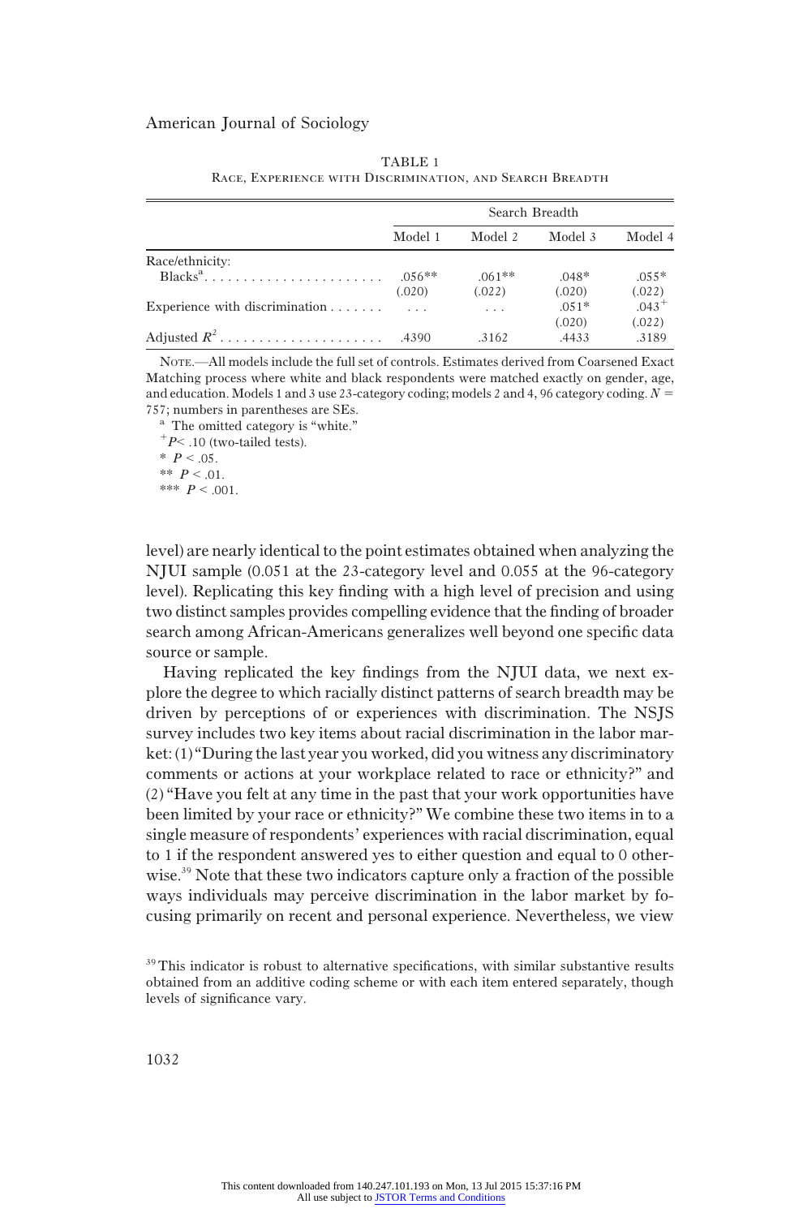TABLE 1

Race, Experience with Discrimination, and Search Breadth

| | Search Breadth | | | |
|---|---|---|---|---|
| | Model 1 | Model 2 | Model 3 | Model 4 |
| Race/ethnicity: | | | | |
| Blacks[a] | .056** | .061** | .048* | .055* |
| | (.020) | (.022) | (.020) | (.022) |
| Experience with discrimination | ... | ... | .051* | .043[+] |
| | | | (.020) | (.022) |
| Adjusted $R^2$ | .4390 | .3162 | .4433 | .3189 |

Note.—All models include the full set of controls. Estimates derived from Coarsened Exact Matching process where white and black respondents were matched exactly on gender, age, and education. Models 1 and 3 use 23-category coding; models 2 and 4, 96 category coding. $N = 757$; numbers in parentheses are SEs.

[a] The omitted category is "white."

[+] $P < .10$ (two-tailed tests).

* $P < .05$.

** $P < .01$.

*** $P < .001$.

level) are nearly identical to the point estimates obtained when analyzing the NJUI sample (0.051 at the 23-category level and 0.055 at the 96-category level). Replicating this key finding with a high level of precision and using two distinct samples provides compelling evidence that the finding of broader search among African-Americans generalizes well beyond one specific data source or sample.

Having replicated the key findings from the NJUI data, we next explore the degree to which racially distinct patterns of search breadth may be driven by perceptions of or experiences with discrimination. The NSJS survey includes two key items about racial discrimination in the labor market: (1) "During the last year you worked, did you witness any discriminatory comments or actions at your workplace related to race or ethnicity?" and (2) "Have you felt at any time in the past that your work opportunities have been limited by your race or ethnicity?" We combine these two items in to a single measure of respondents' experiences with racial discrimination, equal to 1 if the respondent answered yes to either question and equal to 0 otherwise.[39] Note that these two indicators capture only a fraction of the possible ways individuals may perceive discrimination in the labor market by focusing primarily on recent and personal experience. Nevertheless, we view

[39] This indicator is robust to alternative specifications, with similar substantive results obtained from an additive coding scheme or with each item entered separately, though levels of significance vary.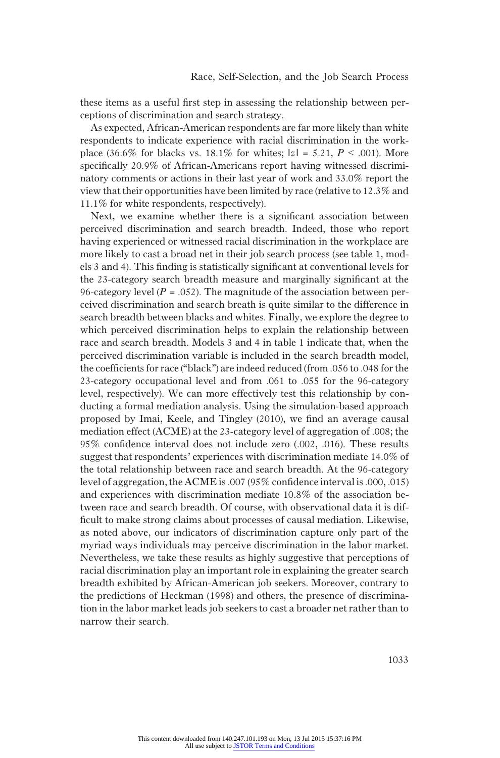these items as a useful first step in assessing the relationship between perceptions of discrimination and search strategy.

As expected, African-American respondents are far more likely than white respondents to indicate experience with racial discrimination in the workplace (36.6% for blacks vs. 18.1% for whites; $|z| = 5.21$, $P < .001$). More specifically 20.9% of African-Americans report having witnessed discriminatory comments or actions in their last year of work and 33.0% report the view that their opportunities have been limited by race (relative to 12.3% and 11.1% for white respondents, respectively).

Next, we examine whether there is a significant association between perceived discrimination and search breadth. Indeed, those who report having experienced or witnessed racial discrimination in the workplace are more likely to cast a broad net in their job search process (see table 1, models 3 and 4). This finding is statistically significant at conventional levels for the 23-category search breadth measure and marginally significant at the 96-category level ($P = .052$). The magnitude of the association between perceived discrimination and search breath is quite similar to the difference in search breadth between blacks and whites. Finally, we explore the degree to which perceived discrimination helps to explain the relationship between race and search breadth. Models 3 and 4 in table 1 indicate that, when the perceived discrimination variable is included in the search breadth model, the coefficients for race ("black") are indeed reduced (from .056 to .048 for the 23-category occupational level and from .061 to .055 for the 96-category level, respectively). We can more effectively test this relationship by conducting a formal mediation analysis. Using the simulation-based approach proposed by Imai, Keele, and Tingley (2010), we find an average causal mediation effect (ACME) at the 23-category level of aggregation of .008; the 95% confidence interval does not include zero (.002, .016). These results suggest that respondents' experiences with discrimination mediate 14.0% of the total relationship between race and search breadth. At the 96-category level of aggregation, the ACME is .007 (95% confidence interval is .000, .015) and experiences with discrimination mediate 10.8% of the association between race and search breadth. Of course, with observational data it is difficult to make strong claims about processes of causal mediation. Likewise, as noted above, our indicators of discrimination capture only part of the myriad ways individuals may perceive discrimination in the labor market. Nevertheless, we take these results as highly suggestive that perceptions of racial discrimination play an important role in explaining the greater search breadth exhibited by African-American job seekers. Moreover, contrary to the predictions of Heckman (1998) and others, the presence of discrimination in the labor market leads job seekers to cast a broader net rather than to narrow their search.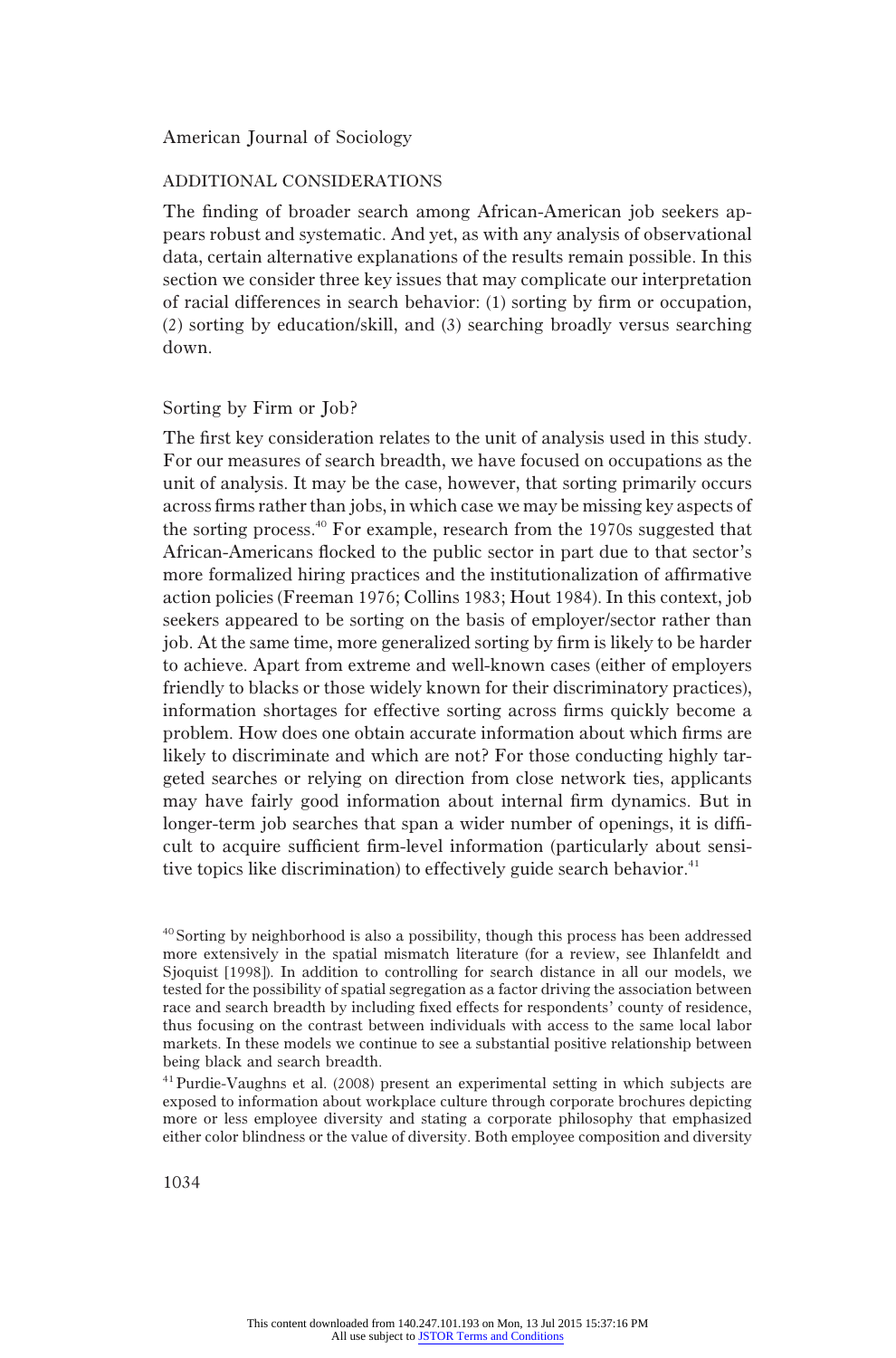## ADDITIONAL CONSIDERATIONS

The finding of broader search among African-American job seekers appears robust and systematic. And yet, as with any analysis of observational data, certain alternative explanations of the results remain possible. In this section we consider three key issues that may complicate our interpretation of racial differences in search behavior: (1) sorting by firm or occupation, (2) sorting by education/skill, and (3) searching broadly versus searching down.

### Sorting by Firm or Job?

The first key consideration relates to the unit of analysis used in this study. For our measures of search breadth, we have focused on occupations as the unit of analysis. It may be the case, however, that sorting primarily occurs across firms rather than jobs, in which case we may be missing key aspects of the sorting process.[40] For example, research from the 1970s suggested that African-Americans flocked to the public sector in part due to that sector's more formalized hiring practices and the institutionalization of affirmative action policies (Freeman 1976; Collins 1983; Hout 1984). In this context, job seekers appeared to be sorting on the basis of employer/sector rather than job. At the same time, more generalized sorting by firm is likely to be harder to achieve. Apart from extreme and well-known cases (either of employers friendly to blacks or those widely known for their discriminatory practices), information shortages for effective sorting across firms quickly become a problem. How does one obtain accurate information about which firms are likely to discriminate and which are not? For those conducting highly targeted searches or relying on direction from close network ties, applicants may have fairly good information about internal firm dynamics. But in longer-term job searches that span a wider number of openings, it is difficult to acquire sufficient firm-level information (particularly about sensitive topics like discrimination) to effectively guide search behavior.[41]

[40] Sorting by neighborhood is also a possibility, though this process has been addressed more extensively in the spatial mismatch literature (for a review, see Ihlanfeldt and Sjoquist [1998]). In addition to controlling for search distance in all our models, we tested for the possibility of spatial segregation as a factor driving the association between race and search breadth by including fixed effects for respondents' county of residence, thus focusing on the contrast between individuals with access to the same local labor markets. In these models we continue to see a substantial positive relationship between being black and search breadth.

[41] Purdie-Vaughns et al. (2008) present an experimental setting in which subjects are exposed to information about workplace culture through corporate brochures depicting more or less employee diversity and stating a corporate philosophy that emphasized either color blindness or the value of diversity. Both employee composition and diversity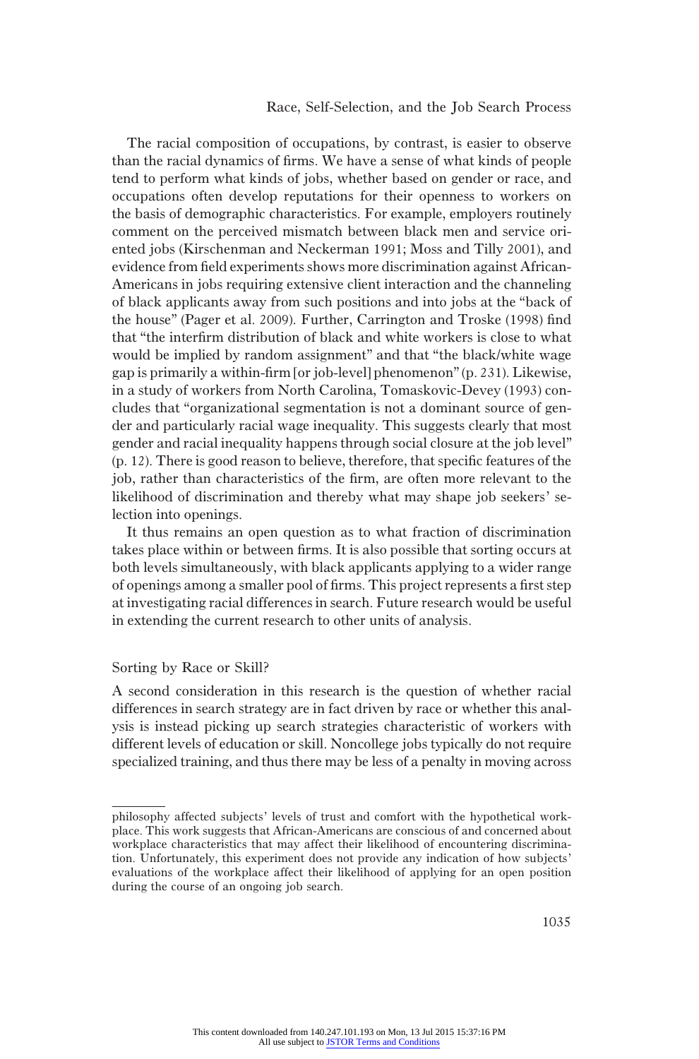The racial composition of occupations, by contrast, is easier to observe than the racial dynamics of firms. We have a sense of what kinds of people tend to perform what kinds of jobs, whether based on gender or race, and occupations often develop reputations for their openness to workers on the basis of demographic characteristics. For example, employers routinely comment on the perceived mismatch between black men and service oriented jobs (Kirschenman and Neckerman 1991; Moss and Tilly 2001), and evidence from field experiments shows more discrimination against African-Americans in jobs requiring extensive client interaction and the channeling of black applicants away from such positions and into jobs at the "back of the house" (Pager et al. 2009). Further, Carrington and Troske (1998) find that "the interfirm distribution of black and white workers is close to what would be implied by random assignment" and that "the black/white wage gap is primarily a within-firm [or job-level] phenomenon" (p. 231). Likewise, in a study of workers from North Carolina, Tomaskovic-Devey (1993) concludes that "organizational segmentation is not a dominant source of gender and particularly racial wage inequality. This suggests clearly that most gender and racial inequality happens through social closure at the job level" (p. 12). There is good reason to believe, therefore, that specific features of the job, rather than characteristics of the firm, are often more relevant to the likelihood of discrimination and thereby what may shape job seekers' selection into openings.

It thus remains an open question as to what fraction of discrimination takes place within or between firms. It is also possible that sorting occurs at both levels simultaneously, with black applicants applying to a wider range of openings among a smaller pool of firms. This project represents a first step at investigating racial differences in search. Future research would be useful in extending the current research to other units of analysis.

### Sorting by Race or Skill?

A second consideration in this research is the question of whether racial differences in search strategy are in fact driven by race or whether this analysis is instead picking up search strategies characteristic of workers with different levels of education or skill. Noncollege jobs typically do not require specialized training, and thus there may be less of a penalty in moving across

---

philosophy affected subjects' levels of trust and comfort with the hypothetical workplace. This work suggests that African-Americans are conscious of and concerned about workplace characteristics that may affect their likelihood of encountering discrimination. Unfortunately, this experiment does not provide any indication of how subjects' evaluations of the workplace affect their likelihood of applying for an open position during the course of an ongoing job search.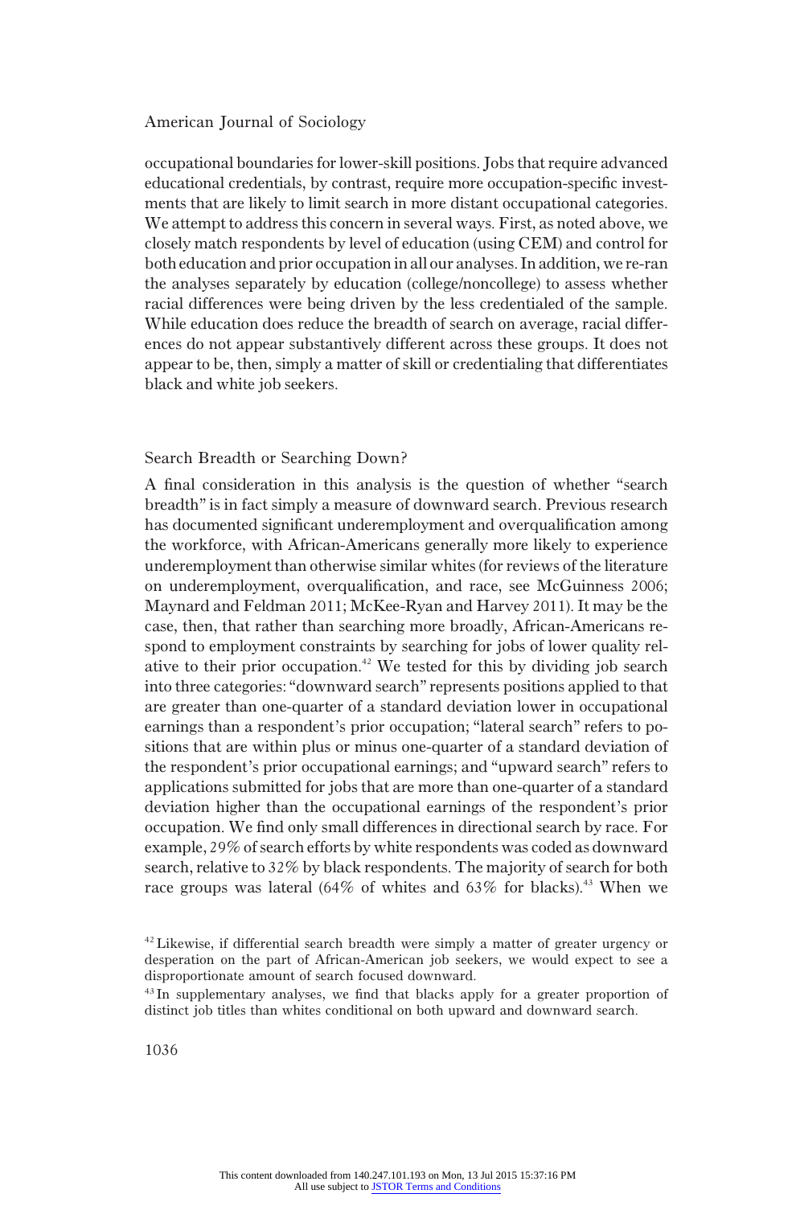occupational boundaries for lower-skill positions. Jobs that require advanced educational credentials, by contrast, require more occupation-specific investments that are likely to limit search in more distant occupational categories. We attempt to address this concern in several ways. First, as noted above, we closely match respondents by level of education (using CEM) and control for both education and prior occupation in all our analyses. In addition, we re-ran the analyses separately by education (college/noncollege) to assess whether racial differences were being driven by the less credentialed of the sample. While education does reduce the breadth of search on average, racial differences do not appear substantively different across these groups. It does not appear to be, then, simply a matter of skill or credentialing that differentiates black and white job seekers.

### Search Breadth or Searching Down?

A final consideration in this analysis is the question of whether "search breadth" is in fact simply a measure of downward search. Previous research has documented significant underemployment and overqualification among the workforce, with African-Americans generally more likely to experience underemployment than otherwise similar whites (for reviews of the literature on underemployment, overqualification, and race, see McGuinness 2006; Maynard and Feldman 2011; McKee-Ryan and Harvey 2011). It may be the case, then, that rather than searching more broadly, African-Americans respond to employment constraints by searching for jobs of lower quality relative to their prior occupation.[42] We tested for this by dividing job search into three categories: "downward search" represents positions applied to that are greater than one-quarter of a standard deviation lower in occupational earnings than a respondent's prior occupation; "lateral search" refers to positions that are within plus or minus one-quarter of a standard deviation of the respondent's prior occupational earnings; and "upward search" refers to applications submitted for jobs that are more than one-quarter of a standard deviation higher than the occupational earnings of the respondent's prior occupation. We find only small differences in directional search by race. For example, 29% of search efforts by white respondents was coded as downward search, relative to 32% by black respondents. The majority of search for both race groups was lateral (64% of whites and 63% for blacks).[43] When we

[42] Likewise, if differential search breadth were simply a matter of greater urgency or desperation on the part of African-American job seekers, we would expect to see a disproportionate amount of search focused downward.

[43] In supplementary analyses, we find that blacks apply for a greater proportion of distinct job titles than whites conditional on both upward and downward search.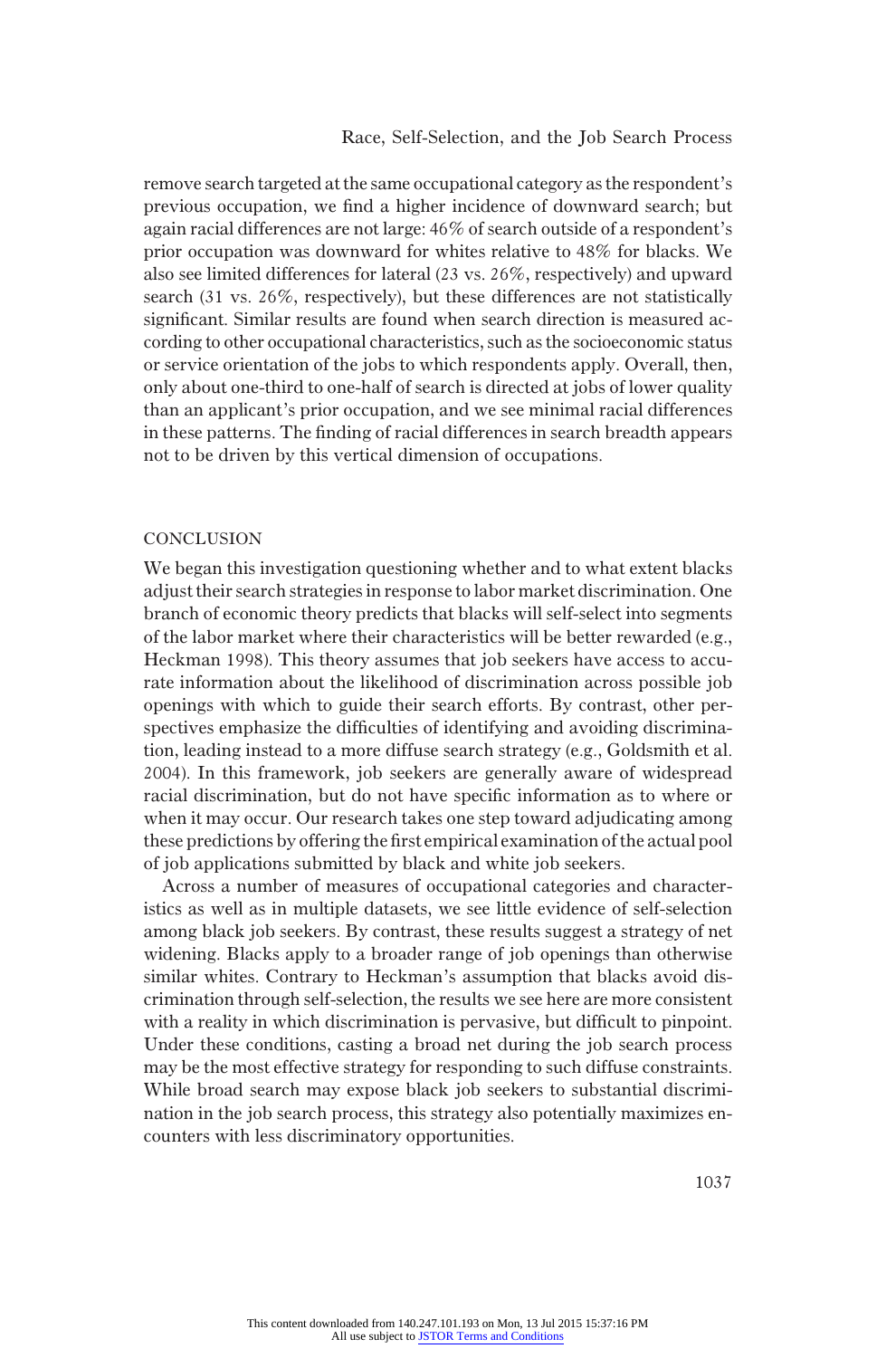remove search targeted at the same occupational category as the respondent's previous occupation, we find a higher incidence of downward search; but again racial differences are not large: 46% of search outside of a respondent's prior occupation was downward for whites relative to 48% for blacks. We also see limited differences for lateral (23 vs. 26%, respectively) and upward search (31 vs. 26%, respectively), but these differences are not statistically significant. Similar results are found when search direction is measured according to other occupational characteristics, such as the socioeconomic status or service orientation of the jobs to which respondents apply. Overall, then, only about one-third to one-half of search is directed at jobs of lower quality than an applicant's prior occupation, and we see minimal racial differences in these patterns. The finding of racial differences in search breadth appears not to be driven by this vertical dimension of occupations.

## CONCLUSION

We began this investigation questioning whether and to what extent blacks adjust their search strategies in response to labor market discrimination. One branch of economic theory predicts that blacks will self-select into segments of the labor market where their characteristics will be better rewarded (e.g., Heckman 1998). This theory assumes that job seekers have access to accurate information about the likelihood of discrimination across possible job openings with which to guide their search efforts. By contrast, other perspectives emphasize the difficulties of identifying and avoiding discrimination, leading instead to a more diffuse search strategy (e.g., Goldsmith et al. 2004). In this framework, job seekers are generally aware of widespread racial discrimination, but do not have specific information as to where or when it may occur. Our research takes one step toward adjudicating among these predictions by offering the first empirical examination of the actual pool of job applications submitted by black and white job seekers.

Across a number of measures of occupational categories and characteristics as well as in multiple datasets, we see little evidence of self-selection among black job seekers. By contrast, these results suggest a strategy of net widening. Blacks apply to a broader range of job openings than otherwise similar whites. Contrary to Heckman's assumption that blacks avoid discrimination through self-selection, the results we see here are more consistent with a reality in which discrimination is pervasive, but difficult to pinpoint. Under these conditions, casting a broad net during the job search process may be the most effective strategy for responding to such diffuse constraints. While broad search may expose black job seekers to substantial discrimination in the job search process, this strategy also potentially maximizes encounters with less discriminatory opportunities.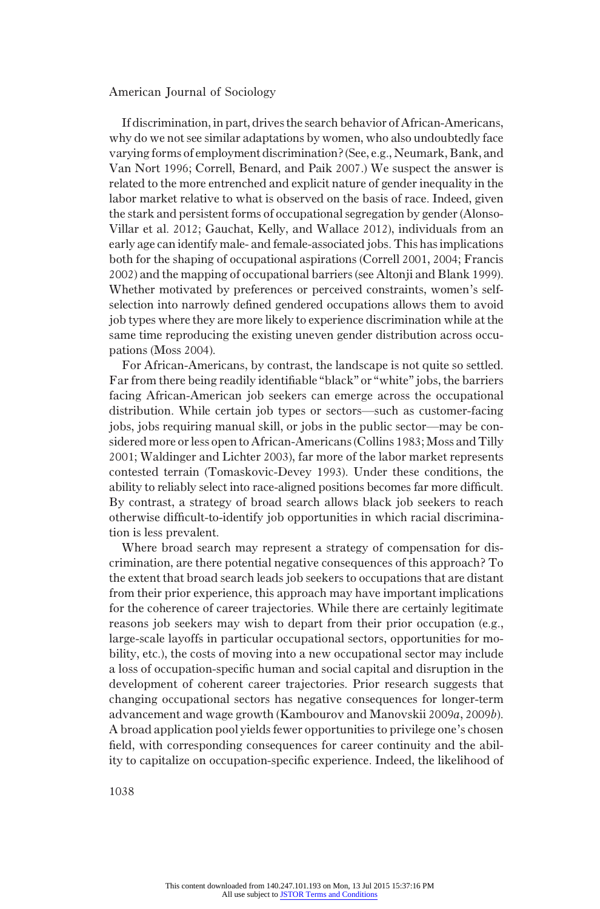If discrimination, in part, drives the search behavior of African-Americans, why do we not see similar adaptations by women, who also undoubtedly face varying forms of employment discrimination? (See, e.g., Neumark, Bank, and Van Nort 1996; Correll, Benard, and Paik 2007.) We suspect the answer is related to the more entrenched and explicit nature of gender inequality in the labor market relative to what is observed on the basis of race. Indeed, given the stark and persistent forms of occupational segregation by gender (Alonso-Villar et al. 2012; Gauchat, Kelly, and Wallace 2012), individuals from an early age can identify male- and female-associated jobs. This has implications both for the shaping of occupational aspirations (Correll 2001, 2004; Francis 2002) and the mapping of occupational barriers (see Altonji and Blank 1999). Whether motivated by preferences or perceived constraints, women's self-selection into narrowly defined gendered occupations allows them to avoid job types where they are more likely to experience discrimination while at the same time reproducing the existing uneven gender distribution across occupations (Moss 2004).

For African-Americans, by contrast, the landscape is not quite so settled. Far from there being readily identifiable "black" or "white" jobs, the barriers facing African-American job seekers can emerge across the occupational distribution. While certain job types or sectors—such as customer-facing jobs, jobs requiring manual skill, or jobs in the public sector—may be considered more or less open to African-Americans (Collins 1983; Moss and Tilly 2001; Waldinger and Lichter 2003), far more of the labor market represents contested terrain (Tomaskovic-Devey 1993). Under these conditions, the ability to reliably select into race-aligned positions becomes far more difficult. By contrast, a strategy of broad search allows black job seekers to reach otherwise difficult-to-identify job opportunities in which racial discrimination is less prevalent.

Where broad search may represent a strategy of compensation for discrimination, are there potential negative consequences of this approach? To the extent that broad search leads job seekers to occupations that are distant from their prior experience, this approach may have important implications for the coherence of career trajectories. While there are certainly legitimate reasons job seekers may wish to depart from their prior occupation (e.g., large-scale layoffs in particular occupational sectors, opportunities for mobility, etc.), the costs of moving into a new occupational sector may include a loss of occupation-specific human and social capital and disruption in the development of coherent career trajectories. Prior research suggests that changing occupational sectors has negative consequences for longer-term advancement and wage growth (Kambourov and Manovskii 2009*a*, 2009*b*). A broad application pool yields fewer opportunities to privilege one's chosen field, with corresponding consequences for career continuity and the ability to capitalize on occupation-specific experience. Indeed, the likelihood of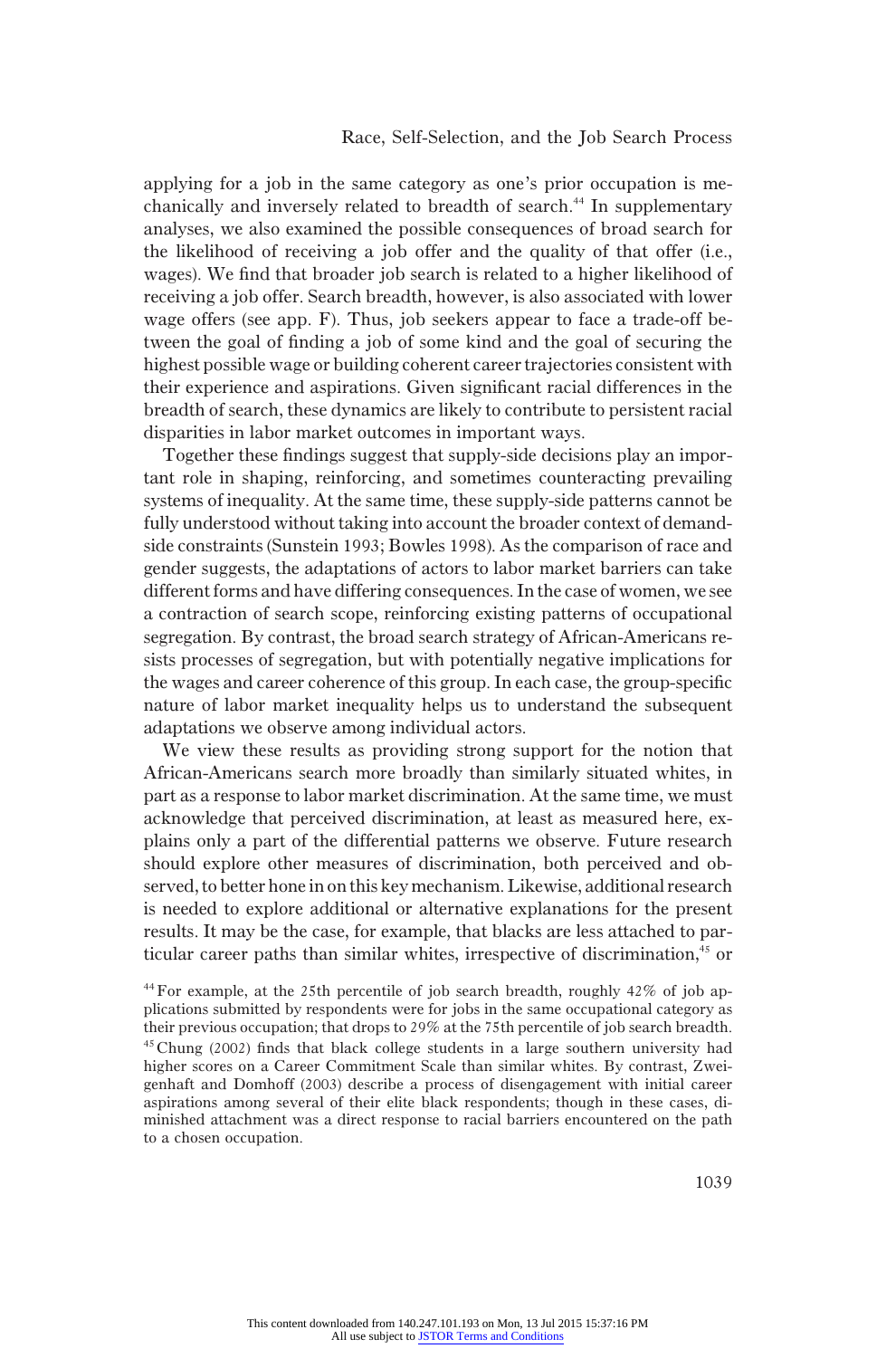applying for a job in the same category as one's prior occupation is mechanically and inversely related to breadth of search.[44] In supplementary analyses, we also examined the possible consequences of broad search for the likelihood of receiving a job offer and the quality of that offer (i.e., wages). We find that broader job search is related to a higher likelihood of receiving a job offer. Search breadth, however, is also associated with lower wage offers (see app. F). Thus, job seekers appear to face a trade-off between the goal of finding a job of some kind and the goal of securing the highest possible wage or building coherent career trajectories consistent with their experience and aspirations. Given significant racial differences in the breadth of search, these dynamics are likely to contribute to persistent racial disparities in labor market outcomes in important ways.

Together these findings suggest that supply-side decisions play an important role in shaping, reinforcing, and sometimes counteracting prevailing systems of inequality. At the same time, these supply-side patterns cannot be fully understood without taking into account the broader context of demand-side constraints (Sunstein 1993; Bowles 1998). As the comparison of race and gender suggests, the adaptations of actors to labor market barriers can take different forms and have differing consequences. In the case of women, we see a contraction of search scope, reinforcing existing patterns of occupational segregation. By contrast, the broad search strategy of African-Americans resists processes of segregation, but with potentially negative implications for the wages and career coherence of this group. In each case, the group-specific nature of labor market inequality helps us to understand the subsequent adaptations we observe among individual actors.

We view these results as providing strong support for the notion that African-Americans search more broadly than similarly situated whites, in part as a response to labor market discrimination. At the same time, we must acknowledge that perceived discrimination, at least as measured here, explains only a part of the differential patterns we observe. Future research should explore other measures of discrimination, both perceived and observed, to better hone in on this key mechanism. Likewise, additional research is needed to explore additional or alternative explanations for the present results. It may be the case, for example, that blacks are less attached to particular career paths than similar whites, irrespective of discrimination,[45] or

[44] For example, at the 25th percentile of job search breadth, roughly 42% of job applications submitted by respondents were for jobs in the same occupational category as their previous occupation; that drops to 29% at the 75th percentile of job search breadth.

[45] Chung (2002) finds that black college students in a large southern university had higher scores on a Career Commitment Scale than similar whites. By contrast, Zweigenhaft and Domhoff (2003) describe a process of disengagement with initial career aspirations among several of their elite black respondents; though in these cases, diminished attachment was a direct response to racial barriers encountered on the path to a chosen occupation.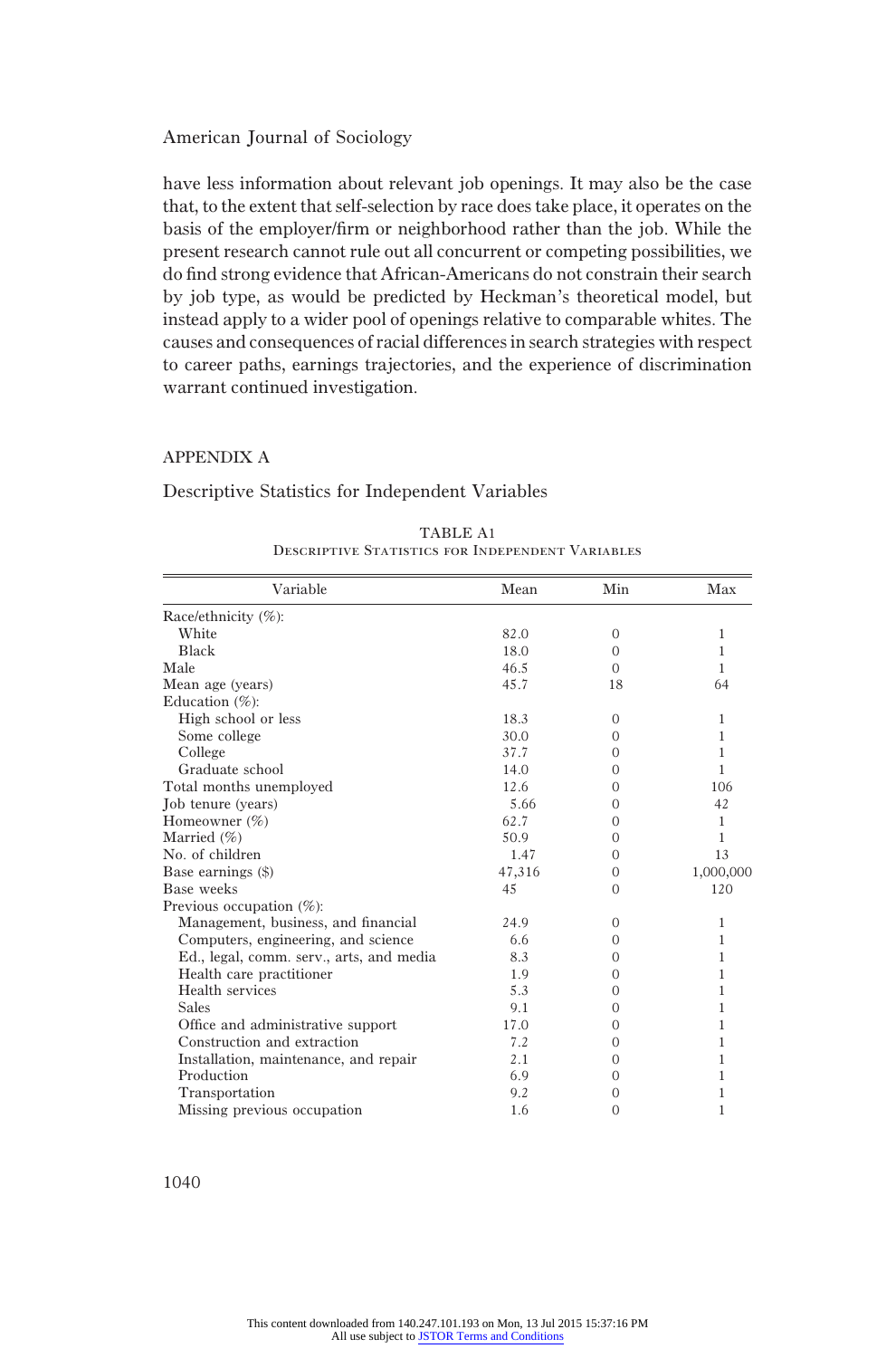have less information about relevant job openings. It may also be the case that, to the extent that self-selection by race does take place, it operates on the basis of the employer/firm or neighborhood rather than the job. While the present research cannot rule out all concurrent or competing possibilities, we do find strong evidence that African-Americans do not constrain their search by job type, as would be predicted by Heckman's theoretical model, but instead apply to a wider pool of openings relative to comparable whites. The causes and consequences of racial differences in search strategies with respect to career paths, earnings trajectories, and the experience of discrimination warrant continued investigation.

## APPENDIX A

### Descriptive Statistics for Independent Variables

TABLE A1
Descriptive Statistics for Independent Variables

| Variable | Mean | Min | Max |
|---|---|---|---|
| Race/ethnicity (%): | | | |
| White | 82.0 | 0 | 1 |
| Black | 18.0 | 0 | 1 |
| Male | 46.5 | 0 | 1 |
| Mean age (years) | 45.7 | 18 | 64 |
| Education (%): | | | |
| High school or less | 18.3 | 0 | 1 |
| Some college | 30.0 | 0 | 1 |
| College | 37.7 | 0 | 1 |
| Graduate school | 14.0 | 0 | 1 |
| Total months unemployed | 12.6 | 0 | 106 |
| Job tenure (years) | 5.66 | 0 | 42 |
| Homeowner (%) | 62.7 | 0 | 1 |
| Married (%) | 50.9 | 0 | 1 |
| No. of children | 1.47 | 0 | 13 |
| Base earnings ($) | 47,316 | 0 | 1,000,000 |
| Base weeks | 45 | 0 | 120 |
| Previous occupation (%): | | | |
| Management, business, and financial | 24.9 | 0 | 1 |
| Computers, engineering, and science | 6.6 | 0 | 1 |
| Ed., legal, comm. serv., arts, and media | 8.3 | 0 | 1 |
| Health care practitioner | 1.9 | 0 | 1 |
| Health services | 5.3 | 0 | 1 |
| Sales | 9.1 | 0 | 1 |
| Office and administrative support | 17.0 | 0 | 1 |
| Construction and extraction | 7.2 | 0 | 1 |
| Installation, maintenance, and repair | 2.1 | 0 | 1 |
| Production | 6.9 | 0 | 1 |
| Transportation | 9.2 | 0 | 1 |
| Missing previous occupation | 1.6 | 0 | 1 |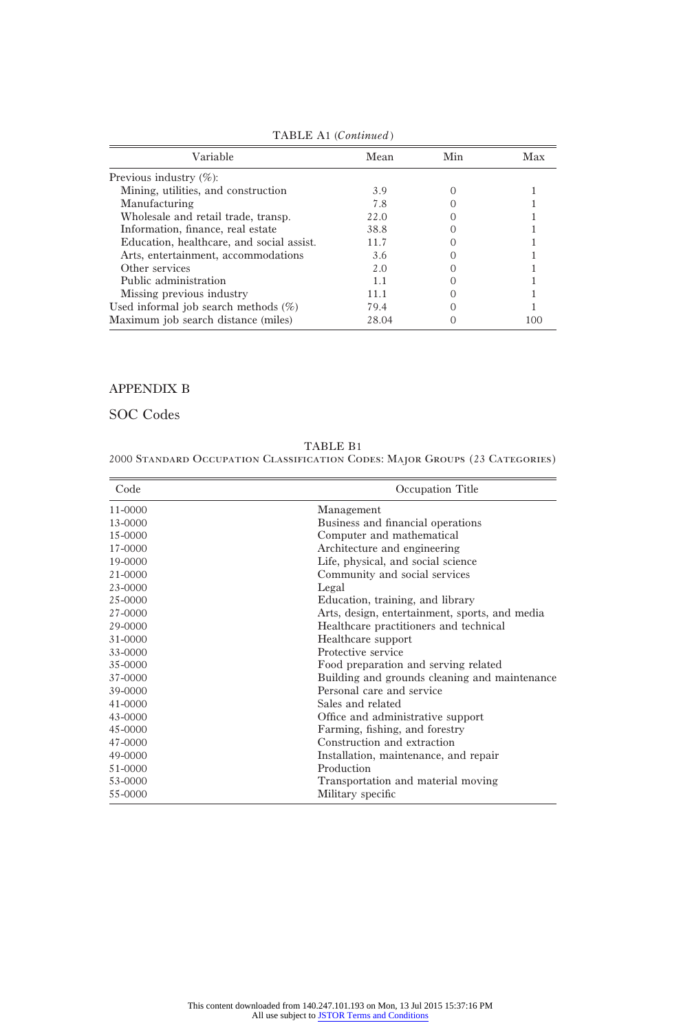TABLE A1 (*Continued*)

| Variable | Mean | Min | Max |
|---|---|---|---|
| Previous industry (%): | | | |
| Mining, utilities, and construction | 3.9 | 0 | 1 |
| Manufacturing | 7.8 | 0 | 1 |
| Wholesale and retail trade, transp. | 22.0 | 0 | 1 |
| Information, finance, real estate | 38.8 | 0 | 1 |
| Education, healthcare, and social assist. | 11.7 | 0 | 1 |
| Arts, entertainment, accommodations | 3.6 | 0 | 1 |
| Other services | 2.0 | 0 | 1 |
| Public administration | 1.1 | 0 | 1 |
| Missing previous industry | 11.1 | 0 | 1 |
| Used informal job search methods (%) | 79.4 | 0 | 1 |
| Maximum job search distance (miles) | 28.04 | 0 | 100 |

## APPENDIX B

### SOC Codes

TABLE B1
2000 Standard Occupation Classification Codes: Major Groups (23 Categories)

| Code | Occupation Title |
|---|---|
| 11-0000 | Management |
| 13-0000 | Business and financial operations |
| 15-0000 | Computer and mathematical |
| 17-0000 | Architecture and engineering |
| 19-0000 | Life, physical, and social science |
| 21-0000 | Community and social services |
| 23-0000 | Legal |
| 25-0000 | Education, training, and library |
| 27-0000 | Arts, design, entertainment, sports, and media |
| 29-0000 | Healthcare practitioners and technical |
| 31-0000 | Healthcare support |
| 33-0000 | Protective service |
| 35-0000 | Food preparation and serving related |
| 37-0000 | Building and grounds cleaning and maintenance |
| 39-0000 | Personal care and service |
| 41-0000 | Sales and related |
| 43-0000 | Office and administrative support |
| 45-0000 | Farming, fishing, and forestry |
| 47-0000 | Construction and extraction |
| 49-0000 | Installation, maintenance, and repair |
| 51-0000 | Production |
| 53-0000 | Transportation and material moving |
| 55-0000 | Military specific |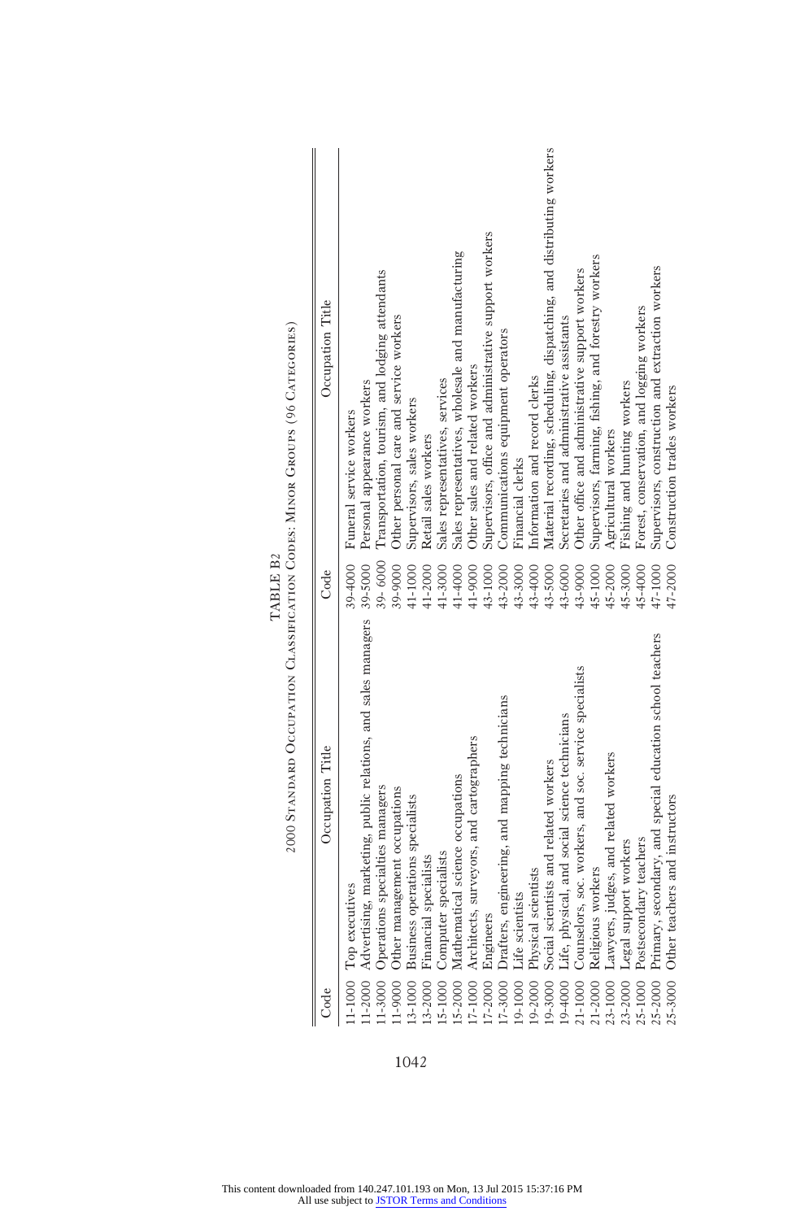TABLE B2

2000 Standard Occupation Classification Codes: Minor Groups (96 Categories)

| Code | Occupation Title | Code | Occupation Title |
|---|---|---|---|
| 11-1000 | Top executives | 39-4000 | Funeral service workers |
| 11-2000 | Advertising, marketing, public relations, and sales managers | 39-5000 | Personal appearance workers |
| 11-3000 | Operations specialties managers | 39- 6000 | Transportation, tourism, and lodging attendants |
| 11-9000 | Other management occupations | 39-9000 | Other personal care and service workers |
| 13-1000 | Business operations specialists | 41-1000 | Supervisors, sales workers |
| 13-2000 | Financial specialists | 41-2000 | Retail sales workers |
| 15-1000 | Computer specialists | 41-3000 | Sales representatives, services |
| 15-2000 | Mathematical science occupations | 41-4000 | Sales representatives, wholesale and manufacturing |
| 17-1000 | Architects, surveyors, and cartographers | 41-9000 | Other sales and related workers |
| 17-2000 | Engineers | 43-1000 | Supervisors, office and administrative support workers |
| 17-3000 | Drafters, engineering, and mapping technicians | 43-2000 | Communications equipment operators |
| 19-1000 | Life scientists | 43-3000 | Financial clerks |
| 19-2000 | Physical scientists | 43-4000 | Information and record clerks |
| 19-3000 | Social scientists and related workers | 43-5000 | Material recording, scheduling, dispatching, and distributing workers |
| 19-4000 | Life, physical, and social science technicians | 43-6000 | Secretaries and administrative assistants |
| 21-1000 | Counselors, soc. workers, and soc. service specialists | 43-9000 | Other office and administrative support workers |
| 21-2000 | Religious workers | 45-1000 | Supervisors, farming, fishing, and forestry workers |
| 23-1000 | Lawyers, judges, and related workers | 45-2000 | Agricultural workers |
| 23-2000 | Legal support workers | 45-3000 | Fishing and hunting workers |
| 25-1000 | Postsecondary teachers | 45-4000 | Forest, conservation, and logging workers |
| 25-2000 | Primary, secondary, and special education school teachers | 47-1000 | Supervisors, construction and extraction workers |
| 25-3000 | Other teachers and instructors | 47-2000 | Construction trades workers |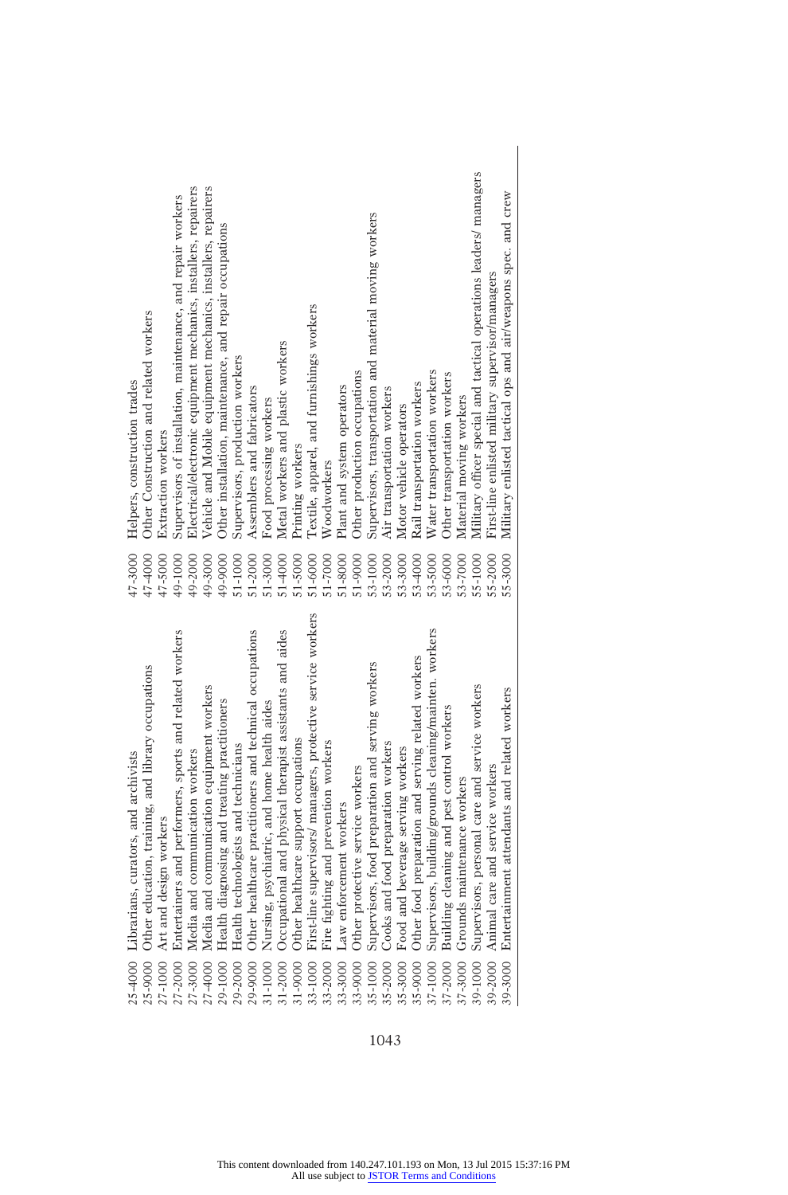| | | | |
|---|---|---|---|
| 25-4000 | Librarians, curators, and archivists | 47-3000 | Helpers, construction trades |
| 25-9000 | Other education, training, and library occupations | 47-4000 | Other Construction and related workers |
| 27-1000 | Art and design workers | 47-5000 | Extraction workers |
| 27-2000 | Entertainers and performers, sports and related workers | 49-1000 | Supervisors of installation, maintenance, and repair workers |
| 27-3000 | Media and communication workers | 49-2000 | Electrical/electronic equipment mechanics, installers, repairers |
| 27-4000 | Media and communication equipment workers | 49-3000 | Vehicle and Mobile equipment mechanics, installers, repairers |
| 29-1000 | Health diagnosing and treating practitioners | 49-9000 | Other installation, maintenance, and repair occupations |
| 29-2000 | Health technologists and technicians | 51-1000 | Supervisors, production workers |
| 29-9000 | Other healthcare practitioners and technical occupations | 51-2000 | Assemblers and fabricators |
| 31-1000 | Nursing, psychiatric, and home health aides | 51-3000 | Food processing workers |
| 31-2000 | Occupational and physical therapist assistants and aides | 51-4000 | Metal workers and plastic workers |
| 31-9000 | Other healthcare support occupations | 51-5000 | Printing workers |
| 33-1000 | First-line supervisors/ managers, protective service workers | 51-6000 | Textile, apparel, and furnishings workers |
| 33-2000 | Fire fighting and prevention workers | 51-7000 | Woodworkers |
| 33-3000 | Law enforcement workers | 51-8000 | Plant and system operators |
| 33-9000 | Other protective service workers | 51-9000 | Other production occupations |
| 35-1000 | Supervisors, food preparation and serving workers | 53-1000 | Supervisors, transportation and material moving workers |
| 35-2000 | Cooks and food preparation workers | 53-2000 | Air transportation workers |
| 35-3000 | Food and beverage serving workers | 53-3000 | Motor vehicle operators |
| 35-9000 | Other food preparation and serving related workers | 53-4000 | Rail transportation workers |
| 37-1000 | Supervisors, building/grounds cleaning/mainten. workers | 53-5000 | Water transportation workers |
| 37-2000 | Building cleaning and pest control workers | 53-6000 | Other transportation workers |
| 37-3000 | Grounds maintenance workers | 53-7000 | Material moving workers |
| 39-1000 | Supervisors, personal care and service workers | 55-1000 | Military officer special and tactical operations leaders/ managers |
| 39-2000 | Animal care and service workers | 55-2000 | First-line enlisted military supervisor/managers |
| 39-3000 | Entertainment attendants and related workers | 55-3000 | Military enlisted tactical ops and air/weapons spec. and crew |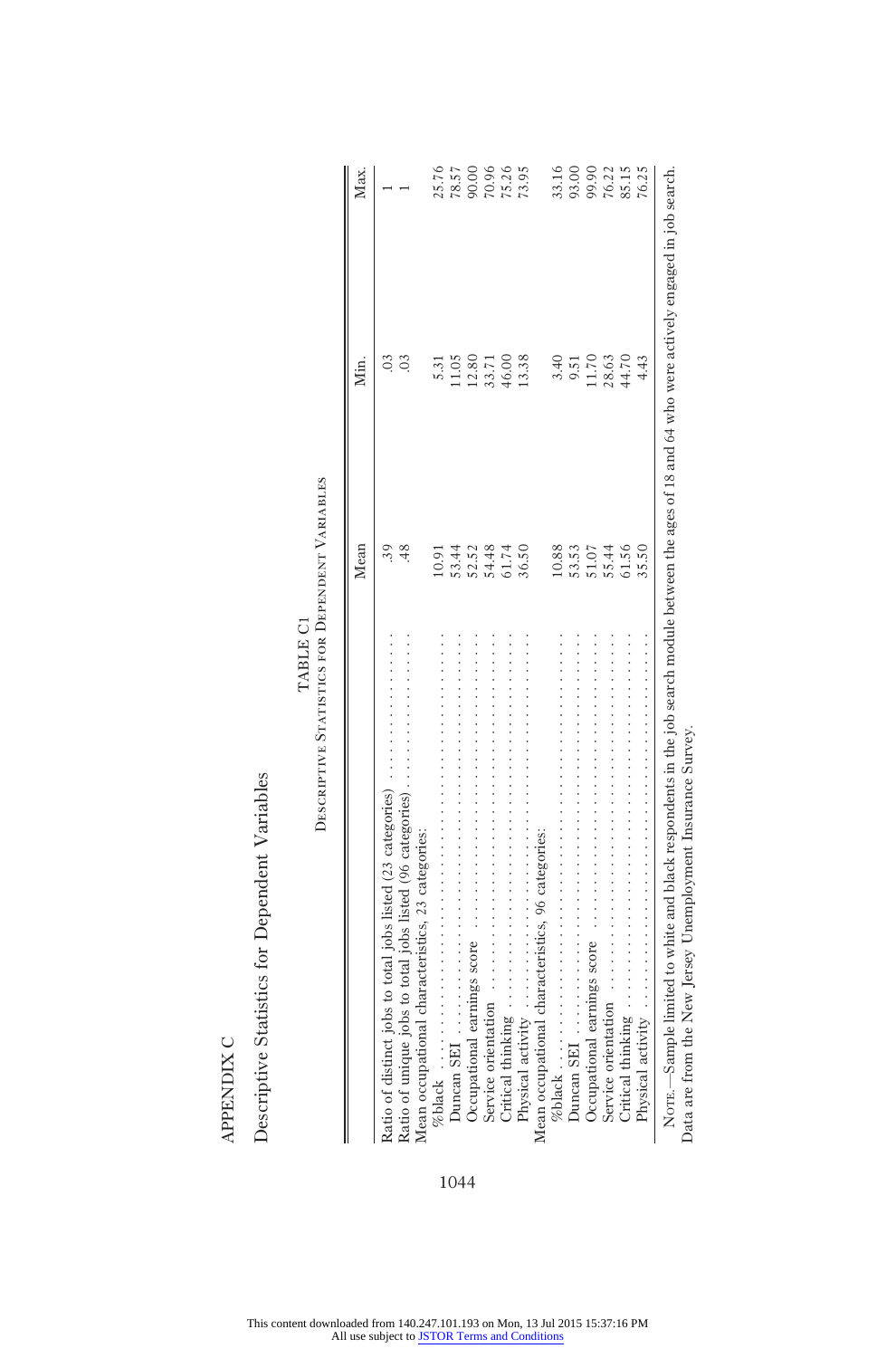## APPENDIX C

## Descriptive Statistics for Dependent Variables

TABLE C1

Descriptive Statistics for Dependent Variables

| | Mean | Min. | Max. |
|---|---|---|---|
| Ratio of distinct jobs to total jobs listed (23 categories) | .39 | .03 | 1 |
| Ratio of unique jobs to total jobs listed (96 categories) | .48 | .03 | 1 |
| Mean occupational characteristics, 23 categories: | | | |
| %black | 10.91 | 5.31 | 25.76 |
| Duncan SEI | 53.44 | 11.05 | 78.57 |
| Occupational earnings score | 52.52 | 12.80 | 90.00 |
| Service orientation | 54.48 | 33.71 | 70.96 |
| Critical thinking | 61.74 | 46.00 | 75.26 |
| Physical activity | 36.50 | 13.38 | 73.95 |
| Mean occupational characteristics, 96 categories: | | | |
| %black | 10.88 | 3.40 | 33.16 |
| Duncan SEI | 53.53 | 9.51 | 93.00 |
| Occupational earnings score | 51.07 | 11.70 | 99.90 |
| Service orientation | 55.44 | 28.63 | 76.22 |
| Critical thinking | 61.56 | 44.70 | 85.15 |
| Physical activity | 35.50 | 4.43 | 76.25 |

Note.—Sample limited to white and black respondents in the job search module between the ages of 18 and 64 who were actively engaged in job search. Data are from the New Jersey Unemployment Insurance Survey.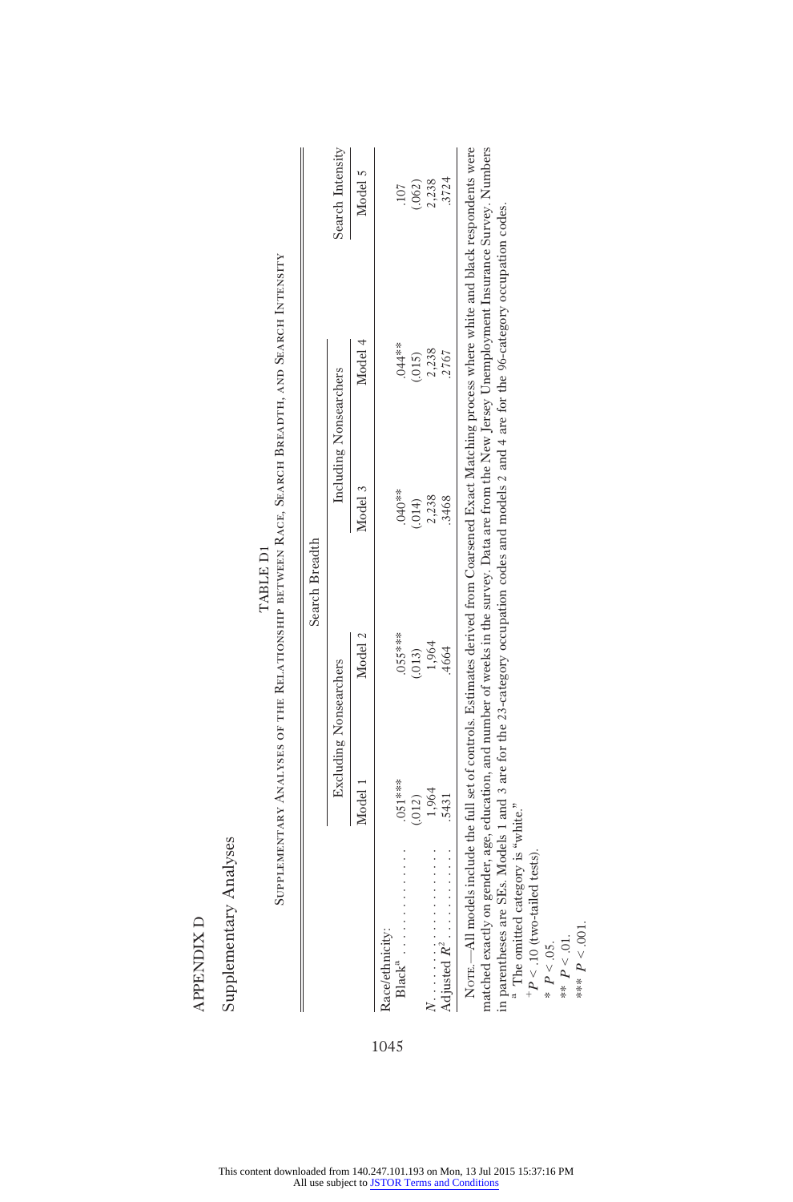# APPENDIX D

## Supplementary Analyses

TABLE D1

Supplementary Analyses of the Relationship between Race, Search Breadth, and Search Intensity

| | Search Breadth | | | | Search Intensity |
|---|---|---|---|---|---|
| | Excluding Nonsearchers | | Including Nonsearchers | | |
| | Model 1 | Model 2 | Model 3 | Model 4 | Model 5 |
| Race/ethnicity: | | | | | |
| Black[a] . . . . . . . . . . . . . . | .051*** | .055*** | .040** | .044** | .107 |
| | (.012) | (.013) | (.014) | (.015) | (.062) |
| $N$ . . . . . . . . . . . . . . . . . . . . | 1,964 | 1,964 | 2,238 | 2,238 | 2,238 |
| Adjusted $R^2$ . . . . . . . . . . . . | .5431 | .4664 | .3468 | .2767 | .3724 |

Note.—All models include the full set of controls. Estimates derived from Coarsened Exact Matching process where white and black respondents were matched exactly on gender, age, education, and number of weeks in the survey. Data are from the New Jersey Unemployment Insurance Survey. Numbers in parentheses are SEs. Models 1 and 3 are for the 23-category occupation codes and models 2 and 4 are for the 96-category occupation codes.

[a] The omitted category is "white."

+ $P < .10$ (two-tailed tests).

\* $P < .05$.

\*\* $P < .01$.

\*\*\* $P < .001$.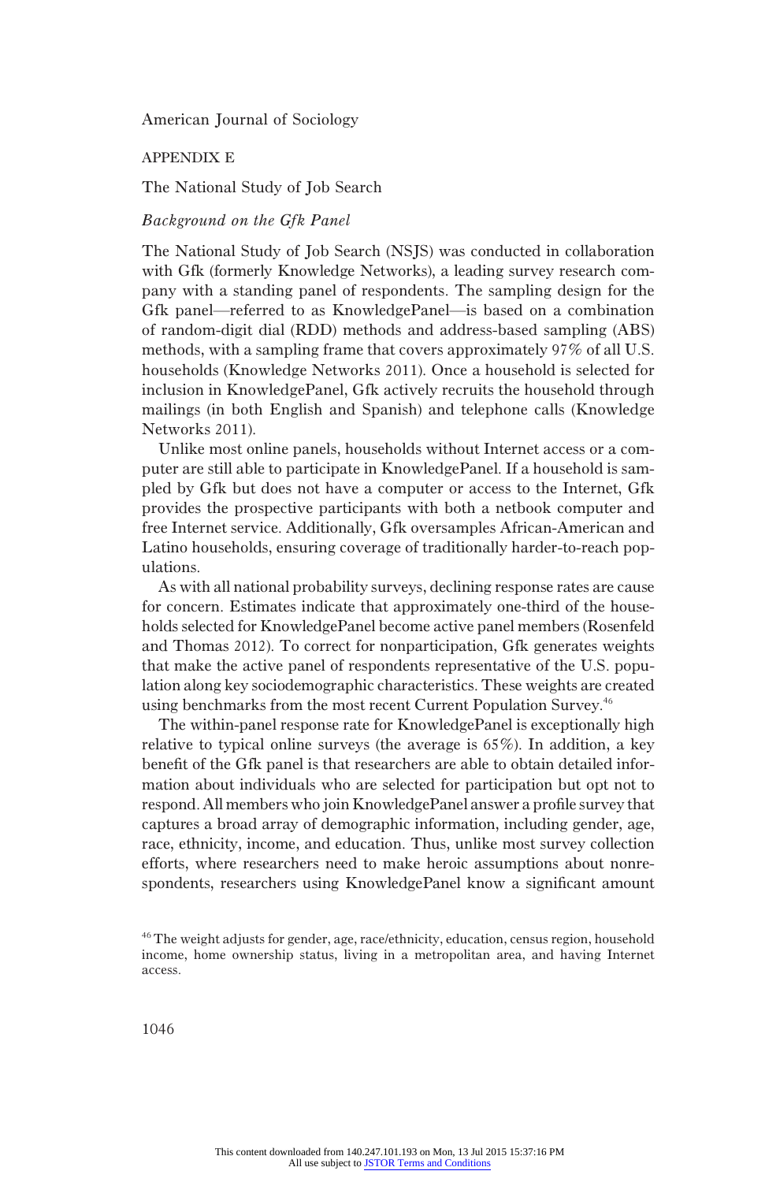## APPENDIX E

### The National Study of Job Search

#### *Background on the Gfk Panel*

The National Study of Job Search (NSJS) was conducted in collaboration with Gfk (formerly Knowledge Networks), a leading survey research company with a standing panel of respondents. The sampling design for the Gfk panel—referred to as KnowledgePanel—is based on a combination of random-digit dial (RDD) methods and address-based sampling (ABS) methods, with a sampling frame that covers approximately 97% of all U.S. households (Knowledge Networks 2011). Once a household is selected for inclusion in KnowledgePanel, Gfk actively recruits the household through mailings (in both English and Spanish) and telephone calls (Knowledge Networks 2011).

Unlike most online panels, households without Internet access or a computer are still able to participate in KnowledgePanel. If a household is sampled by Gfk but does not have a computer or access to the Internet, Gfk provides the prospective participants with both a netbook computer and free Internet service. Additionally, Gfk oversamples African-American and Latino households, ensuring coverage of traditionally harder-to-reach populations.

As with all national probability surveys, declining response rates are cause for concern. Estimates indicate that approximately one-third of the households selected for KnowledgePanel become active panel members (Rosenfeld and Thomas 2012). To correct for nonparticipation, Gfk generates weights that make the active panel of respondents representative of the U.S. population along key sociodemographic characteristics. These weights are created using benchmarks from the most recent Current Population Survey.[46]

The within-panel response rate for KnowledgePanel is exceptionally high relative to typical online surveys (the average is 65%). In addition, a key benefit of the Gfk panel is that researchers are able to obtain detailed information about individuals who are selected for participation but opt not to respond. All members who join KnowledgePanel answer a profile survey that captures a broad array of demographic information, including gender, age, race, ethnicity, income, and education. Thus, unlike most survey collection efforts, where researchers need to make heroic assumptions about nonrespondents, researchers using KnowledgePanel know a significant amount

[46] The weight adjusts for gender, age, race/ethnicity, education, census region, household income, home ownership status, living in a metropolitan area, and having Internet access.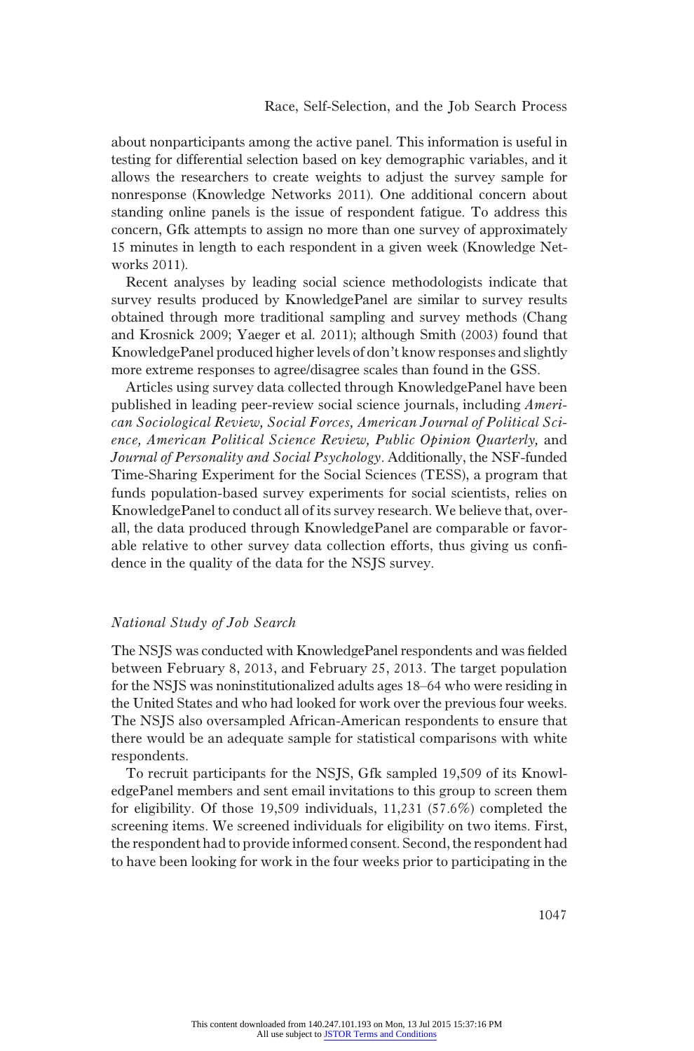about nonparticipants among the active panel. This information is useful in testing for differential selection based on key demographic variables, and it allows the researchers to create weights to adjust the survey sample for nonresponse (Knowledge Networks 2011). One additional concern about standing online panels is the issue of respondent fatigue. To address this concern, Gfk attempts to assign no more than one survey of approximately 15 minutes in length to each respondent in a given week (Knowledge Networks 2011).

Recent analyses by leading social science methodologists indicate that survey results produced by KnowledgePanel are similar to survey results obtained through more traditional sampling and survey methods (Chang and Krosnick 2009; Yaeger et al. 2011); although Smith (2003) found that KnowledgePanel produced higher levels of don't know responses and slightly more extreme responses to agree/disagree scales than found in the GSS.

Articles using survey data collected through KnowledgePanel have been published in leading peer-review social science journals, including *American Sociological Review, Social Forces, American Journal of Political Science, American Political Science Review, Public Opinion Quarterly,* and *Journal of Personality and Social Psychology*. Additionally, the NSF-funded Time-Sharing Experiment for the Social Sciences (TESS), a program that funds population-based survey experiments for social scientists, relies on KnowledgePanel to conduct all of its survey research. We believe that, overall, the data produced through KnowledgePanel are comparable or favorable relative to other survey data collection efforts, thus giving us confidence in the quality of the data for the NSJS survey.

### *National Study of Job Search*

The NSJS was conducted with KnowledgePanel respondents and was fielded between February 8, 2013, and February 25, 2013. The target population for the NSJS was noninstitutionalized adults ages 18–64 who were residing in the United States and who had looked for work over the previous four weeks. The NSJS also oversampled African-American respondents to ensure that there would be an adequate sample for statistical comparisons with white respondents.

To recruit participants for the NSJS, Gfk sampled 19,509 of its KnowledgePanel members and sent email invitations to this group to screen them for eligibility. Of those 19,509 individuals, 11,231 (57.6%) completed the screening items. We screened individuals for eligibility on two items. First, the respondent had to provide informed consent. Second, the respondent had to have been looking for work in the four weeks prior to participating in the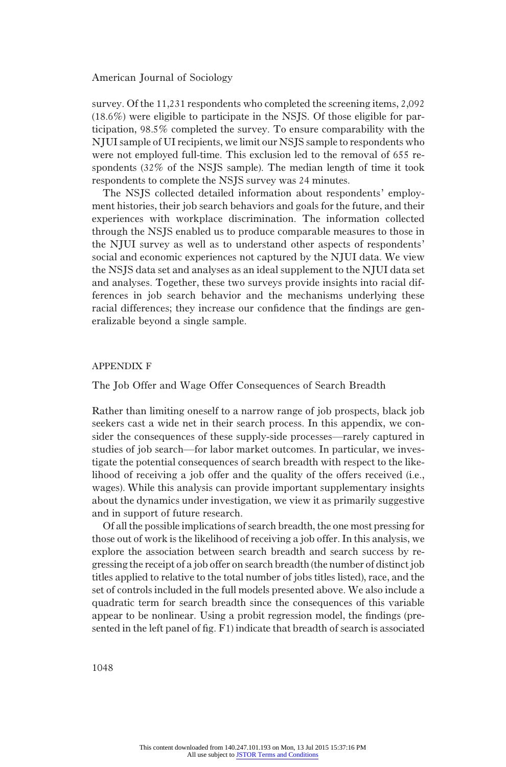survey. Of the 11,231 respondents who completed the screening items, 2,092 (18.6%) were eligible to participate in the NSJS. Of those eligible for participation, 98.5% completed the survey. To ensure comparability with the NJUI sample of UI recipients, we limit our NSJS sample to respondents who were not employed full-time. This exclusion led to the removal of 655 respondents (32% of the NSJS sample). The median length of time it took respondents to complete the NSJS survey was 24 minutes.

The NSJS collected detailed information about respondents' employment histories, their job search behaviors and goals for the future, and their experiences with workplace discrimination. The information collected through the NSJS enabled us to produce comparable measures to those in the NJUI survey as well as to understand other aspects of respondents' social and economic experiences not captured by the NJUI data. We view the NSJS data set and analyses as an ideal supplement to the NJUI data set and analyses. Together, these two surveys provide insights into racial differences in job search behavior and the mechanisms underlying these racial differences; they increase our confidence that the findings are generalizable beyond a single sample.

## APPENDIX F

### The Job Offer and Wage Offer Consequences of Search Breadth

Rather than limiting oneself to a narrow range of job prospects, black job seekers cast a wide net in their search process. In this appendix, we consider the consequences of these supply-side processes—rarely captured in studies of job search—for labor market outcomes. In particular, we investigate the potential consequences of search breadth with respect to the likelihood of receiving a job offer and the quality of the offers received (i.e., wages). While this analysis can provide important supplementary insights about the dynamics under investigation, we view it as primarily suggestive and in support of future research.

Of all the possible implications of search breadth, the one most pressing for those out of work is the likelihood of receiving a job offer. In this analysis, we explore the association between search breadth and search success by regressing the receipt of a job offer on search breadth (the number of distinct job titles applied to relative to the total number of jobs titles listed), race, and the set of controls included in the full models presented above. We also include a quadratic term for search breadth since the consequences of this variable appear to be nonlinear. Using a probit regression model, the findings (presented in the left panel of fig. F1) indicate that breadth of search is associated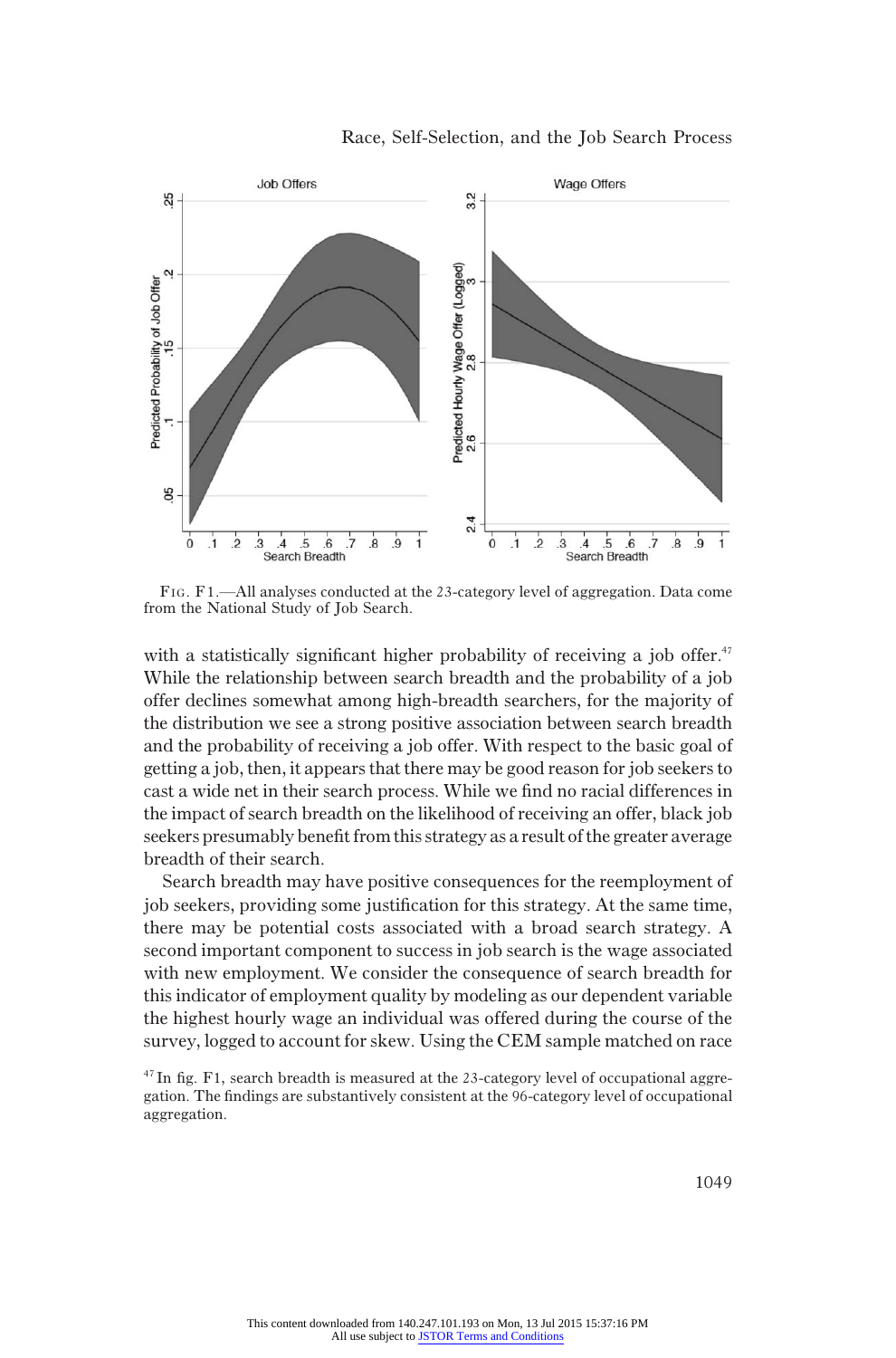FIG. F1.—All analyses conducted at the 23-category level of aggregation. Data come from the National Study of Job Search.

with a statistically significant higher probability of receiving a job offer.[47] While the relationship between search breadth and the probability of a job offer declines somewhat among high-breadth searchers, for the majority of the distribution we see a strong positive association between search breadth and the probability of receiving a job offer. With respect to the basic goal of getting a job, then, it appears that there may be good reason for job seekers to cast a wide net in their search process. While we find no racial differences in the impact of search breadth on the likelihood of receiving an offer, black job seekers presumably benefit from this strategy as a result of the greater average breadth of their search.

Search breadth may have positive consequences for the reemployment of job seekers, providing some justification for this strategy. At the same time, there may be potential costs associated with a broad search strategy. A second important component to success in job search is the wage associated with new employment. We consider the consequence of search breadth for this indicator of employment quality by modeling as our dependent variable the highest hourly wage an individual was offered during the course of the survey, logged to account for skew. Using the CEM sample matched on race

[47] In fig. F1, search breadth is measured at the 23-category level of occupational aggregation. The findings are substantively consistent at the 96-category level of occupational aggregation.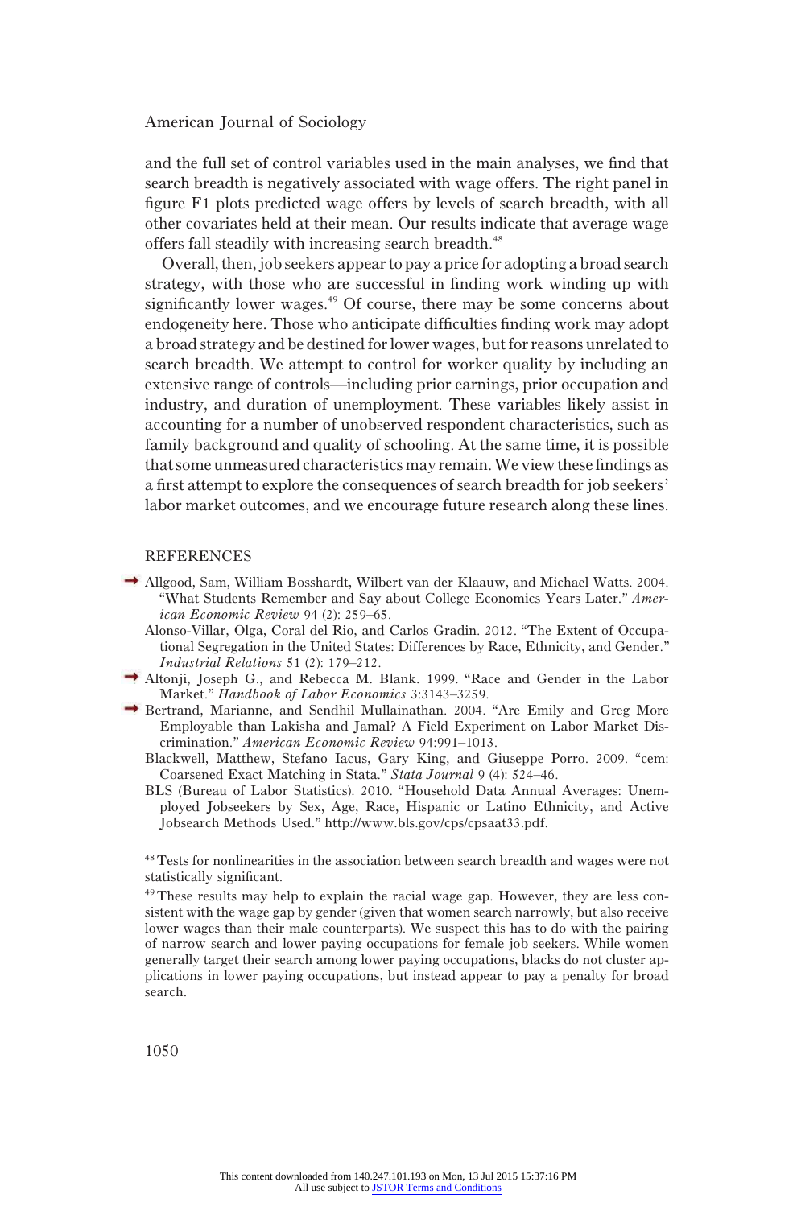and the full set of control variables used in the main analyses, we find that search breadth is negatively associated with wage offers. The right panel in figure F1 plots predicted wage offers by levels of search breadth, with all other covariates held at their mean. Our results indicate that average wage offers fall steadily with increasing search breadth.[48]

Overall, then, job seekers appear to pay a price for adopting a broad search strategy, with those who are successful in finding work winding up with significantly lower wages.[49] Of course, there may be some concerns about endogeneity here. Those who anticipate difficulties finding work may adopt a broad strategy and be destined for lower wages, but for reasons unrelated to search breadth. We attempt to control for worker quality by including an extensive range of controls—including prior earnings, prior occupation and industry, and duration of unemployment. These variables likely assist in accounting for a number of unobserved respondent characteristics, such as family background and quality of schooling. At the same time, it is possible that some unmeasured characteristics may remain. We view these findings as a first attempt to explore the consequences of search breadth for job seekers' labor market outcomes, and we encourage future research along these lines.

## REFERENCES

Allgood, Sam, William Bosshardt, Wilbert van der Klaauw, and Michael Watts. 2004. "What Students Remember and Say about College Economics Years Later." *American Economic Review* 94 (2): 259–65.

Alonso-Villar, Olga, Coral del Rio, and Carlos Gradin. 2012. "The Extent of Occupational Segregation in the United States: Differences by Race, Ethnicity, and Gender." *Industrial Relations* 51 (2): 179–212.

Altonji, Joseph G., and Rebecca M. Blank. 1999. "Race and Gender in the Labor Market." *Handbook of Labor Economics* 3:3143–3259.

Bertrand, Marianne, and Sendhil Mullainathan. 2004. "Are Emily and Greg More Employable than Lakisha and Jamal? A Field Experiment on Labor Market Discrimination." *American Economic Review* 94:991–1013.

Blackwell, Matthew, Stefano Iacus, Gary King, and Giuseppe Porro. 2009. "cem: Coarsened Exact Matching in Stata." *Stata Journal* 9 (4): 524–46.

BLS (Bureau of Labor Statistics). 2010. "Household Data Annual Averages: Unemployed Jobseekers by Sex, Age, Race, Hispanic or Latino Ethnicity, and Active Jobsearch Methods Used." http://www.bls.gov/cps/cpsaat33.pdf.

[48] Tests for nonlinearities in the association between search breadth and wages were not statistically significant.

[49] These results may help to explain the racial wage gap. However, they are less consistent with the wage gap by gender (given that women search narrowly, but also receive lower wages than their male counterparts). We suspect this has to do with the pairing of narrow search and lower paying occupations for female job seekers. While women generally target their search among lower paying occupations, blacks do not cluster applications in lower paying occupations, but instead appear to pay a penalty for broad search.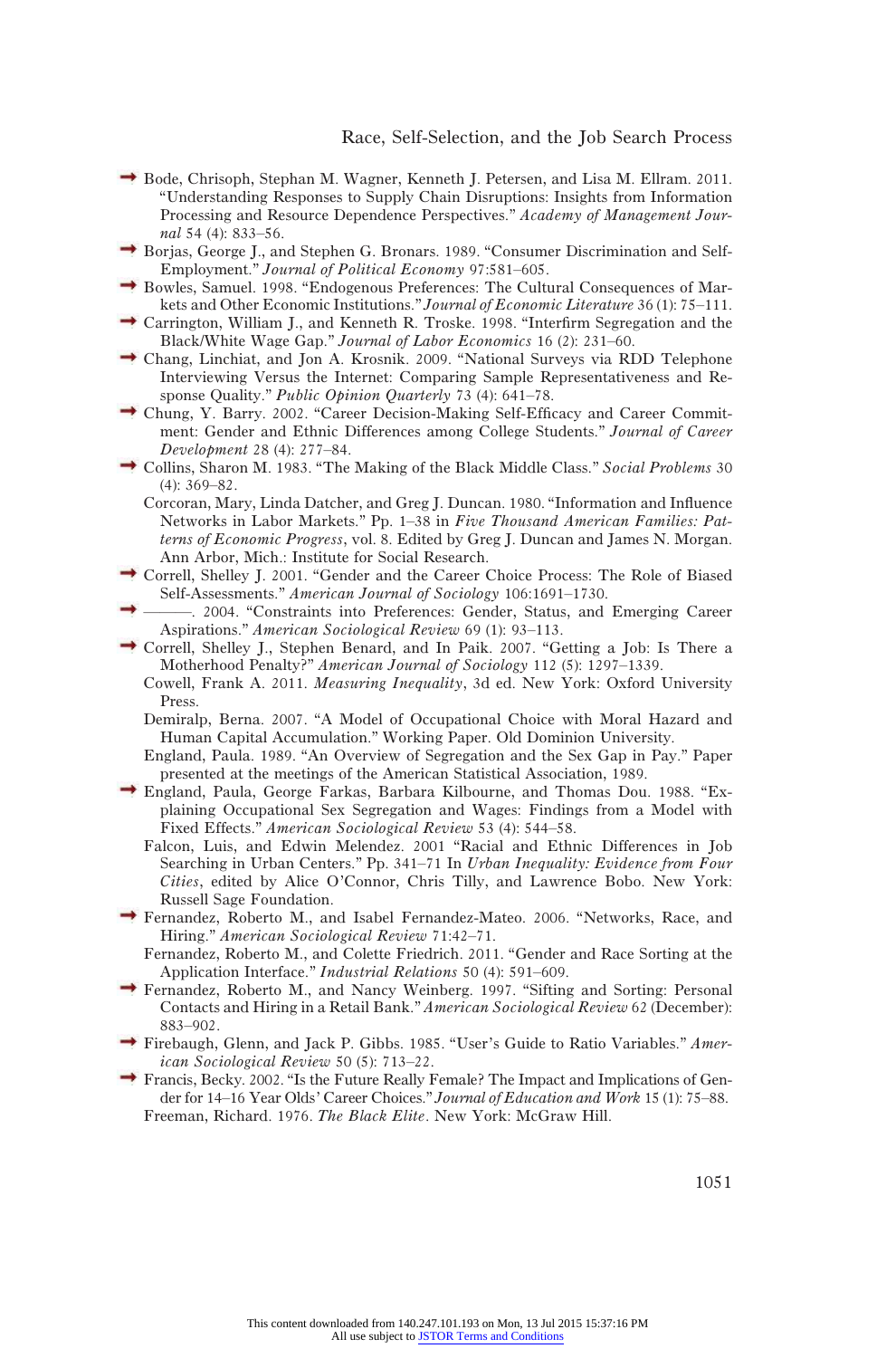Bode, Chrisoph, Stephan M. Wagner, Kenneth J. Petersen, and Lisa M. Ellram. 2011. "Understanding Responses to Supply Chain Disruptions: Insights from Information Processing and Resource Dependence Perspectives." *Academy of Management Journal* 54 (4): 833–56.

Borjas, George J., and Stephen G. Bronars. 1989. "Consumer Discrimination and Self-Employment." *Journal of Political Economy* 97:581–605.

Bowles, Samuel. 1998. "Endogenous Preferences: The Cultural Consequences of Markets and Other Economic Institutions." *Journal of Economic Literature* 36 (1): 75–111.

Carrington, William J., and Kenneth R. Troske. 1998. "Interfirm Segregation and the Black/White Wage Gap." *Journal of Labor Economics* 16 (2): 231–60.

Chang, Linchiat, and Jon A. Krosnik. 2009. "National Surveys via RDD Telephone Interviewing Versus the Internet: Comparing Sample Representativeness and Response Quality." *Public Opinion Quarterly* 73 (4): 641–78.

Chung, Y. Barry. 2002. "Career Decision-Making Self-Efficacy and Career Commitment: Gender and Ethnic Differences among College Students." *Journal of Career Development* 28 (4): 277–84.

Collins, Sharon M. 1983. "The Making of the Black Middle Class." *Social Problems* 30 (4): 369–82.

Corcoran, Mary, Linda Datcher, and Greg J. Duncan. 1980. "Information and Influence Networks in Labor Markets." Pp. 1–38 in *Five Thousand American Families: Patterns of Economic Progress*, vol. 8. Edited by Greg J. Duncan and James N. Morgan. Ann Arbor, Mich.: Institute for Social Research.

Correll, Shelley J. 2001. "Gender and the Career Choice Process: The Role of Biased Self-Assessments." *American Journal of Sociology* 106:1691–1730.

———. 2004. "Constraints into Preferences: Gender, Status, and Emerging Career Aspirations." *American Sociological Review* 69 (1): 93–113.

Correll, Shelley J., Stephen Benard, and In Paik. 2007. "Getting a Job: Is There a Motherhood Penalty?" *American Journal of Sociology* 112 (5): 1297–1339.

Cowell, Frank A. 2011. *Measuring Inequality*, 3d ed. New York: Oxford University Press.

Demiralp, Berna. 2007. "A Model of Occupational Choice with Moral Hazard and Human Capital Accumulation." Working Paper. Old Dominion University.

England, Paula. 1989. "An Overview of Segregation and the Sex Gap in Pay." Paper presented at the meetings of the American Statistical Association, 1989.

England, Paula, George Farkas, Barbara Kilbourne, and Thomas Dou. 1988. "Explaining Occupational Sex Segregation and Wages: Findings from a Model with Fixed Effects." *American Sociological Review* 53 (4): 544–58.

Falcon, Luis, and Edwin Melendez. 2001 "Racial and Ethnic Differences in Job Searching in Urban Centers." Pp. 341–71 In *Urban Inequality: Evidence from Four Cities*, edited by Alice O'Connor, Chris Tilly, and Lawrence Bobo. New York: Russell Sage Foundation.

Fernandez, Roberto M., and Isabel Fernandez-Mateo. 2006. "Networks, Race, and Hiring." *American Sociological Review* 71:42–71.

Fernandez, Roberto M., and Colette Friedrich. 2011. "Gender and Race Sorting at the Application Interface." *Industrial Relations* 50 (4): 591–609.

Fernandez, Roberto M., and Nancy Weinberg. 1997. "Sifting and Sorting: Personal Contacts and Hiring in a Retail Bank." *American Sociological Review* 62 (December): 883–902.

Firebaugh, Glenn, and Jack P. Gibbs. 1985. "User's Guide to Ratio Variables." *American Sociological Review* 50 (5): 713–22.

Francis, Becky. 2002. "Is the Future Really Female? The Impact and Implications of Gender for 14–16 Year Olds' Career Choices." *Journal of Education and Work* 15 (1): 75–88.

Freeman, Richard. 1976. *The Black Elite*. New York: McGraw Hill.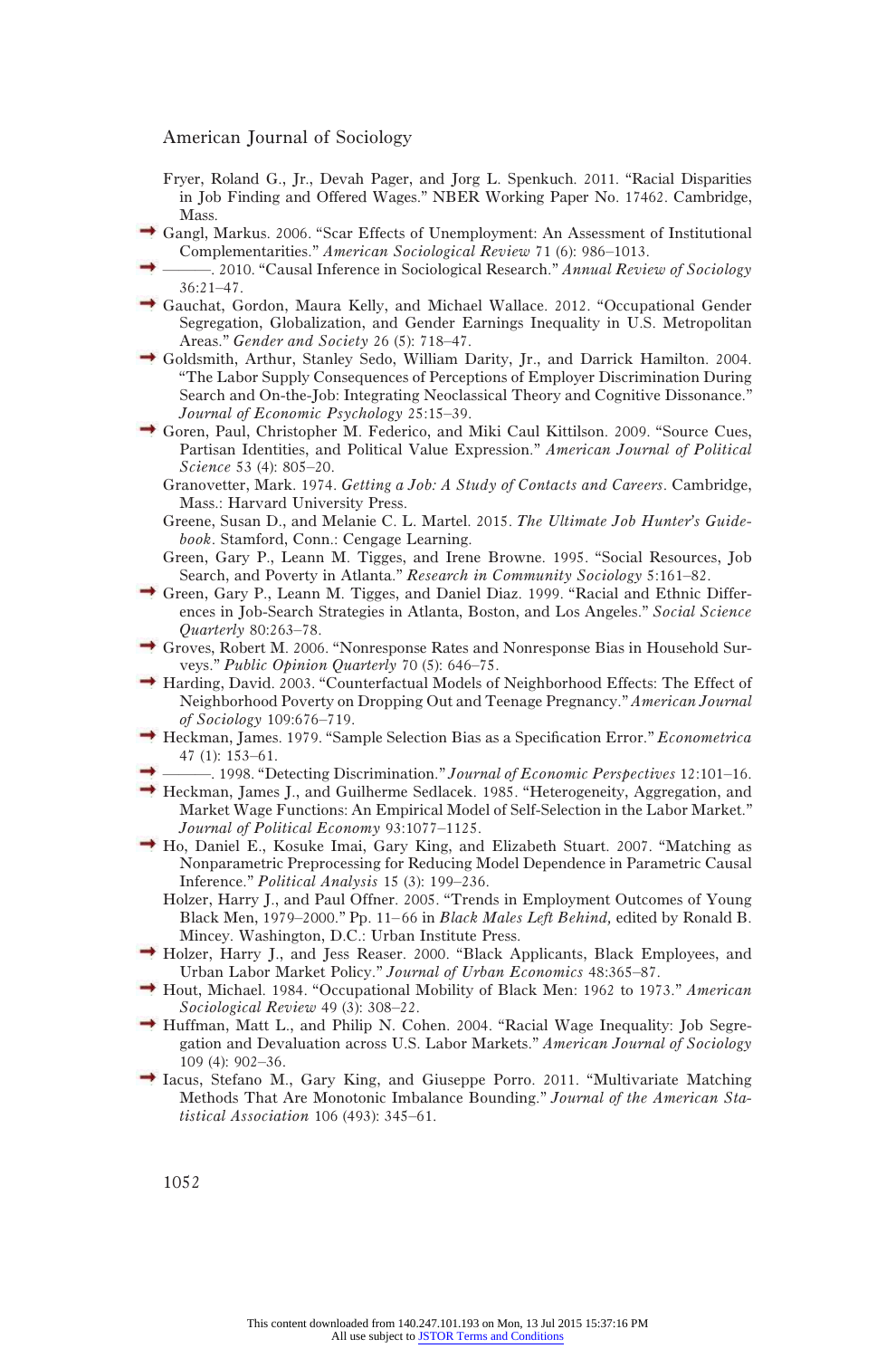Fryer, Roland G., Jr., Devah Pager, and Jorg L. Spenkuch. 2011. "Racial Disparities in Job Finding and Offered Wages." NBER Working Paper No. 17462. Cambridge, Mass.

Gangl, Markus. 2006. "Scar Effects of Unemployment: An Assessment of Institutional Complementarities." *American Sociological Review* 71 (6): 986–1013.

———. 2010. "Causal Inference in Sociological Research." *Annual Review of Sociology* 36:21–47.

Gauchat, Gordon, Maura Kelly, and Michael Wallace. 2012. "Occupational Gender Segregation, Globalization, and Gender Earnings Inequality in U.S. Metropolitan Areas." *Gender and Society* 26 (5): 718–47.

Goldsmith, Arthur, Stanley Sedo, William Darity, Jr., and Darrick Hamilton. 2004. "The Labor Supply Consequences of Perceptions of Employer Discrimination During Search and On-the-Job: Integrating Neoclassical Theory and Cognitive Dissonance." *Journal of Economic Psychology* 25:15–39.

Goren, Paul, Christopher M. Federico, and Miki Caul Kittilson. 2009. "Source Cues, Partisan Identities, and Political Value Expression." *American Journal of Political Science* 53 (4): 805–20.

Granovetter, Mark. 1974. *Getting a Job: A Study of Contacts and Careers*. Cambridge, Mass.: Harvard University Press.

Greene, Susan D., and Melanie C. L. Martel. 2015. *The Ultimate Job Hunter's Guidebook*. Stamford, Conn.: Cengage Learning.

Green, Gary P., Leann M. Tigges, and Irene Browne. 1995. "Social Resources, Job Search, and Poverty in Atlanta." *Research in Community Sociology* 5:161–82.

Green, Gary P., Leann M. Tigges, and Daniel Diaz. 1999. "Racial and Ethnic Differences in Job-Search Strategies in Atlanta, Boston, and Los Angeles." *Social Science Quarterly* 80:263–78.

Groves, Robert M. 2006. "Nonresponse Rates and Nonresponse Bias in Household Surveys." *Public Opinion Quarterly* 70 (5): 646–75.

Harding, David. 2003. "Counterfactual Models of Neighborhood Effects: The Effect of Neighborhood Poverty on Dropping Out and Teenage Pregnancy." *American Journal of Sociology* 109:676–719.

Heckman, James. 1979. "Sample Selection Bias as a Specification Error." *Econometrica* 47 (1): 153–61.

———. 1998. "Detecting Discrimination." *Journal of Economic Perspectives* 12:101–16.

Heckman, James J., and Guilherme Sedlacek. 1985. "Heterogeneity, Aggregation, and Market Wage Functions: An Empirical Model of Self-Selection in the Labor Market." *Journal of Political Economy* 93:1077–1125.

Ho, Daniel E., Kosuke Imai, Gary King, and Elizabeth Stuart. 2007. "Matching as Nonparametric Preprocessing for Reducing Model Dependence in Parametric Causal Inference." *Political Analysis* 15 (3): 199–236.

Holzer, Harry J., and Paul Offner. 2005. "Trends in Employment Outcomes of Young Black Men, 1979–2000." Pp. 11–66 in *Black Males Left Behind,* edited by Ronald B. Mincey. Washington, D.C.: Urban Institute Press.

Holzer, Harry J., and Jess Reaser. 2000. "Black Applicants, Black Employees, and Urban Labor Market Policy." *Journal of Urban Economics* 48:365–87.

Hout, Michael. 1984. "Occupational Mobility of Black Men: 1962 to 1973." *American Sociological Review* 49 (3): 308–22.

Huffman, Matt L., and Philip N. Cohen. 2004. "Racial Wage Inequality: Job Segregation and Devaluation across U.S. Labor Markets." *American Journal of Sociology* 109 (4): 902–36.

Iacus, Stefano M., Gary King, and Giuseppe Porro. 2011. "Multivariate Matching Methods That Are Monotonic Imbalance Bounding." *Journal of the American Statistical Association* 106 (493): 345–61.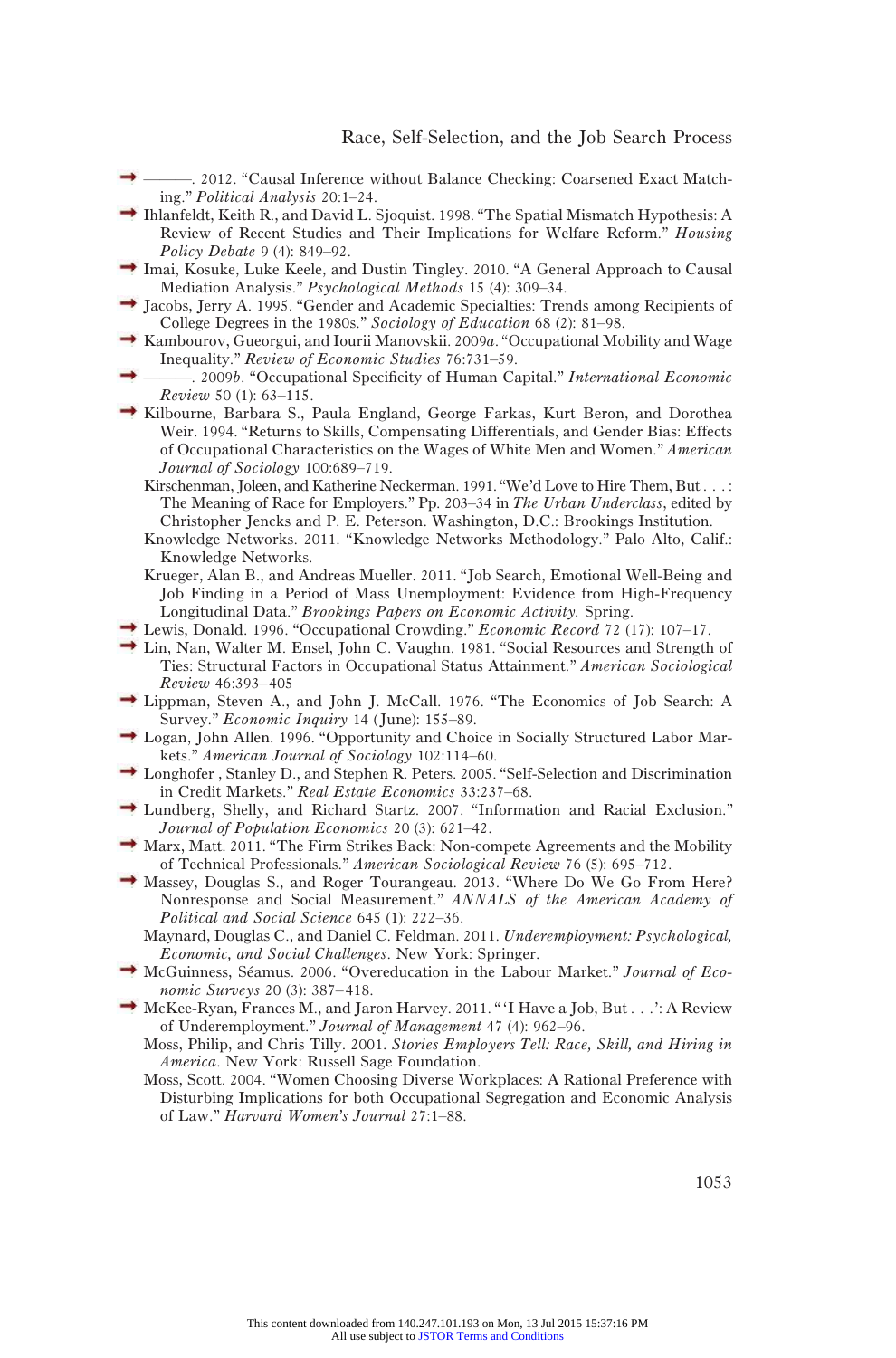———. 2012. "Causal Inference without Balance Checking: Coarsened Exact Matching." *Political Analysis* 20:1–24.

Ihlanfeldt, Keith R., and David L. Sjoquist. 1998. "The Spatial Mismatch Hypothesis: A Review of Recent Studies and Their Implications for Welfare Reform." *Housing Policy Debate* 9 (4): 849–92.

Imai, Kosuke, Luke Keele, and Dustin Tingley. 2010. "A General Approach to Causal Mediation Analysis." *Psychological Methods* 15 (4): 309–34.

Jacobs, Jerry A. 1995. "Gender and Academic Specialties: Trends among Recipients of College Degrees in the 1980s." *Sociology of Education* 68 (2): 81–98.

Kambourov, Gueorgui, and Iourii Manovskii. 2009*a*. "Occupational Mobility and Wage Inequality." *Review of Economic Studies* 76:731–59.

———. 2009*b*. "Occupational Specificity of Human Capital." *International Economic Review* 50 (1): 63–115.

Kilbourne, Barbara S., Paula England, George Farkas, Kurt Beron, and Dorothea Weir. 1994. "Returns to Skills, Compensating Differentials, and Gender Bias: Effects of Occupational Characteristics on the Wages of White Men and Women." *American Journal of Sociology* 100:689–719.

Kirschenman, Joleen, and Katherine Neckerman. 1991. "We'd Love to Hire Them, But . . . : The Meaning of Race for Employers." Pp. 203–34 in *The Urban Underclass*, edited by Christopher Jencks and P. E. Peterson. Washington, D.C.: Brookings Institution.

Knowledge Networks. 2011. "Knowledge Networks Methodology." Palo Alto, Calif.: Knowledge Networks.

Krueger, Alan B., and Andreas Mueller. 2011. "Job Search, Emotional Well-Being and Job Finding in a Period of Mass Unemployment: Evidence from High-Frequency Longitudinal Data." *Brookings Papers on Economic Activity.* Spring.

Lewis, Donald. 1996. "Occupational Crowding." *Economic Record* 72 (17): 107–17.

Lin, Nan, Walter M. Ensel, John C. Vaughn. 1981. "Social Resources and Strength of Ties: Structural Factors in Occupational Status Attainment." *American Sociological Review* 46:393–405

Lippman, Steven A., and John J. McCall. 1976. "The Economics of Job Search: A Survey." *Economic Inquiry* 14 (June): 155–89.

Logan, John Allen. 1996. "Opportunity and Choice in Socially Structured Labor Markets." *American Journal of Sociology* 102:114–60.

Longhofer , Stanley D., and Stephen R. Peters. 2005. "Self-Selection and Discrimination in Credit Markets." *Real Estate Economics* 33:237–68.

Lundberg, Shelly, and Richard Startz. 2007. "Information and Racial Exclusion." *Journal of Population Economics* 20 (3): 621–42.

Marx, Matt. 2011. "The Firm Strikes Back: Non-compete Agreements and the Mobility of Technical Professionals." *American Sociological Review* 76 (5): 695–712.

Massey, Douglas S., and Roger Tourangeau. 2013. "Where Do We Go From Here? Nonresponse and Social Measurement." *ANNALS of the American Academy of Political and Social Science* 645 (1): 222–36.

Maynard, Douglas C., and Daniel C. Feldman. 2011. *Underemployment: Psychological, Economic, and Social Challenges*. New York: Springer.

McGuinness, Séamus. 2006. "Overeducation in the Labour Market." *Journal of Economic Surveys* 20 (3): 387–418.

McKee-Ryan, Frances M., and Jaron Harvey. 2011. " 'I Have a Job, But . . .': A Review of Underemployment." *Journal of Management* 47 (4): 962–96.

Moss, Philip, and Chris Tilly. 2001. *Stories Employers Tell: Race, Skill, and Hiring in America*. New York: Russell Sage Foundation.

Moss, Scott. 2004. "Women Choosing Diverse Workplaces: A Rational Preference with Disturbing Implications for both Occupational Segregation and Economic Analysis of Law." *Harvard Women's Journal* 27:1–88.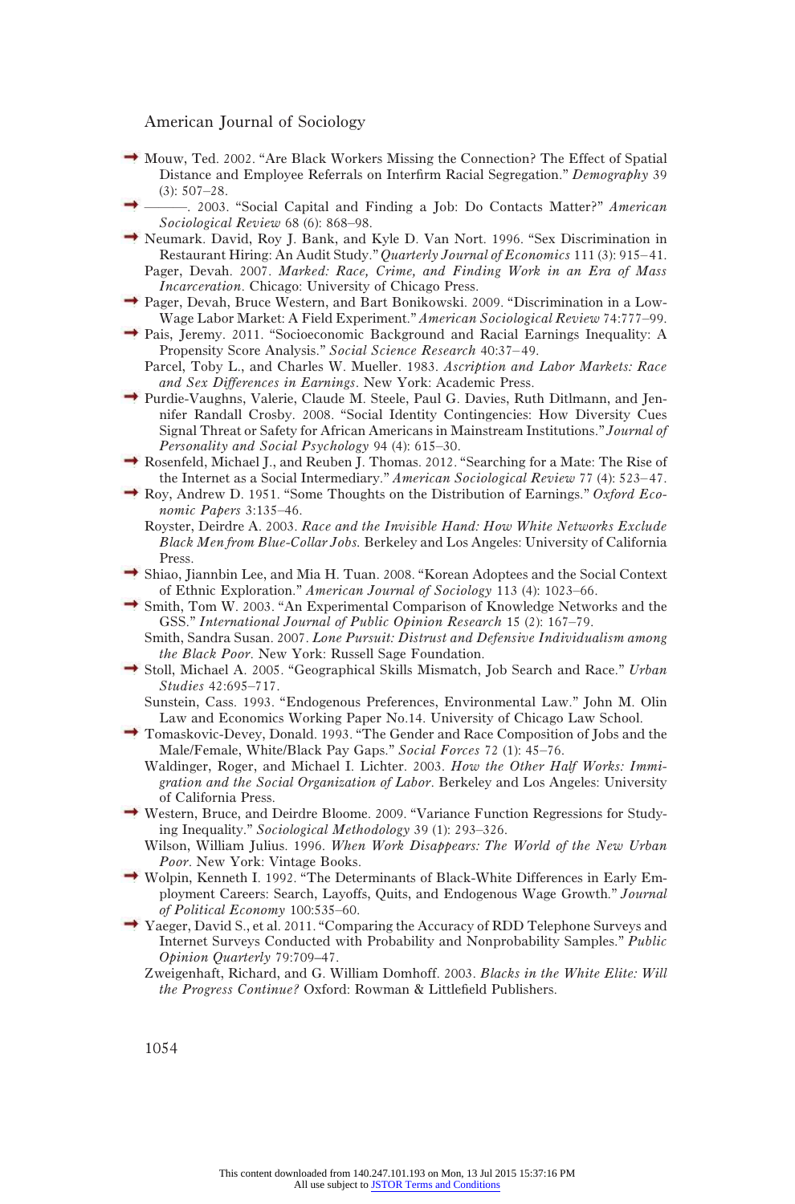Mouw, Ted. 2002. "Are Black Workers Missing the Connection? The Effect of Spatial Distance and Employee Referrals on Interfirm Racial Segregation." *Demography* 39 (3): 507–28.

———. 2003. "Social Capital and Finding a Job: Do Contacts Matter?" *American Sociological Review* 68 (6): 868–98.

Neumark. David, Roy J. Bank, and Kyle D. Van Nort. 1996. "Sex Discrimination in Restaurant Hiring: An Audit Study." *Quarterly Journal of Economics* 111 (3): 915–41.

Pager, Devah. 2007. *Marked: Race, Crime, and Finding Work in an Era of Mass Incarceration*. Chicago: University of Chicago Press.

Pager, Devah, Bruce Western, and Bart Bonikowski. 2009. "Discrimination in a Low-Wage Labor Market: A Field Experiment." *American Sociological Review* 74:777–99.

Pais, Jeremy. 2011. "Socioeconomic Background and Racial Earnings Inequality: A Propensity Score Analysis." *Social Science Research* 40:37–49.

Parcel, Toby L., and Charles W. Mueller. 1983. *Ascription and Labor Markets: Race and Sex Differences in Earnings*. New York: Academic Press.

Purdie-Vaughns, Valerie, Claude M. Steele, Paul G. Davies, Ruth Ditlmann, and Jennifer Randall Crosby. 2008. "Social Identity Contingencies: How Diversity Cues Signal Threat or Safety for African Americans in Mainstream Institutions." *Journal of Personality and Social Psychology* 94 (4): 615–30.

Rosenfeld, Michael J., and Reuben J. Thomas. 2012. "Searching for a Mate: The Rise of the Internet as a Social Intermediary." *American Sociological Review* 77 (4): 523–47.

Roy, Andrew D. 1951. "Some Thoughts on the Distribution of Earnings." *Oxford Economic Papers* 3:135–46.

Royster, Deirdre A. 2003. *Race and the Invisible Hand: How White Networks Exclude Black Men from Blue-Collar Jobs.* Berkeley and Los Angeles: University of California Press.

Shiao, Jiannbin Lee, and Mia H. Tuan. 2008. "Korean Adoptees and the Social Context of Ethnic Exploration." *American Journal of Sociology* 113 (4): 1023–66.

Smith, Tom W. 2003. "An Experimental Comparison of Knowledge Networks and the GSS." *International Journal of Public Opinion Research* 15 (2): 167–79.

Smith, Sandra Susan. 2007. *Lone Pursuit: Distrust and Defensive Individualism among the Black Poor.* New York: Russell Sage Foundation.

Stoll, Michael A. 2005. "Geographical Skills Mismatch, Job Search and Race." *Urban Studies* 42:695–717.

Sunstein, Cass. 1993. "Endogenous Preferences, Environmental Law." John M. Olin Law and Economics Working Paper No.14. University of Chicago Law School.

Tomaskovic-Devey, Donald. 1993. "The Gender and Race Composition of Jobs and the Male/Female, White/Black Pay Gaps." *Social Forces* 72 (1): 45–76.

Waldinger, Roger, and Michael I. Lichter. 2003. *How the Other Half Works: Immigration and the Social Organization of Labor*. Berkeley and Los Angeles: University of California Press.

Western, Bruce, and Deirdre Bloome. 2009. "Variance Function Regressions for Studying Inequality." *Sociological Methodology* 39 (1): 293–326.

Wilson, William Julius. 1996. *When Work Disappears: The World of the New Urban Poor*. New York: Vintage Books.

Wolpin, Kenneth I. 1992. "The Determinants of Black-White Differences in Early Employment Careers: Search, Layoffs, Quits, and Endogenous Wage Growth." *Journal of Political Economy* 100:535–60.

Yaeger, David S., et al. 2011. "Comparing the Accuracy of RDD Telephone Surveys and Internet Surveys Conducted with Probability and Nonprobability Samples." *Public Opinion Quarterly* 79:709–47.

Zweigenhaft, Richard, and G. William Domhoff. 2003. *Blacks in the White Elite: Will the Progress Continue?* Oxford: Rowman & Littlefield Publishers.